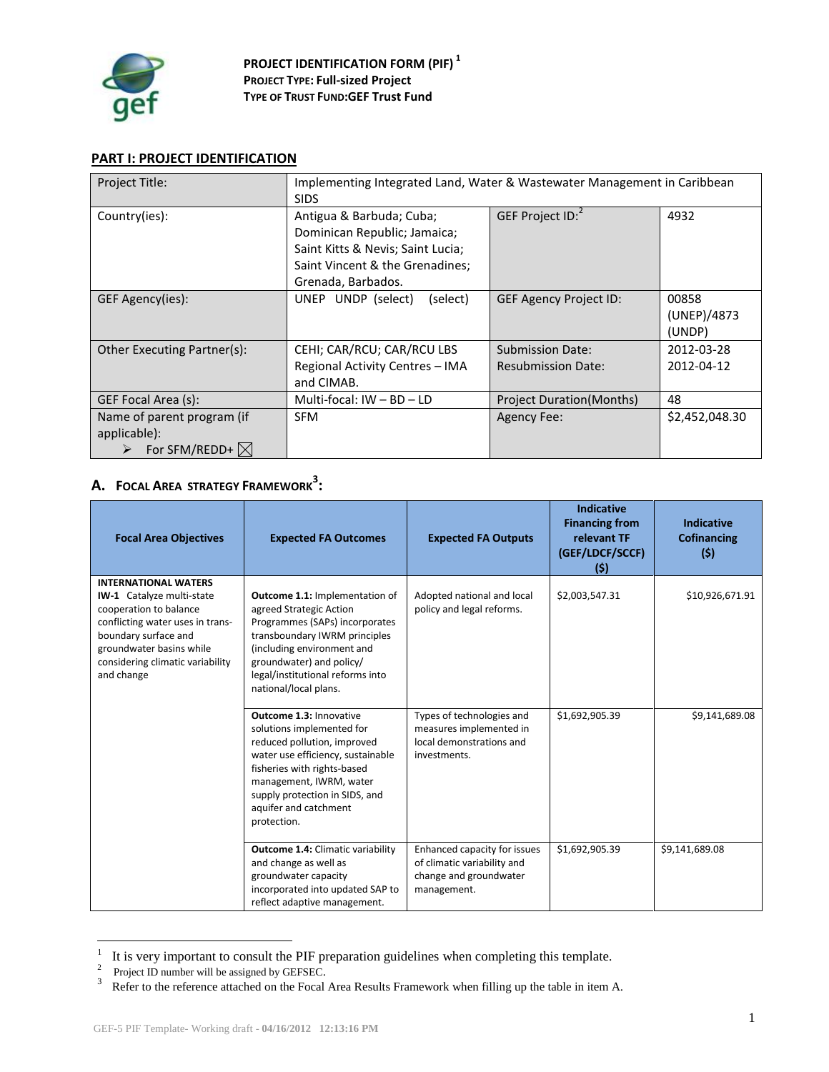**PROJECT IDENTIFICATION FORM (PIF)** [1]
**PROJECT TYPE: Full-sized Project**
**TYPE OF TRUST FUND: GEF Trust Fund**

## PART I: PROJECT IDENTIFICATION

| Project Title: | Implementing Integrated Land, Water & Wastewater Management in Caribbean SIDS | | |
|---|---|---|---|
| Country(ies): | Antigua & Barbuda; Cuba; Dominican Republic; Jamaica; Saint Kitts & Nevis; Saint Lucia; Saint Vincent & the Grenadines; Grenada, Barbados. | GEF Project ID:[2] | 4932 |
| GEF Agency(ies): | UNEP UNDP (select) (select) | GEF Agency Project ID: | 00858 (UNEP)/4873 (UNDP) |
| Other Executing Partner(s): | CEHI; CAR/RCU; CAR/RCU LBS Regional Activity Centres – IMA and CIMAB. | Submission Date: Resubmission Date: | 2012-03-28 2012-04-12 |
| GEF Focal Area (s): | Multi-focal: IW – BD – LD | Project Duration(Months) | 48 |
| Name of parent program (if applicable): ➢ For SFM/REDD+ ☒ | SFM | Agency Fee: | $2,452,048.30 |

## A. FOCAL AREA STRATEGY FRAMEWORK[3]:

| Focal Area Objectives | Expected FA Outcomes | Expected FA Outputs | Indicative Financing from relevant TF (GEF/LDCF/SCCF) ($) | Indicative Cofinancing ($) |
|---|---|---|---|---|
| **INTERNATIONAL WATERS** **IW-1** Catalyze multi-state cooperation to balance conflicting water uses in trans-boundary surface and groundwater basins while considering climatic variability and change | **Outcome 1.1:** Implementation of agreed Strategic Action Programmes (SAPs) incorporates transboundary IWRM principles (including environment and groundwater) and policy/ legal/institutional reforms into national/local plans. | Adopted national and local policy and legal reforms. | $2,003,547.31 | $10,926,671.91 |
| | **Outcome 1.3:** Innovative solutions implemented for reduced pollution, improved water use efficiency, sustainable fisheries with rights-based management, IWRM, water supply protection in SIDS, and aquifer and catchment protection. | Types of technologies and measures implemented in local demonstrations and investments. | $1,692,905.39 | $9,141,689.08 |
| | **Outcome 1.4:** Climatic variability and change as well as groundwater capacity incorporated into updated SAP to reflect adaptive management. | Enhanced capacity for issues of climatic variability and change and groundwater management. | $1,692,905.39 | $9,141,689.08 |

---

[1] It is very important to consult the PIF preparation guidelines when completing this template.

[2] Project ID number will be assigned by GEFSEC.

[3] Refer to the reference attached on the Focal Area Results Framework when filling up the table in item A.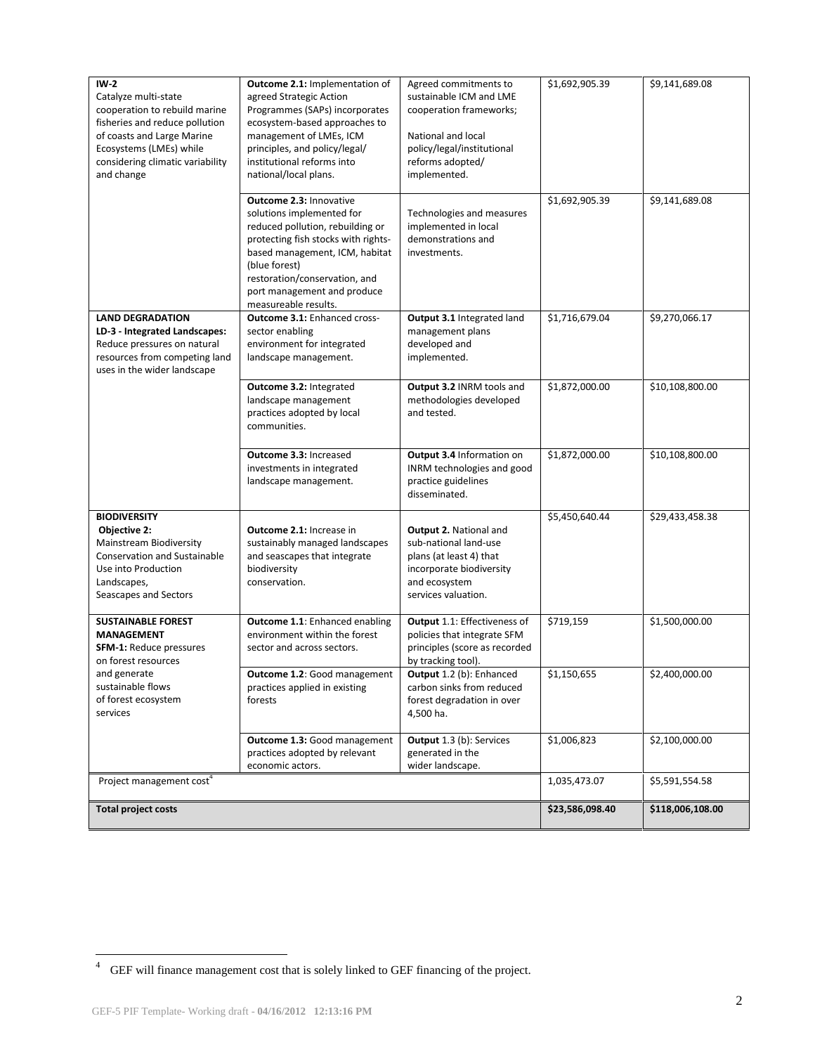| **IW-2** Catalyze multi-state cooperation to rebuild marine fisheries and reduce pollution of coasts and Large Marine Ecosystems (LMEs) while considering climatic variability and change | **Outcome 2.1:** Implementation of agreed Strategic Action Programmes (SAPs) incorporates ecosystem-based approaches to management of LMEs, ICM principles, and policy/legal/ institutional reforms into national/local plans. | Agreed commitments to sustainable ICM and LME cooperation frameworks; National and local policy/legal/institutional reforms adopted/ implemented. | $1,692,905.39 | $9,141,689.08 |
|---|---|---|---|---|
| | **Outcome 2.3:** Innovative solutions implemented for reduced pollution, rebuilding or protecting fish stocks with rights-based management, ICM, habitat (blue forest) restoration/conservation, and port management and produce measureable results. | Technologies and measures implemented in local demonstrations and investments. | $1,692,905.39 | $9,141,689.08 |
| **LAND DEGRADATION** **LD-3 - Integrated Landscapes:** Reduce pressures on natural resources from competing land uses in the wider landscape | **Outcome 3.1:** Enhanced cross-sector enabling environment for integrated landscape management. | **Output 3.1** Integrated land management plans developed and implemented. | $1,716,679.04 | $9,270,066.17 |
| | **Outcome 3.2:** Integrated landscape management practices adopted by local communities. | **Output 3.2** INRM tools and methodologies developed and tested. | $1,872,000.00 | $10,108,800.00 |
| | **Outcome 3.3:** Increased investments in integrated landscape management. | **Output 3.4** Information on INRM technologies and good practice guidelines disseminated. | $1,872,000.00 | $10,108,800.00 |
| **BIODIVERSITY** **Objective 2:** Mainstream Biodiversity Conservation and Sustainable Use into Production Landscapes, Seascapes and Sectors | **Outcome 2.1:** Increase in sustainably managed landscapes and seascapes that integrate biodiversity conservation. | **Output 2.** National and sub-national land-use plans (at least 4) that incorporate biodiversity and ecosystem services valuation. | $5,450,640.44 | $29,433,458.38 |
| **SUSTAINABLE FOREST MANAGEMENT** **SFM-1:** Reduce pressures on forest resources and generate sustainable flows of forest ecosystem services | **Outcome 1.1**: Enhanced enabling environment within the forest sector and across sectors. | **Output** 1.1: Effectiveness of policies that integrate SFM principles (score as recorded by tracking tool). | $719,159 | $1,500,000.00 |
| | **Outcome 1.2**: Good management practices applied in existing forests | **Output** 1.2 (b): Enhanced carbon sinks from reduced forest degradation in over 4,500 ha. | $1,150,655 | $2,400,000.00 |
| | **Outcome 1.3:** Good management practices adopted by relevant economic actors. | **Output** 1.3 (b): Services generated in the wider landscape. | $1,006,823 | $2,100,000.00 |
| Project management cost[4] | | | 1,035,473.07 | $5,591,554.58 |
| **Total project costs** | | | **$23,586,098.40** | **$118,006,108.00** |

[4] GEF will finance management cost that is solely linked to GEF financing of the project.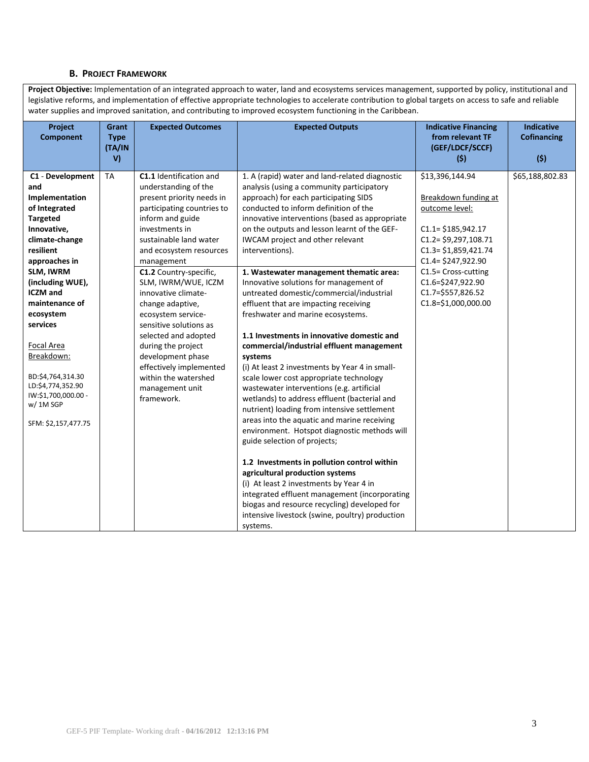### B. Project Framework

**Project Objective:** Implementation of an integrated approach to water, land and ecosystems services management, supported by policy, institutional and legislative reforms, and implementation of effective appropriate technologies to accelerate contribution to global targets on access to safe and reliable water supplies and improved sanitation, and contributing to improved ecosystem functioning in the Caribbean.

| Project Component | Grant Type (TA/INV) | Expected Outcomes | Expected Outputs | Indicative Financing from relevant TF (GEF/LDCF/SCCF) ($) | Indicative Cofinancing ($) |
|---|---|---|---|---|---|
| **C1 - Development and Implementation of Integrated Targeted Innovative, climate-change resilient approaches in SLM, IWRM (including WUE), ICZM and maintenance of ecosystem services**<br><br>Focal Area Breakdown:<br><br>BD:$4,764,314.30<br>LD:$4,774,352.90<br>IW:$1,700,000.00 - w/ 1M SGP<br><br>SFM: $2,157,477.75 | TA | **C1.1** Identification and understanding of the present priority needs in participating countries to inform and guide investments in sustainable land water and ecosystem resources management | 1. A (rapid) water and land-related diagnostic analysis (using a community participatory approach) for each participating SIDS conducted to inform definition of the innovative interventions (based as appropriate on the outputs and lesson learnt of the GEF-IWCAM project and other relevant interventions). | $13,396,144.94<br><br>Breakdown funding at outcome level:<br><br>C1.1= $185,942.17<br>C1.2= $9,297,108.71<br>C1.3= $1,859,421.74<br>C1.4= $247,922.90<br>C1.5= Cross-cutting<br>C1.6=$247,922.90<br>C1.7=$557,826.52<br>C1.8=$1,000,000.00 | $65,188,802.83 |
| | | **C1.2** Country-specific, SLM, IWRM/WUE, ICZM innovative climate-change adaptive, ecosystem service-sensitive solutions as selected and adopted during the project development phase effectively implemented within the watershed management unit framework. | **1. Wastewater management thematic area:** Innovative solutions for management of untreated domestic/commercial/industrial effluent that are impacting receiving freshwater and marine ecosystems.<br><br>**1.1 Investments in innovative domestic and commercial/industrial effluent management systems**<br>(i) At least 2 investments by Year 4 in small-scale lower cost appropriate technology wastewater interventions (e.g. artificial wetlands) to address effluent (bacterial and nutrient) loading from intensive settlement areas into the aquatic and marine receiving environment. Hotspot diagnostic methods will guide selection of projects;<br><br>**1.2 Investments in pollution control within agricultural production systems**<br>(i) At least 2 investments by Year 4 in integrated effluent management (incorporating biogas and resource recycling) developed for intensive livestock (swine, poultry) production systems. | | |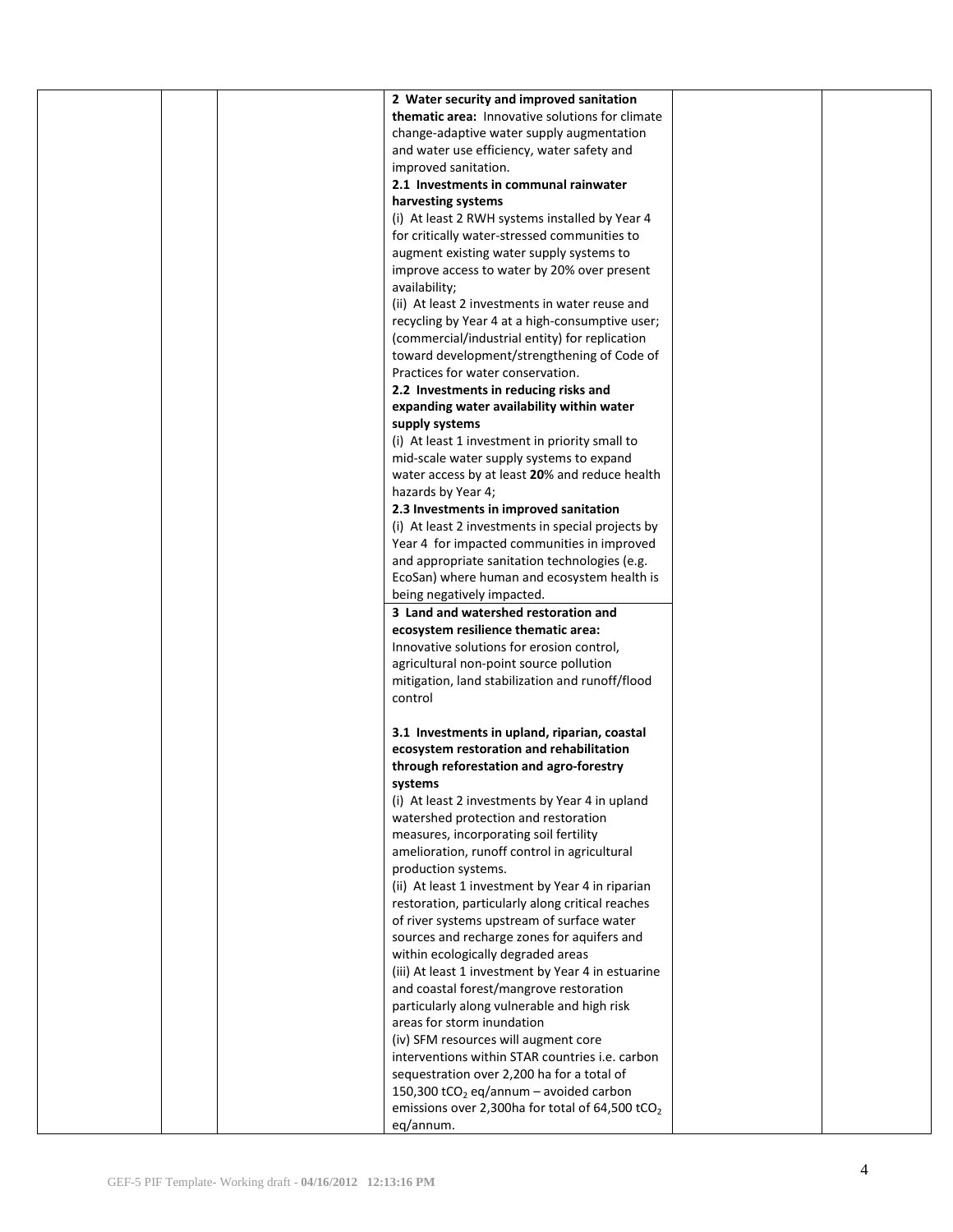| | | | | | |
|---|---|---|---|---|---|
| | | | **2 Water security and improved sanitation thematic area:** Innovative solutions for climate change-adaptive water supply augmentation and water use efficiency, water safety and improved sanitation.<br>**2.1 Investments in communal rainwater harvesting systems**<br>(i) At least 2 RWH systems installed by Year 4 for critically water-stressed communities to augment existing water supply systems to improve access to water by 20% over present availability;<br>(ii) At least 2 investments in water reuse and recycling by Year 4 at a high-consumptive user; (commercial/industrial entity) for replication toward development/strengthening of Code of Practices for water conservation.<br>**2.2 Investments in reducing risks and expanding water availability within water supply systems**<br>(i) At least 1 investment in priority small to mid-scale water supply systems to expand water access by at least **20**% and reduce health hazards by Year 4;<br>**2.3 Investments in improved sanitation**<br>(i) At least 2 investments in special projects by Year 4 for impacted communities in improved and appropriate sanitation technologies (e.g. EcoSan) where human and ecosystem health is being negatively impacted. | | |
| | | | **3 Land and watershed restoration and ecosystem resilience thematic area:** Innovative solutions for erosion control, agricultural non-point source pollution mitigation, land stabilization and runoff/flood control<br><br>**3.1 Investments in upland, riparian, coastal ecosystem restoration and rehabilitation through reforestation and agro-forestry systems**<br>(i) At least 2 investments by Year 4 in upland watershed protection and restoration measures, incorporating soil fertility amelioration, runoff control in agricultural production systems.<br>(ii) At least 1 investment by Year 4 in riparian restoration, particularly along critical reaches of river systems upstream of surface water sources and recharge zones for aquifers and within ecologically degraded areas<br>(iii) At least 1 investment by Year 4 in estuarine and coastal forest/mangrove restoration particularly along vulnerable and high risk areas for storm inundation<br>(iv) SFM resources will augment core interventions within STAR countries i.e. carbon sequestration over 2,200 ha for a total of 150,300 $tCO_2$ eq/annum – avoided carbon emissions over 2,300ha for total of 64,500 $tCO_2$ eq/annum. | | |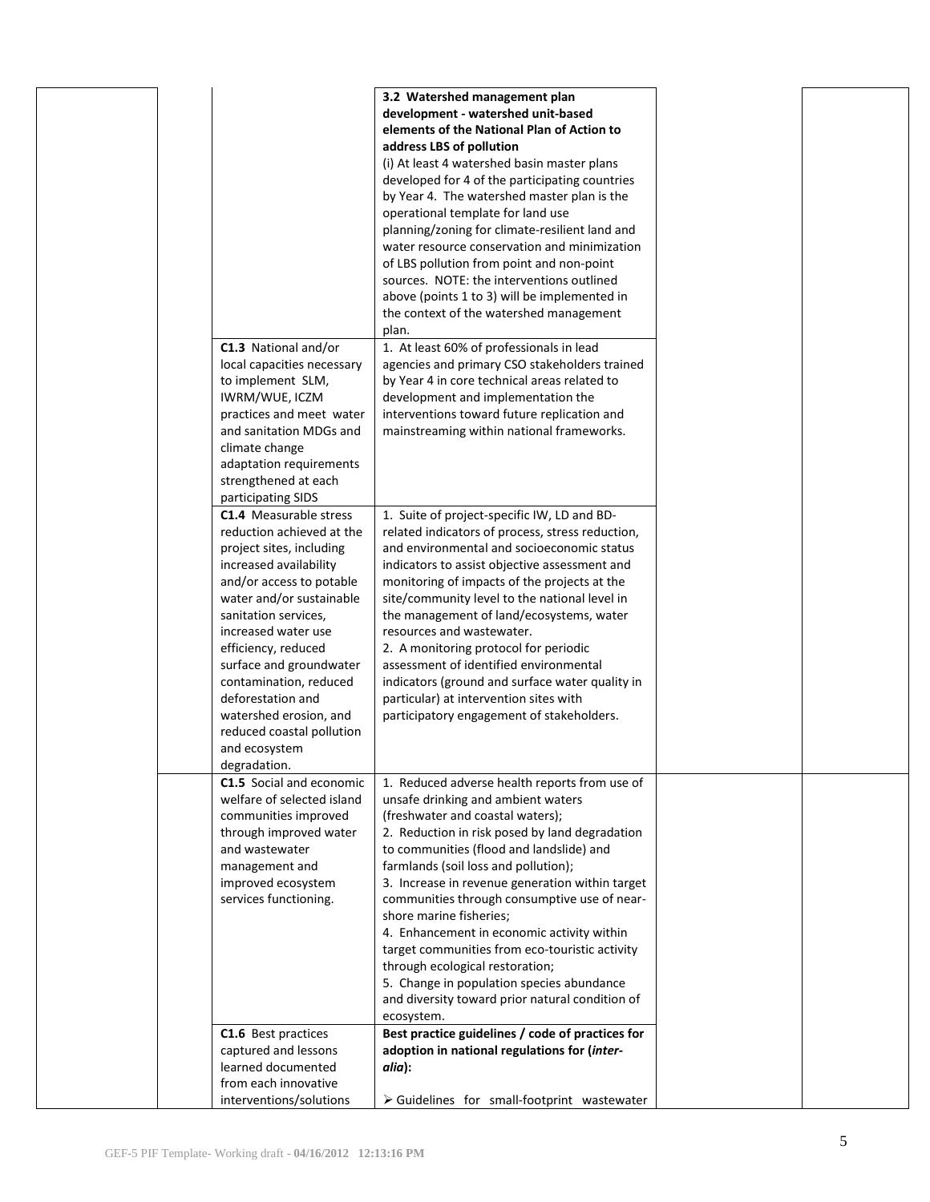| | | | | | |
|---|---|---|---|---|---|
| | | | **3.2 Watershed management plan development - watershed unit-based elements of the National Plan of Action to address LBS of pollution**<br>(i) At least 4 watershed basin master plans developed for 4 of the participating countries by Year 4. The watershed master plan is the operational template for land use planning/zoning for climate-resilient land and water resource conservation and minimization of LBS pollution from point and non-point sources. NOTE: the interventions outlined above (points 1 to 3) will be implemented in the context of the watershed management plan. | | |
| | | **C1.3** National and/or local capacities necessary to implement SLM, IWRM/WUE, ICZM practices and meet water and sanitation MDGs and climate change adaptation requirements strengthened at each participating SIDS | 1. At least 60% of professionals in lead agencies and primary CSO stakeholders trained by Year 4 in core technical areas related to development and implementation the interventions toward future replication and mainstreaming within national frameworks. | | |
| | | **C1.4** Measurable stress reduction achieved at the project sites, including increased availability and/or access to potable water and/or sustainable sanitation services, increased water use efficiency, reduced surface and groundwater contamination, reduced deforestation and watershed erosion, and reduced coastal pollution and ecosystem degradation. | 1. Suite of project-specific IW, LD and BD-related indicators of process, stress reduction, and environmental and socioeconomic status indicators to assist objective assessment and monitoring of impacts of the projects at the site/community level to the national level in the management of land/ecosystems, water resources and wastewater.<br>2. A monitoring protocol for periodic assessment of identified environmental indicators (ground and surface water quality in particular) at intervention sites with participatory engagement of stakeholders. | | |
| | | **C1.5** Social and economic welfare of selected island communities improved through improved water and wastewater management and improved ecosystem services functioning. | 1. Reduced adverse health reports from use of unsafe drinking and ambient waters (freshwater and coastal waters);<br>2. Reduction in risk posed by land degradation to communities (flood and landslide) and farmlands (soil loss and pollution);<br>3. Increase in revenue generation within target communities through consumptive use of near-shore marine fisheries;<br>4. Enhancement in economic activity within target communities from eco-touristic activity through ecological restoration;<br>5. Change in population species abundance and diversity toward prior natural condition of ecosystem. | | |
| | | **C1.6** Best practices captured and lessons learned documented from each innovative interventions/solutions | **Best practice guidelines / code of practices for adoption in national regulations for (*inter-alia*):**<br><br>➢ Guidelines for small-footprint wastewater | | |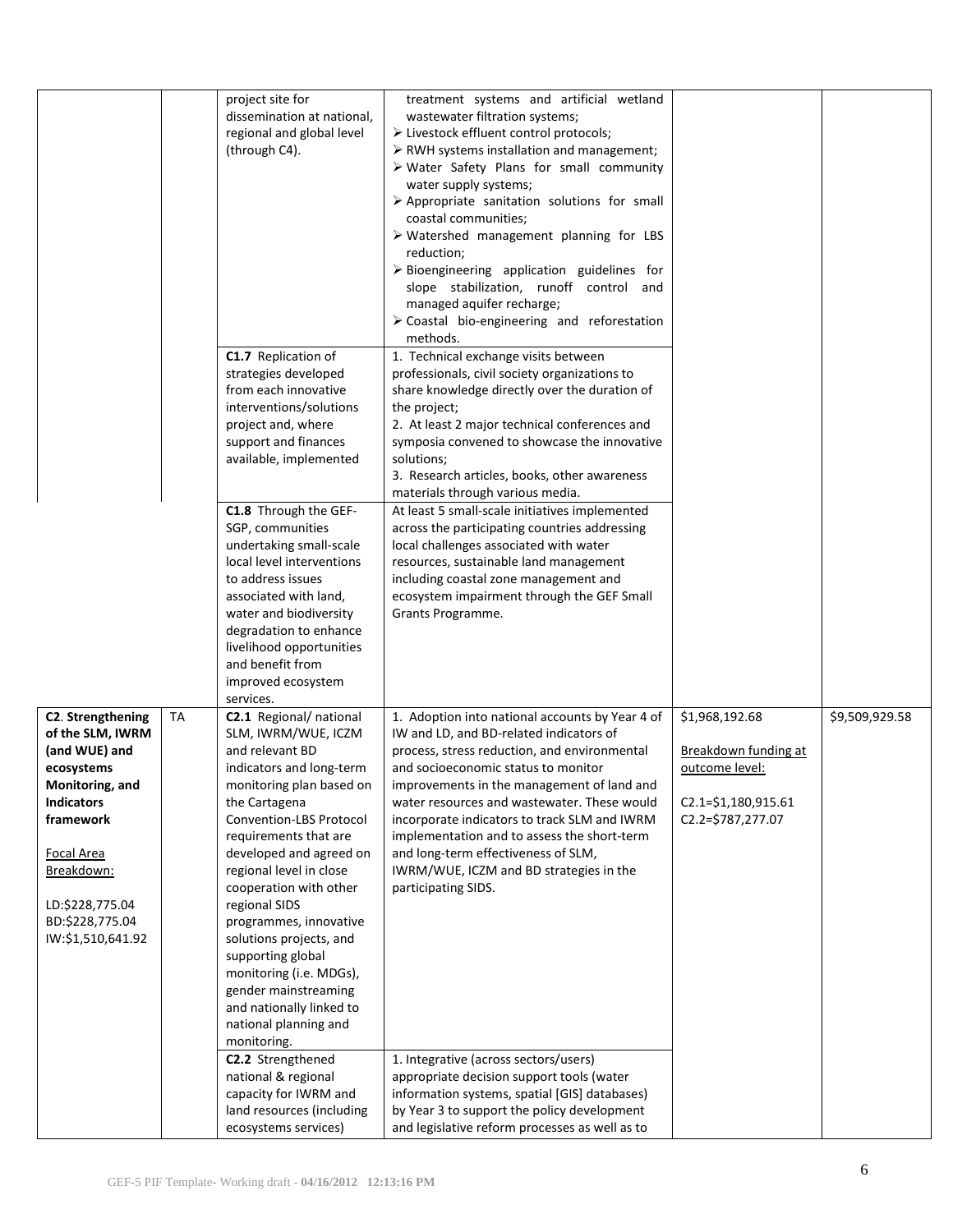| | | | | | |
|---|---|---|---|---|---|
| | | project site for dissemination at national, regional and global level (through C4). | treatment systems and artificial wetland wastewater filtration systems;<br>➢ Livestock effluent control protocols;<br>➢ RWH systems installation and management;<br>➢ Water Safety Plans for small community water supply systems;<br>➢ Appropriate sanitation solutions for small coastal communities;<br>➢ Watershed management planning for LBS reduction;<br>➢ Bioengineering application guidelines for slope stabilization, runoff control and managed aquifer recharge;<br>➢ Coastal bio-engineering and reforestation methods. | | |
| | | **C1.7** Replication of strategies developed from each innovative interventions/solutions project and, where support and finances available, implemented | 1. Technical exchange visits between professionals, civil society organizations to share knowledge directly over the duration of the project;<br>2. At least 2 major technical conferences and symposia convened to showcase the innovative solutions;<br>3. Research articles, books, other awareness materials through various media. | | |
| | | **C1.8** Through the GEF-SGP, communities undertaking small-scale local level interventions to address issues associated with land, water and biodiversity degradation to enhance livelihood opportunities and benefit from improved ecosystem services. | At least 5 small-scale initiatives implemented across the participating countries addressing local challenges associated with water resources, sustainable land management including coastal zone management and ecosystem impairment through the GEF Small Grants Programme. | | |
| **C2. Strengthening of the SLM, IWRM (and WUE) and ecosystems Monitoring, and Indicators framework**<br><br>Focal Area Breakdown:<br><br>LD:$228,775.04<br>BD:$228,775.04<br>IW:$1,510,641.92 | TA | **C2.1** Regional/ national SLM, IWRM/WUE, ICZM and relevant BD indicators and long-term monitoring plan based on the Cartagena Convention-LBS Protocol requirements that are developed and agreed on regional level in close cooperation with other regional SIDS programmes, innovative solutions projects, and supporting global monitoring (i.e. MDGs), gender mainstreaming and nationally linked to national planning and monitoring. | 1. Adoption into national accounts by Year 4 of IW and LD, and BD-related indicators of process, stress reduction, and environmental and socioeconomic status to monitor improvements in the management of land and water resources and wastewater. These would incorporate indicators to track SLM and IWRM implementation and to assess the short-term and long-term effectiveness of SLM, IWRM/WUE, ICZM and BD strategies in the participating SIDS. | $1,968,192.68<br><br>Breakdown funding at outcome level:<br><br>C2.1=$1,180,915.61<br>C2.2=$787,277.07 | $9,509,929.58 |
| | | **C2.2** Strengthened national & regional capacity for IWRM and land resources (including ecosystems services) | 1. Integrative (across sectors/users) appropriate decision support tools (water information systems, spatial [GIS] databases) by Year 3 to support the policy development and legislative reform processes as well as to | | |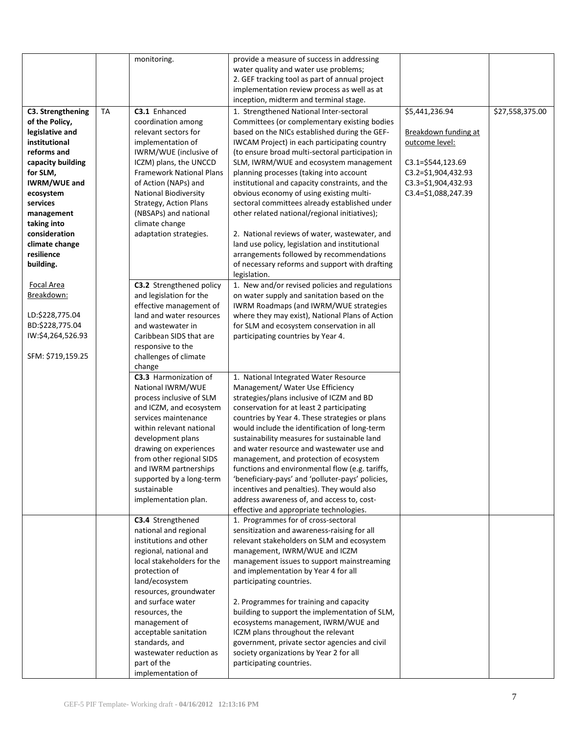| | | | | | |
|---|---|---|---|---|---|
| | | monitoring. | provide a measure of success in addressing water quality and water use problems;<br>2. GEF tracking tool as part of annual project implementation review process as well as at inception, midterm and terminal stage. | | |
| **C3. Strengthening of the Policy, legislative and institutional reforms and capacity building for SLM, IWRM/WUE and ecosystem services management taking into consideration climate change resilience building.**<br><br>Focal Area Breakdown:<br><br>LD:$228,775.04<br>BD:$228,775.04<br>IW:$4,264,526.93<br><br>SFM: $719,159.25 | TA | **C3.1** Enhanced coordination among relevant sectors for implementation of IWRM/WUE (inclusive of ICZM) plans, the UNCCD Framework National Plans of Action (NAPs) and National Biodiversity Strategy, Action Plans (NBSAPs) and national climate change adaptation strategies. | 1. Strengthened National Inter-sectoral Committees (or complementary existing bodies based on the NICs established during the GEF-IWCAM Project) in each participating country (to ensure broad multi-sectoral participation in SLM, IWRM/WUE and ecosystem management planning processes (taking into account institutional and capacity constraints, and the obvious economy of using existing multi-sectoral committees already established under other related national/regional initiatives);<br><br>2. National reviews of water, wastewater, and land use policy, legislation and institutional arrangements followed by recommendations of necessary reforms and support with drafting legislation. | $5,441,236.94<br><br>Breakdown funding at outcome level:<br><br>C3.1=$544,123.69<br>C3.2=$1,904,432.93<br>C3.3=$1,904,432.93<br>C3.4=$1,088,247.39 | $27,558,375.00 |
| | | **C3.2** Strengthened policy and legislation for the effective management of land and water resources and wastewater in Caribbean SIDS that are responsive to the challenges of climate change | 1. New and/or revised policies and regulations on water supply and sanitation based on the IWRM Roadmaps (and IWRM/WUE strategies where they may exist), National Plans of Action for SLM and ecosystem conservation in all participating countries by Year 4. | | |
| | | **C3.3** Harmonization of National IWRM/WUE process inclusive of SLM and ICZM, and ecosystem services maintenance within relevant national development plans drawing on experiences from other regional SIDS and IWRM partnerships supported by a long-term sustainable implementation plan. | 1. National Integrated Water Resource Management/ Water Use Efficiency strategies/plans inclusive of ICZM and BD conservation for at least 2 participating countries by Year 4. These strategies or plans would include the identification of long-term sustainability measures for sustainable land and water resource and wastewater use and management, and protection of ecosystem functions and environmental flow (e.g. tariffs, 'beneficiary-pays' and 'polluter-pays' policies, incentives and penalties). They would also address awareness of, and access to, cost-effective and appropriate technologies. | | |
| | | **C3.4** Strengthened national and regional institutions and other regional, national and local stakeholders for the protection of land/ecosystem resources, groundwater and surface water resources, the management of acceptable sanitation standards, and wastewater reduction as part of the implementation of | 1. Programmes for of cross-sectoral sensitization and awareness-raising for all relevant stakeholders on SLM and ecosystem management, IWRM/WUE and ICZM management issues to support mainstreaming and implementation by Year 4 for all participating countries.<br><br>2. Programmes for training and capacity building to support the implementation of SLM, ecosystems management, IWRM/WUE and ICZM plans throughout the relevant government, private sector agencies and civil society organizations by Year 2 for all participating countries. | | |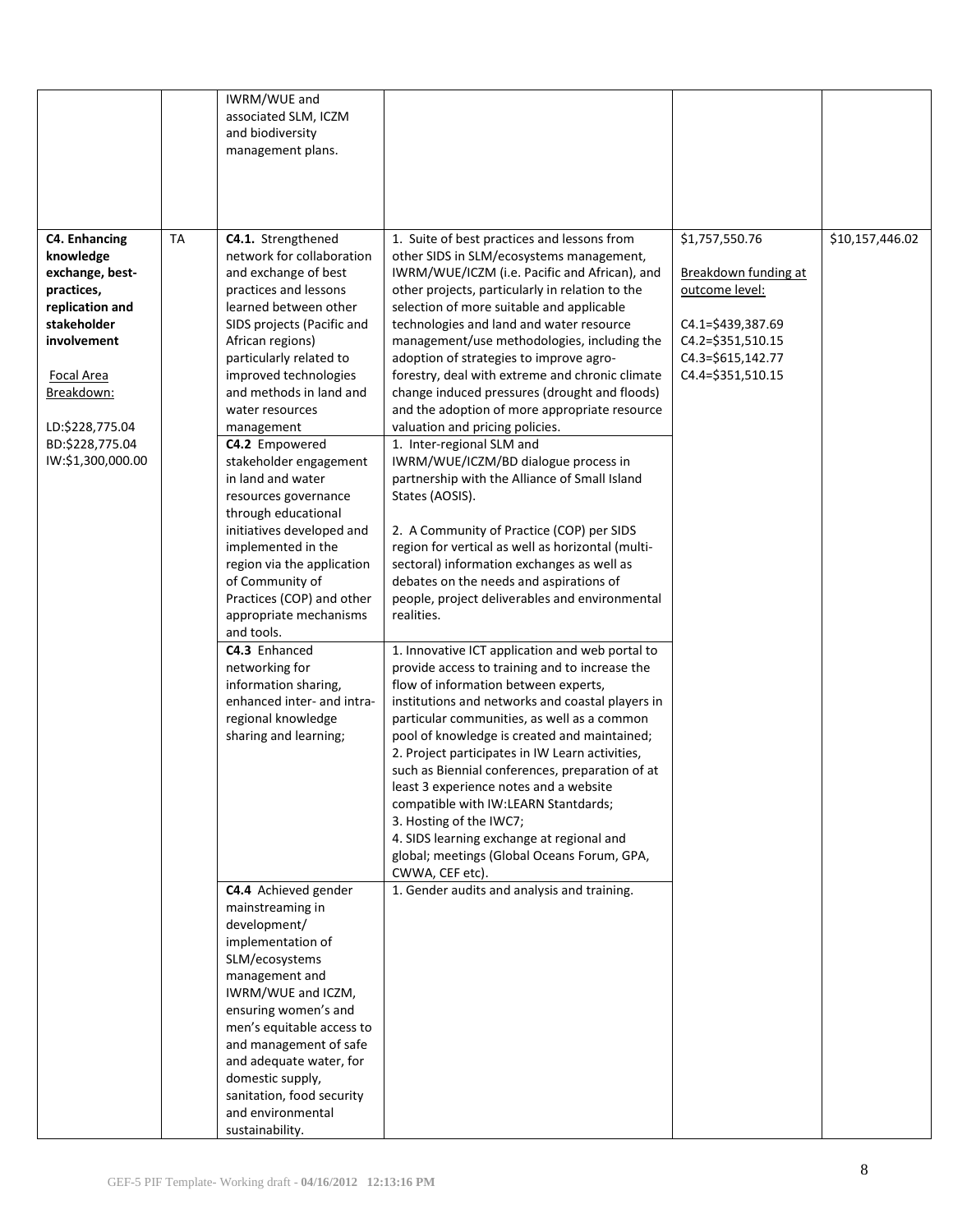| | | | | | |
|---|---|---|---|---|---|
| | | IWRM/WUE and associated SLM, ICZM and biodiversity management plans. | | | |
| **C4. Enhancing knowledge exchange, best-practices, replication and stakeholder involvement**<br><br>Focal Area Breakdown:<br><br>LD:$228,775.04<br>BD:$228,775.04<br>IW:$1,300,000.00 | TA | **C4.1.** Strengthened network for collaboration and exchange of best practices and lessons learned between other SIDS projects (Pacific and African regions) particularly related to improved technologies and methods in land and water resources management | 1. Suite of best practices and lessons from other SIDS in SLM/ecosystems management, IWRM/WUE/ICZM (i.e. Pacific and African), and other projects, particularly in relation to the selection of more suitable and applicable technologies and land and water resource management/use methodologies, including the adoption of strategies to improve agro-forestry, deal with extreme and chronic climate change induced pressures (drought and floods) and the adoption of more appropriate resource valuation and pricing policies. | $1,757,550.76<br><br>Breakdown funding at outcome level:<br><br>C4.1=$439,387.69<br>C4.2=$351,510.15<br>C4.3=$615,142.77<br>C4.4=$351,510.15 | $10,157,446.02 |
| | | **C4.2** Empowered stakeholder engagement in land and water resources governance through educational initiatives developed and implemented in the region via the application of Community of Practices (COP) and other appropriate mechanisms and tools. | 1. Inter-regional SLM and IWRM/WUE/ICZM/BD dialogue process in partnership with the Alliance of Small Island States (AOSIS).<br><br>2. A Community of Practice (COP) per SIDS region for vertical as well as horizontal (multi-sectoral) information exchanges as well as debates on the needs and aspirations of people, project deliverables and environmental realities. | | |
| | | **C4.3** Enhanced networking for information sharing, enhanced inter- and intra-regional knowledge sharing and learning; | 1. Innovative ICT application and web portal to provide access to training and to increase the flow of information between experts, institutions and networks and coastal players in particular communities, as well as a common pool of knowledge is created and maintained;<br>2. Project participates in IW Learn activities, such as Biennial conferences, preparation of at least 3 experience notes and a website compatible with IW:LEARN Stantdards;<br>3. Hosting of the IWC7;<br>4. SIDS learning exchange at regional and global; meetings (Global Oceans Forum, GPA, CWWA, CEF etc). | | |
| | | **C4.4** Achieved gender mainstreaming in development/ implementation of SLM/ecosystems management and IWRM/WUE and ICZM, ensuring women's and men's equitable access to and management of safe and adequate water, for domestic supply, sanitation, food security and environmental sustainability. | 1. Gender audits and analysis and training. | | |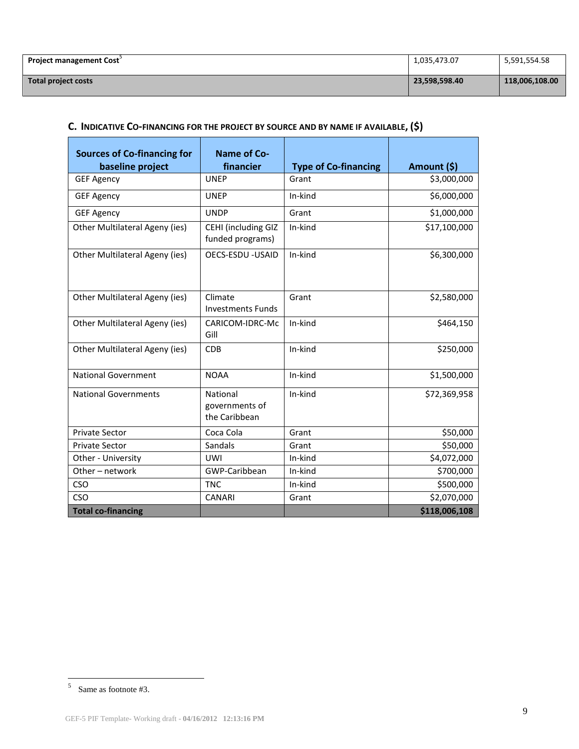| Project management Cost[5] | 1,035,473.07 | 5,591,554.58 |
|---|---|---|
| **Total project costs** | **23,598,598.40** | **118,006,108.00** |

### C. Indicative Co-financing for the project by source and by name if available, ($)

| Sources of Co-financing for baseline project | Name of Co-financier | Type of Co-financing | Amount ($) |
|---|---|---|---|
| GEF Agency | UNEP | Grant | $3,000,000 |
| GEF Agency | UNEP | In-kind | $6,000,000 |
| GEF Agency | UNDP | Grant | $1,000,000 |
| Other Multilateral Ageny (ies) | CEHI (including GIZ funded programs) | In-kind | $17,100,000 |
| Other Multilateral Ageny (ies) | OECS-ESDU -USAID | In-kind | $6,300,000 |
| Other Multilateral Ageny (ies) | Climate Investments Funds | Grant | $2,580,000 |
| Other Multilateral Ageny (ies) | CARICOM-IDRC-McGill | In-kind | $464,150 |
| Other Multilateral Ageny (ies) | CDB | In-kind | $250,000 |
| National Government | NOAA | In-kind | $1,500,000 |
| National Governments | National governments of the Caribbean | In-kind | $72,369,958 |
| Private Sector | Coca Cola | Grant | $50,000 |
| Private Sector | Sandals | Grant | $50,000 |
| Other - University | UWI | In-kind | $4,072,000 |
| Other – network | GWP-Caribbean | In-kind | $700,000 |
| CSO | TNC | In-kind | $500,000 |
| CSO | CANARI | Grant | $2,070,000 |
| **Total co-financing** | | | **$118,006,108** |

[5] Same as footnote #3.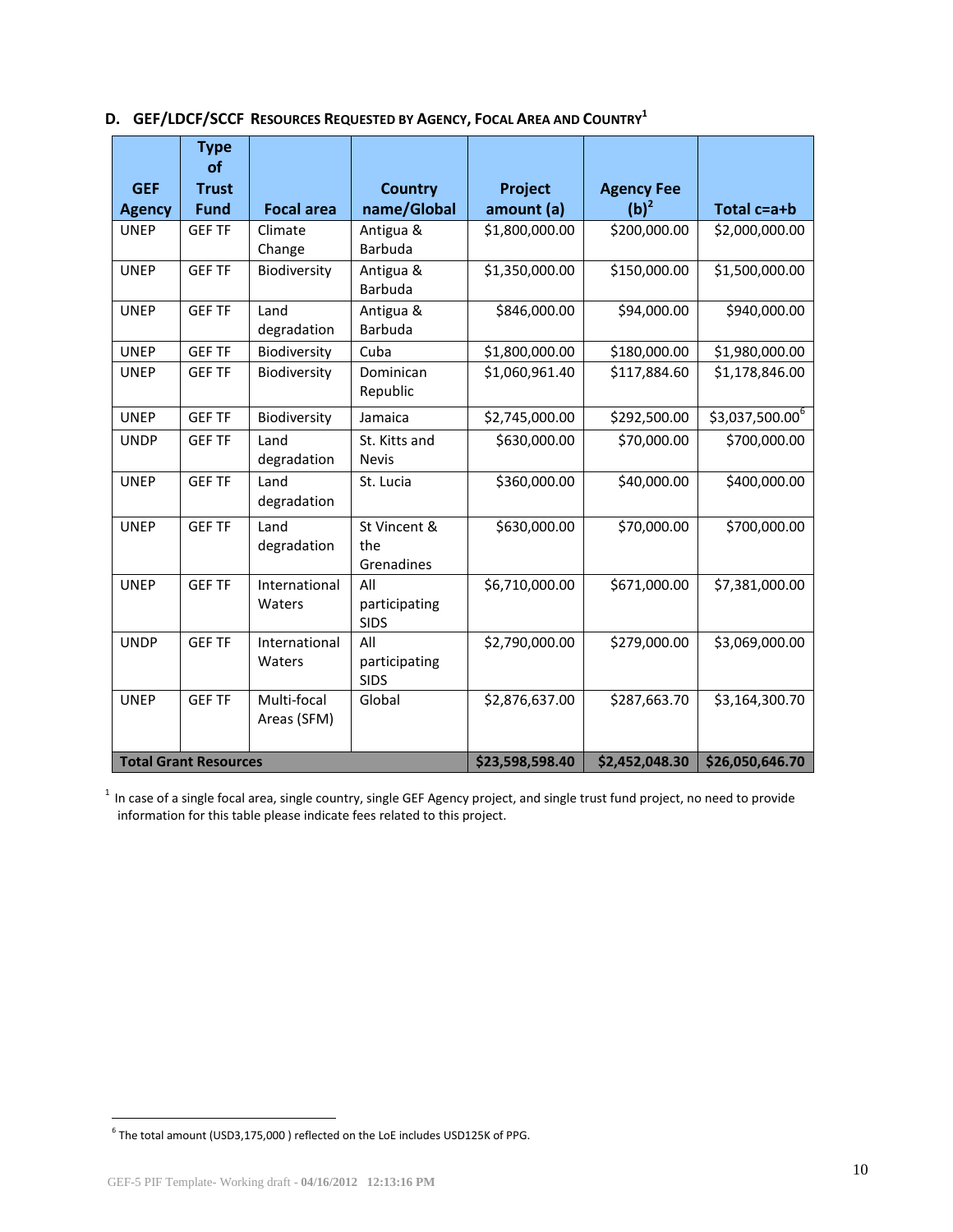## D. GEF/LDCF/SCCF Resources Requested by Agency, Focal Area and Country[1]

| GEF Agency | Type of Trust Fund | Focal area | Country name/Global | Project amount (a) | Agency Fee (b)[2] | Total c=a+b |
|---|---|---|---|---|---|---|
| UNEP | GEF TF | Climate Change | Antigua & Barbuda | $1,800,000.00 | $200,000.00 | $2,000,000.00 |
| UNEP | GEF TF | Biodiversity | Antigua & Barbuda | $1,350,000.00 | $150,000.00 | $1,500,000.00 |
| UNEP | GEF TF | Land degradation | Antigua & Barbuda | $846,000.00 | $94,000.00 | $940,000.00 |
| UNEP | GEF TF | Biodiversity | Cuba | $1,800,000.00 | $180,000.00 | $1,980,000.00 |
| UNEP | GEF TF | Biodiversity | Dominican Republic | $1,060,961.40 | $117,884.60 | $1,178,846.00 |
| UNEP | GEF TF | Biodiversity | Jamaica | $2,745,000.00 | $292,500.00 | $3,037,500.00[6] |
| UNDP | GEF TF | Land degradation | St. Kitts and Nevis | $630,000.00 | $70,000.00 | $700,000.00 |
| UNEP | GEF TF | Land degradation | St. Lucia | $360,000.00 | $40,000.00 | $400,000.00 |
| UNEP | GEF TF | Land degradation | St Vincent & the Grenadines | $630,000.00 | $70,000.00 | $700,000.00 |
| UNEP | GEF TF | International Waters | All participating SIDS | $6,710,000.00 | $671,000.00 | $7,381,000.00 |
| UNDP | GEF TF | International Waters | All participating SIDS | $2,790,000.00 | $279,000.00 | $3,069,000.00 |
| UNEP | GEF TF | Multi-focal Areas (SFM) | Global | $2,876,637.00 | $287,663.70 | $3,164,300.70 |
| **Total Grant Resources** | | | | **$23,598,598.40** | **$2,452,048.30** | **$26,050,646.70** |

[1] In case of a single focal area, single country, single GEF Agency project, and single trust fund project, no need to provide information for this table please indicate fees related to this project.

[6] The total amount (USD3,175,000 ) reflected on the LoE includes USD125K of PPG.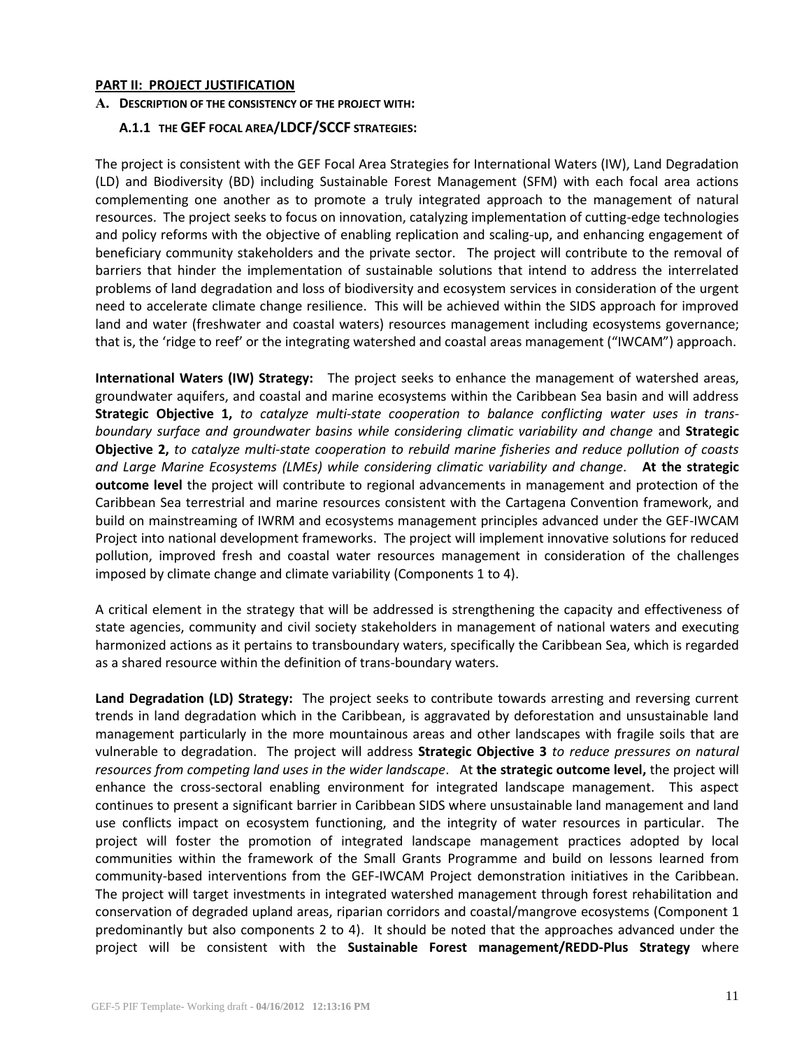## PART II: PROJECT JUSTIFICATION

### A. DESCRIPTION OF THE CONSISTENCY OF THE PROJECT WITH:

#### A.1.1 THE GEF FOCAL AREA/LDCF/SCCF STRATEGIES:

The project is consistent with the GEF Focal Area Strategies for International Waters (IW), Land Degradation (LD) and Biodiversity (BD) including Sustainable Forest Management (SFM) with each focal area actions complementing one another as to promote a truly integrated approach to the management of natural resources. The project seeks to focus on innovation, catalyzing implementation of cutting-edge technologies and policy reforms with the objective of enabling replication and scaling-up, and enhancing engagement of beneficiary community stakeholders and the private sector. The project will contribute to the removal of barriers that hinder the implementation of sustainable solutions that intend to address the interrelated problems of land degradation and loss of biodiversity and ecosystem services in consideration of the urgent need to accelerate climate change resilience. This will be achieved within the SIDS approach for improved land and water (freshwater and coastal waters) resources management including ecosystems governance; that is, the 'ridge to reef' or the integrating watershed and coastal areas management ("IWCAM") approach.

**International Waters (IW) Strategy:** The project seeks to enhance the management of watershed areas, groundwater aquifers, and coastal and marine ecosystems within the Caribbean Sea basin and will address **Strategic Objective 1,** *to catalyze multi-state cooperation to balance conflicting water uses in trans-boundary surface and groundwater basins while considering climatic variability and change* and **Strategic Objective 2,** *to catalyze multi-state cooperation to rebuild marine fisheries and reduce pollution of coasts and Large Marine Ecosystems (LMEs) while considering climatic variability and change*. **At the strategic outcome level** the project will contribute to regional advancements in management and protection of the Caribbean Sea terrestrial and marine resources consistent with the Cartagena Convention framework, and build on mainstreaming of IWRM and ecosystems management principles advanced under the GEF-IWCAM Project into national development frameworks. The project will implement innovative solutions for reduced pollution, improved fresh and coastal water resources management in consideration of the challenges imposed by climate change and climate variability (Components 1 to 4).

A critical element in the strategy that will be addressed is strengthening the capacity and effectiveness of state agencies, community and civil society stakeholders in management of national waters and executing harmonized actions as it pertains to transboundary waters, specifically the Caribbean Sea, which is regarded as a shared resource within the definition of trans-boundary waters.

**Land Degradation (LD) Strategy:** The project seeks to contribute towards arresting and reversing current trends in land degradation which in the Caribbean, is aggravated by deforestation and unsustainable land management particularly in the more mountainous areas and other landscapes with fragile soils that are vulnerable to degradation. The project will address **Strategic Objective 3** *to reduce pressures on natural resources from competing land uses in the wider landscape*. At **the strategic outcome level,** the project will enhance the cross-sectoral enabling environment for integrated landscape management. This aspect continues to present a significant barrier in Caribbean SIDS where unsustainable land management and land use conflicts impact on ecosystem functioning, and the integrity of water resources in particular. The project will foster the promotion of integrated landscape management practices adopted by local communities within the framework of the Small Grants Programme and build on lessons learned from community-based interventions from the GEF-IWCAM Project demonstration initiatives in the Caribbean. The project will target investments in integrated watershed management through forest rehabilitation and conservation of degraded upland areas, riparian corridors and coastal/mangrove ecosystems (Component 1 predominantly but also components 2 to 4). It should be noted that the approaches advanced under the project will be consistent with the **Sustainable Forest management/REDD-Plus Strategy** where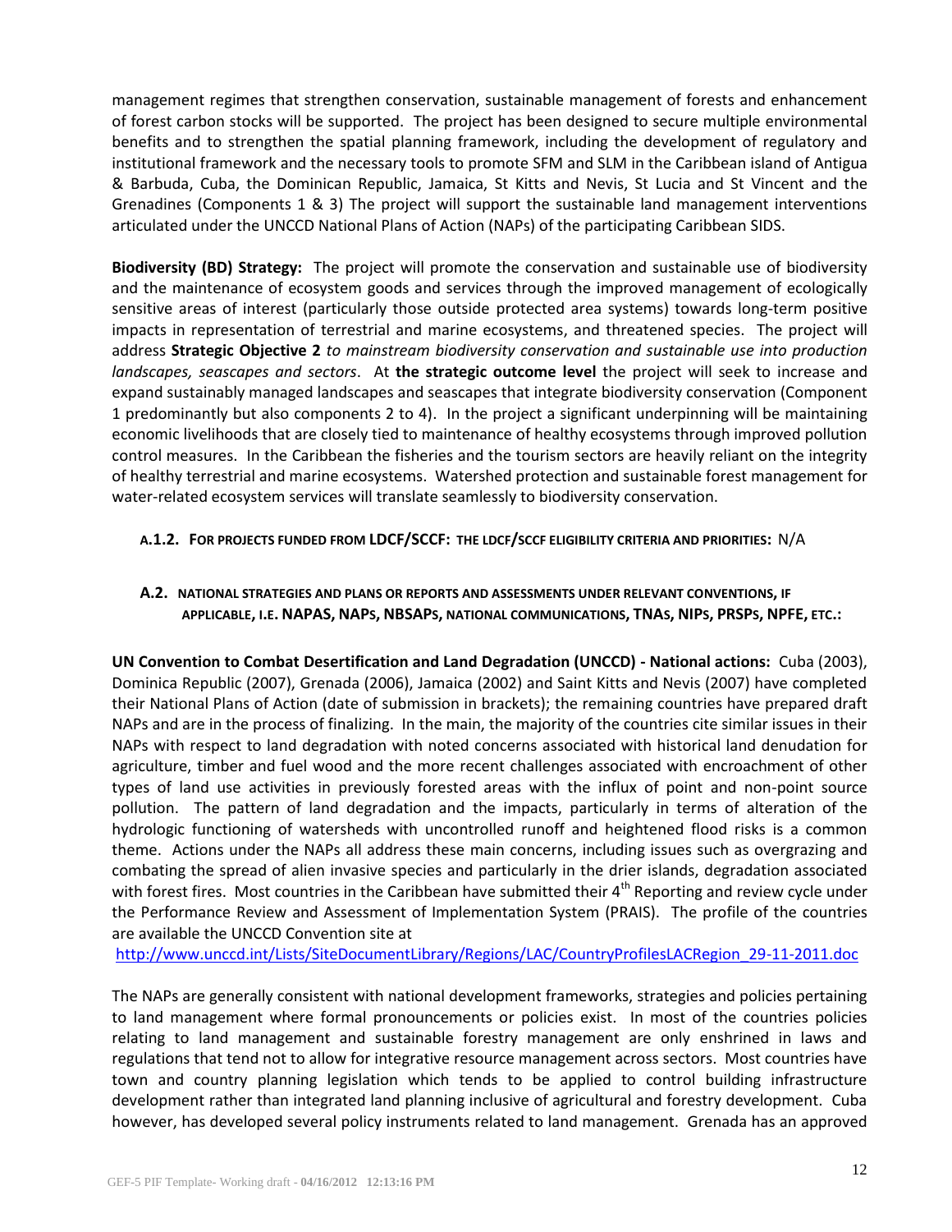management regimes that strengthen conservation, sustainable management of forests and enhancement of forest carbon stocks will be supported. The project has been designed to secure multiple environmental benefits and to strengthen the spatial planning framework, including the development of regulatory and institutional framework and the necessary tools to promote SFM and SLM in the Caribbean island of Antigua & Barbuda, Cuba, the Dominican Republic, Jamaica, St Kitts and Nevis, St Lucia and St Vincent and the Grenadines (Components 1 & 3) The project will support the sustainable land management interventions articulated under the UNCCD National Plans of Action (NAPs) of the participating Caribbean SIDS.

**Biodiversity (BD) Strategy:** The project will promote the conservation and sustainable use of biodiversity and the maintenance of ecosystem goods and services through the improved management of ecologically sensitive areas of interest (particularly those outside protected area systems) towards long-term positive impacts in representation of terrestrial and marine ecosystems, and threatened species. The project will address **Strategic Objective 2** *to mainstream biodiversity conservation and sustainable use into production landscapes, seascapes and sectors*. At **the strategic outcome level** the project will seek to increase and expand sustainably managed landscapes and seascapes that integrate biodiversity conservation (Component 1 predominantly but also components 2 to 4). In the project a significant underpinning will be maintaining economic livelihoods that are closely tied to maintenance of healthy ecosystems through improved pollution control measures. In the Caribbean the fisheries and the tourism sectors are heavily reliant on the integrity of healthy terrestrial and marine ecosystems. Watershed protection and sustainable forest management for water-related ecosystem services will translate seamlessly to biodiversity conservation.

#### A.1.2. For projects funded from LDCF/SCCF: the LDCF/SCCF eligibility criteria and priorities: N/A

### A.2. National strategies and plans or reports and assessments under relevant conventions, if applicable, i.e. NAPAS, NAPs, NBSAPs, national communications, TNAs, NIPs, PRSPs, NPFE, etc.:

**UN Convention to Combat Desertification and Land Degradation (UNCCD) - National actions:** Cuba (2003), Dominica Republic (2007), Grenada (2006), Jamaica (2002) and Saint Kitts and Nevis (2007) have completed their National Plans of Action (date of submission in brackets); the remaining countries have prepared draft NAPs and are in the process of finalizing. In the main, the majority of the countries cite similar issues in their NAPs with respect to land degradation with noted concerns associated with historical land denudation for agriculture, timber and fuel wood and the more recent challenges associated with encroachment of other types of land use activities in previously forested areas with the influx of point and non-point source pollution. The pattern of land degradation and the impacts, particularly in terms of alteration of the hydrologic functioning of watersheds with uncontrolled runoff and heightened flood risks is a common theme. Actions under the NAPs all address these main concerns, including issues such as overgrazing and combating the spread of alien invasive species and particularly in the drier islands, degradation associated with forest fires. Most countries in the Caribbean have submitted their 4th Reporting and review cycle under the Performance Review and Assessment of Implementation System (PRAIS). The profile of the countries are available the UNCCD Convention site at
http://www.unccd.int/Lists/SiteDocumentLibrary/Regions/LAC/CountryProfilesLACRegion_29-11-2011.doc

The NAPs are generally consistent with national development frameworks, strategies and policies pertaining to land management where formal pronouncements or policies exist. In most of the countries policies relating to land management and sustainable forestry management are only enshrined in laws and regulations that tend not to allow for integrative resource management across sectors. Most countries have town and country planning legislation which tends to be applied to control building infrastructure development rather than integrated land planning inclusive of agricultural and forestry development. Cuba however, has developed several policy instruments related to land management. Grenada has an approved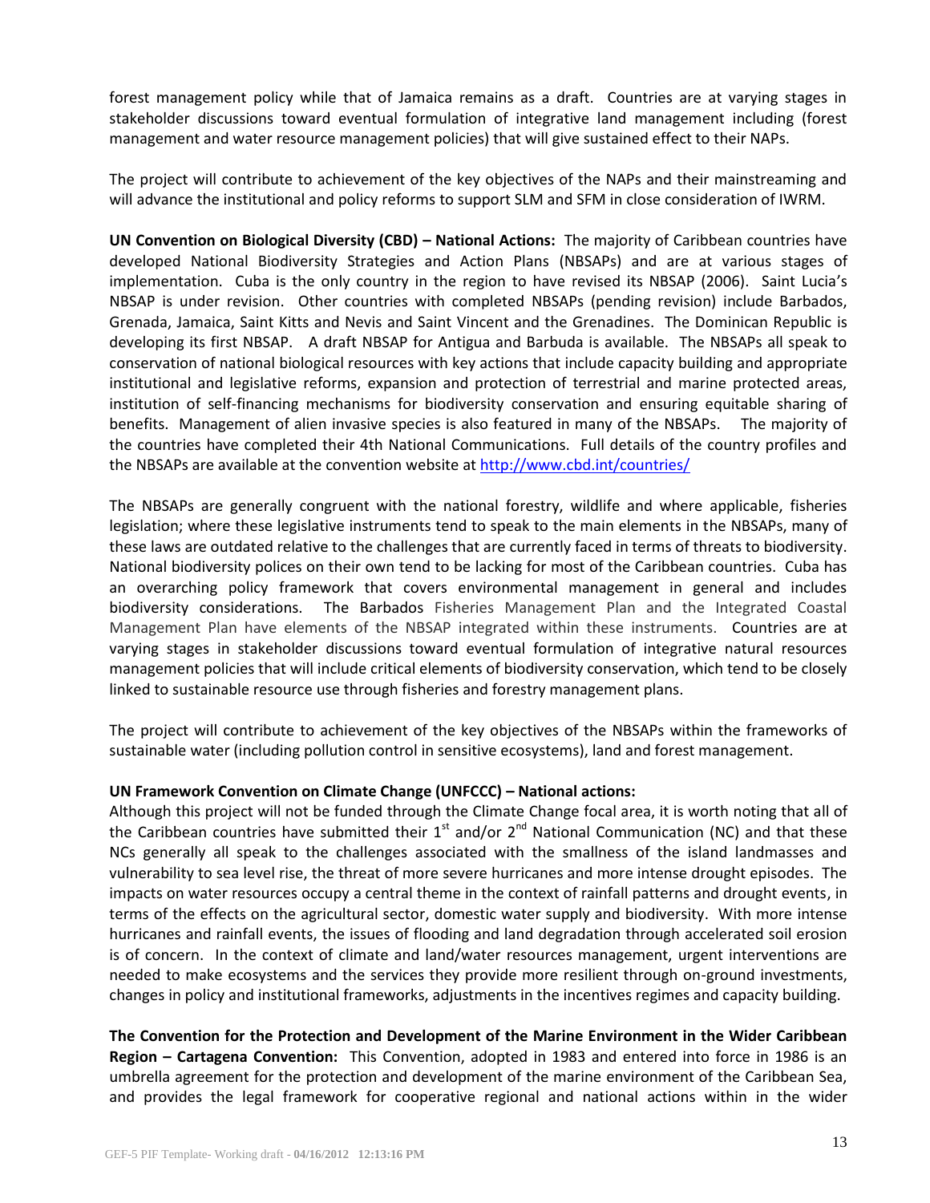forest management policy while that of Jamaica remains as a draft. Countries are at varying stages in stakeholder discussions toward eventual formulation of integrative land management including (forest management and water resource management policies) that will give sustained effect to their NAPs.

The project will contribute to achievement of the key objectives of the NAPs and their mainstreaming and will advance the institutional and policy reforms to support SLM and SFM in close consideration of IWRM.

**UN Convention on Biological Diversity (CBD) – National Actions:** The majority of Caribbean countries have developed National Biodiversity Strategies and Action Plans (NBSAPs) and are at various stages of implementation. Cuba is the only country in the region to have revised its NBSAP (2006). Saint Lucia's NBSAP is under revision. Other countries with completed NBSAPs (pending revision) include Barbados, Grenada, Jamaica, Saint Kitts and Nevis and Saint Vincent and the Grenadines. The Dominican Republic is developing its first NBSAP. A draft NBSAP for Antigua and Barbuda is available. The NBSAPs all speak to conservation of national biological resources with key actions that include capacity building and appropriate institutional and legislative reforms, expansion and protection of terrestrial and marine protected areas, institution of self-financing mechanisms for biodiversity conservation and ensuring equitable sharing of benefits. Management of alien invasive species is also featured in many of the NBSAPs. The majority of the countries have completed their 4th National Communications. Full details of the country profiles and the NBSAPs are available at the convention website at http://www.cbd.int/countries/

The NBSAPs are generally congruent with the national forestry, wildlife and where applicable, fisheries legislation; where these legislative instruments tend to speak to the main elements in the NBSAPs, many of these laws are outdated relative to the challenges that are currently faced in terms of threats to biodiversity. National biodiversity polices on their own tend to be lacking for most of the Caribbean countries. Cuba has an overarching policy framework that covers environmental management in general and includes biodiversity considerations. The Barbados Fisheries Management Plan and the Integrated Coastal Management Plan have elements of the NBSAP integrated within these instruments. Countries are at varying stages in stakeholder discussions toward eventual formulation of integrative natural resources management policies that will include critical elements of biodiversity conservation, which tend to be closely linked to sustainable resource use through fisheries and forestry management plans.

The project will contribute to achievement of the key objectives of the NBSAPs within the frameworks of sustainable water (including pollution control in sensitive ecosystems), land and forest management.

**UN Framework Convention on Climate Change (UNFCCC) – National actions:**

Although this project will not be funded through the Climate Change focal area, it is worth noting that all of the Caribbean countries have submitted their 1st and/or 2nd National Communication (NC) and that these NCs generally all speak to the challenges associated with the smallness of the island landmasses and vulnerability to sea level rise, the threat of more severe hurricanes and more intense drought episodes. The impacts on water resources occupy a central theme in the context of rainfall patterns and drought events, in terms of the effects on the agricultural sector, domestic water supply and biodiversity. With more intense hurricanes and rainfall events, the issues of flooding and land degradation through accelerated soil erosion is of concern. In the context of climate and land/water resources management, urgent interventions are needed to make ecosystems and the services they provide more resilient through on-ground investments, changes in policy and institutional frameworks, adjustments in the incentives regimes and capacity building.

**The Convention for the Protection and Development of the Marine Environment in the Wider Caribbean Region – Cartagena Convention:** This Convention, adopted in 1983 and entered into force in 1986 is an umbrella agreement for the protection and development of the marine environment of the Caribbean Sea, and provides the legal framework for cooperative regional and national actions within in the wider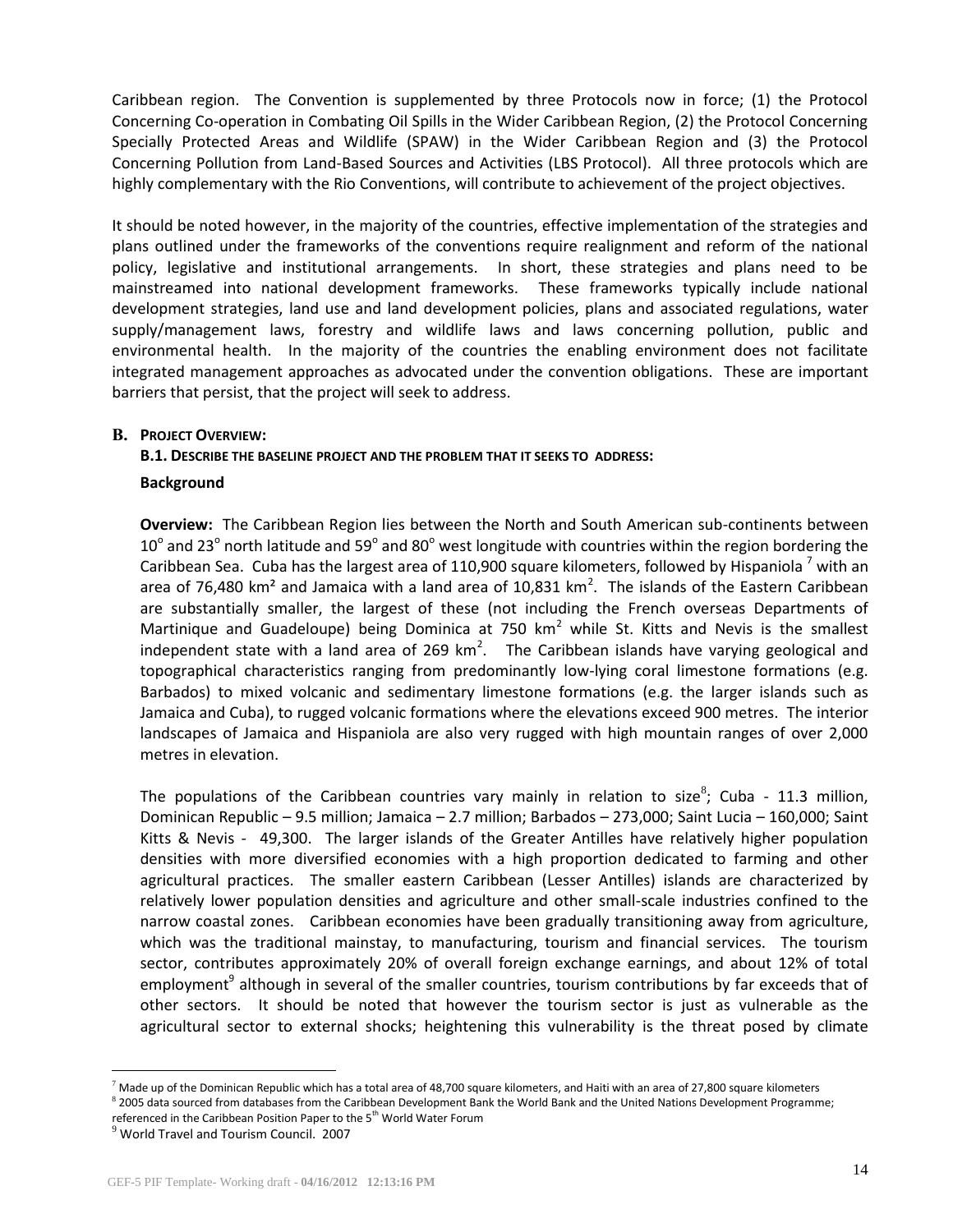Caribbean region. The Convention is supplemented by three Protocols now in force; (1) the Protocol Concerning Co-operation in Combating Oil Spills in the Wider Caribbean Region, (2) the Protocol Concerning Specially Protected Areas and Wildlife (SPAW) in the Wider Caribbean Region and (3) the Protocol Concerning Pollution from Land-Based Sources and Activities (LBS Protocol). All three protocols which are highly complementary with the Rio Conventions, will contribute to achievement of the project objectives.

It should be noted however, in the majority of the countries, effective implementation of the strategies and plans outlined under the frameworks of the conventions require realignment and reform of the national policy, legislative and institutional arrangements. In short, these strategies and plans need to be mainstreamed into national development frameworks. These frameworks typically include national development strategies, land use and land development policies, plans and associated regulations, water supply/management laws, forestry and wildlife laws and laws concerning pollution, public and environmental health. In the majority of the countries the enabling environment does not facilitate integrated management approaches as advocated under the convention obligations. These are important barriers that persist, that the project will seek to address.

## B. PROJECT OVERVIEW:

### B.1. DESCRIBE THE BASELINE PROJECT AND THE PROBLEM THAT IT SEEKS TO ADDRESS:

**Background**

**Overview:** The Caribbean Region lies between the North and South American sub-continents between $10^{\circ}$ and $23^{\circ}$ north latitude and $59^{\circ}$ and $80^{\circ}$ west longitude with countries within the region bordering the Caribbean Sea. Cuba has the largest area of 110,900 square kilometers, followed by Hispaniola [7] with an area of 76,480 $km^2$ and Jamaica with a land area of 10,831 $km^2$. The islands of the Eastern Caribbean are substantially smaller, the largest of these (not including the French overseas Departments of Martinique and Guadeloupe) being Dominica at 750 $km^2$ while St. Kitts and Nevis is the smallest independent state with a land area of 269 $km^2$. The Caribbean islands have varying geological and topographical characteristics ranging from predominantly low-lying coral limestone formations (e.g. Barbados) to mixed volcanic and sedimentary limestone formations (e.g. the larger islands such as Jamaica and Cuba), to rugged volcanic formations where the elevations exceed 900 metres. The interior landscapes of Jamaica and Hispaniola are also very rugged with high mountain ranges of over 2,000 metres in elevation.

The populations of the Caribbean countries vary mainly in relation to size[8]; Cuba - 11.3 million, Dominican Republic – 9.5 million; Jamaica – 2.7 million; Barbados – 273,000; Saint Lucia – 160,000; Saint Kitts & Nevis - 49,300. The larger islands of the Greater Antilles have relatively higher population densities with more diversified economies with a high proportion dedicated to farming and other agricultural practices. The smaller eastern Caribbean (Lesser Antilles) islands are characterized by relatively lower population densities and agriculture and other small-scale industries confined to the narrow coastal zones. Caribbean economies have been gradually transitioning away from agriculture, which was the traditional mainstay, to manufacturing, tourism and financial services. The tourism sector, contributes approximately 20% of overall foreign exchange earnings, and about 12% of total employment[9] although in several of the smaller countries, tourism contributions by far exceeds that of other sectors. It should be noted that however the tourism sector is just as vulnerable as the agricultural sector to external shocks; heightening this vulnerability is the threat posed by climate

---

[7] Made up of the Dominican Republic which has a total area of 48,700 square kilometers, and Haiti with an area of 27,800 square kilometers

[8] 2005 data sourced from databases from the Caribbean Development Bank the World Bank and the United Nations Development Programme; referenced in the Caribbean Position Paper to the 5th World Water Forum

[9] World Travel and Tourism Council. 2007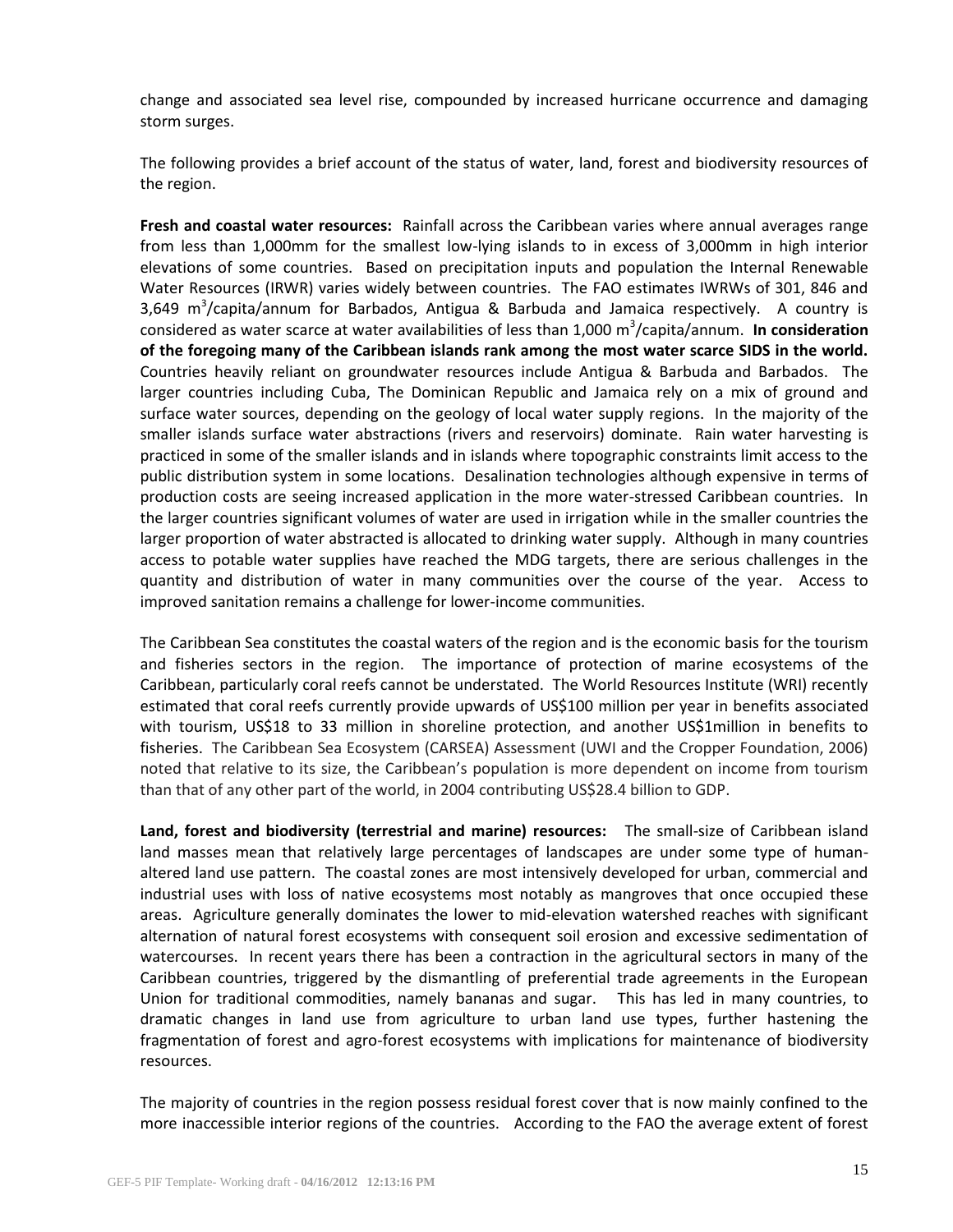change and associated sea level rise, compounded by increased hurricane occurrence and damaging storm surges.

The following provides a brief account of the status of water, land, forest and biodiversity resources of the region.

**Fresh and coastal water resources:** Rainfall across the Caribbean varies where annual averages range from less than 1,000mm for the smallest low-lying islands to in excess of 3,000mm in high interior elevations of some countries. Based on precipitation inputs and population the Internal Renewable Water Resources (IRWR) varies widely between countries. The FAO estimates IWRWs of 301, 846 and 3,649 $m^3$/capita/annum for Barbados, Antigua & Barbuda and Jamaica respectively. A country is considered as water scarce at water availabilities of less than 1,000 $m^3$/capita/annum. **In consideration of the foregoing many of the Caribbean islands rank among the most water scarce SIDS in the world.** Countries heavily reliant on groundwater resources include Antigua & Barbuda and Barbados. The larger countries including Cuba, The Dominican Republic and Jamaica rely on a mix of ground and surface water sources, depending on the geology of local water supply regions. In the majority of the smaller islands surface water abstractions (rivers and reservoirs) dominate. Rain water harvesting is practiced in some of the smaller islands and in islands where topographic constraints limit access to the public distribution system in some locations. Desalination technologies although expensive in terms of production costs are seeing increased application in the more water-stressed Caribbean countries. In the larger countries significant volumes of water are used in irrigation while in the smaller countries the larger proportion of water abstracted is allocated to drinking water supply. Although in many countries access to potable water supplies have reached the MDG targets, there are serious challenges in the quantity and distribution of water in many communities over the course of the year. Access to improved sanitation remains a challenge for lower-income communities.

The Caribbean Sea constitutes the coastal waters of the region and is the economic basis for the tourism and fisheries sectors in the region. The importance of protection of marine ecosystems of the Caribbean, particularly coral reefs cannot be understated. The World Resources Institute (WRI) recently estimated that coral reefs currently provide upwards of US$100 million per year in benefits associated with tourism, US$18 to 33 million in shoreline protection, and another US$1million in benefits to fisheries. The Caribbean Sea Ecosystem (CARSEA) Assessment (UWI and the Cropper Foundation, 2006) noted that relative to its size, the Caribbean's population is more dependent on income from tourism than that of any other part of the world, in 2004 contributing US$28.4 billion to GDP.

**Land, forest and biodiversity (terrestrial and marine) resources:** The small-size of Caribbean island land masses mean that relatively large percentages of landscapes are under some type of human-altered land use pattern. The coastal zones are most intensively developed for urban, commercial and industrial uses with loss of native ecosystems most notably as mangroves that once occupied these areas. Agriculture generally dominates the lower to mid-elevation watershed reaches with significant alternation of natural forest ecosystems with consequent soil erosion and excessive sedimentation of watercourses. In recent years there has been a contraction in the agricultural sectors in many of the Caribbean countries, triggered by the dismantling of preferential trade agreements in the European Union for traditional commodities, namely bananas and sugar. This has led in many countries, to dramatic changes in land use from agriculture to urban land use types, further hastening the fragmentation of forest and agro-forest ecosystems with implications for maintenance of biodiversity resources.

The majority of countries in the region possess residual forest cover that is now mainly confined to the more inaccessible interior regions of the countries. According to the FAO the average extent of forest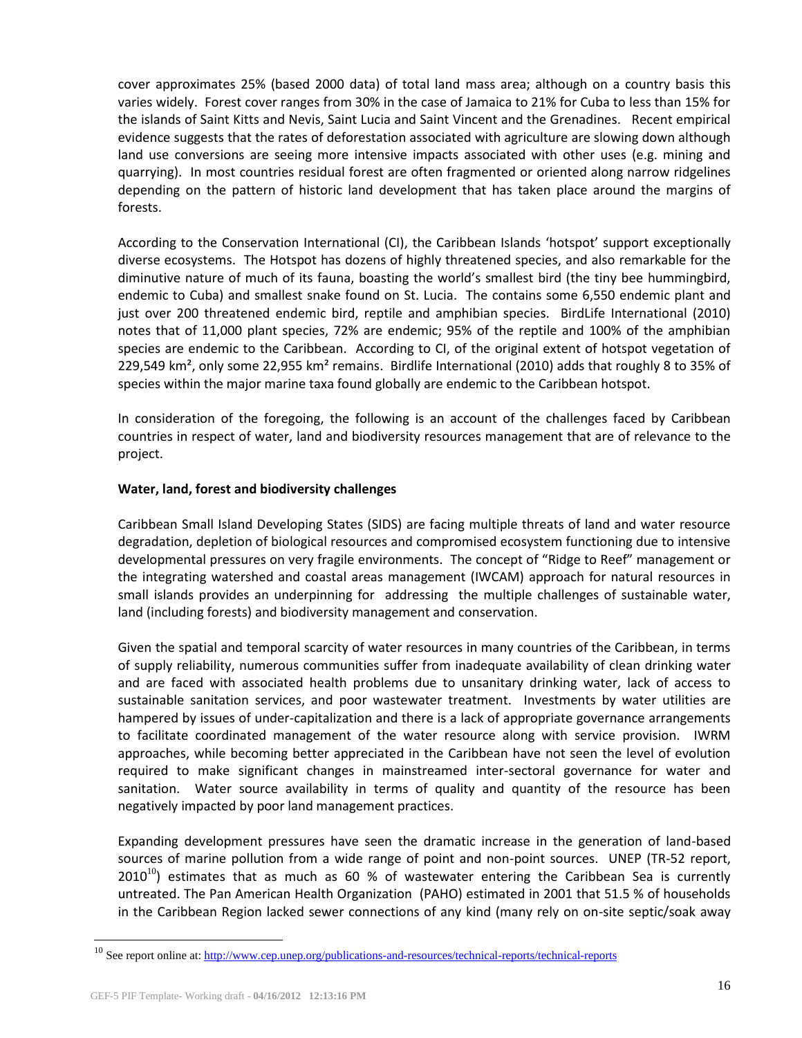cover approximates 25% (based 2000 data) of total land mass area; although on a country basis this varies widely. Forest cover ranges from 30% in the case of Jamaica to 21% for Cuba to less than 15% for the islands of Saint Kitts and Nevis, Saint Lucia and Saint Vincent and the Grenadines. Recent empirical evidence suggests that the rates of deforestation associated with agriculture are slowing down although land use conversions are seeing more intensive impacts associated with other uses (e.g. mining and quarrying). In most countries residual forest are often fragmented or oriented along narrow ridgelines depending on the pattern of historic land development that has taken place around the margins of forests.

According to the Conservation International (CI), the Caribbean Islands 'hotspot' support exceptionally diverse ecosystems. The Hotspot has dozens of highly threatened species, and also remarkable for the diminutive nature of much of its fauna, boasting the world's smallest bird (the tiny bee hummingbird, endemic to Cuba) and smallest snake found on St. Lucia. The contains some 6,550 endemic plant and just over 200 threatened endemic bird, reptile and amphibian species. BirdLife International (2010) notes that of 11,000 plant species, 72% are endemic; 95% of the reptile and 100% of the amphibian species are endemic to the Caribbean. According to CI, of the original extent of hotspot vegetation of 229,549 km², only some 22,955 km² remains. Birdlife International (2010) adds that roughly 8 to 35% of species within the major marine taxa found globally are endemic to the Caribbean hotspot.

In consideration of the foregoing, the following is an account of the challenges faced by Caribbean countries in respect of water, land and biodiversity resources management that are of relevance to the project.

**Water, land, forest and biodiversity challenges**

Caribbean Small Island Developing States (SIDS) are facing multiple threats of land and water resource degradation, depletion of biological resources and compromised ecosystem functioning due to intensive developmental pressures on very fragile environments. The concept of "Ridge to Reef" management or the integrating watershed and coastal areas management (IWCAM) approach for natural resources in small islands provides an underpinning for addressing the multiple challenges of sustainable water, land (including forests) and biodiversity management and conservation.

Given the spatial and temporal scarcity of water resources in many countries of the Caribbean, in terms of supply reliability, numerous communities suffer from inadequate availability of clean drinking water and are faced with associated health problems due to unsanitary drinking water, lack of access to sustainable sanitation services, and poor wastewater treatment. Investments by water utilities are hampered by issues of under-capitalization and there is a lack of appropriate governance arrangements to facilitate coordinated management of the water resource along with service provision. IWRM approaches, while becoming better appreciated in the Caribbean have not seen the level of evolution required to make significant changes in mainstreamed inter-sectoral governance for water and sanitation. Water source availability in terms of quality and quantity of the resource has been negatively impacted by poor land management practices.

Expanding development pressures have seen the dramatic increase in the generation of land-based sources of marine pollution from a wide range of point and non-point sources. UNEP (TR-52 report, 2010[10]) estimates that as much as 60 % of wastewater entering the Caribbean Sea is currently untreated. The Pan American Health Organization (PAHO) estimated in 2001 that 51.5 % of households in the Caribbean Region lacked sewer connections of any kind (many rely on on-site septic/soak away

[10] See report online at: http://www.cep.unep.org/publications-and-resources/technical-reports/technical-reports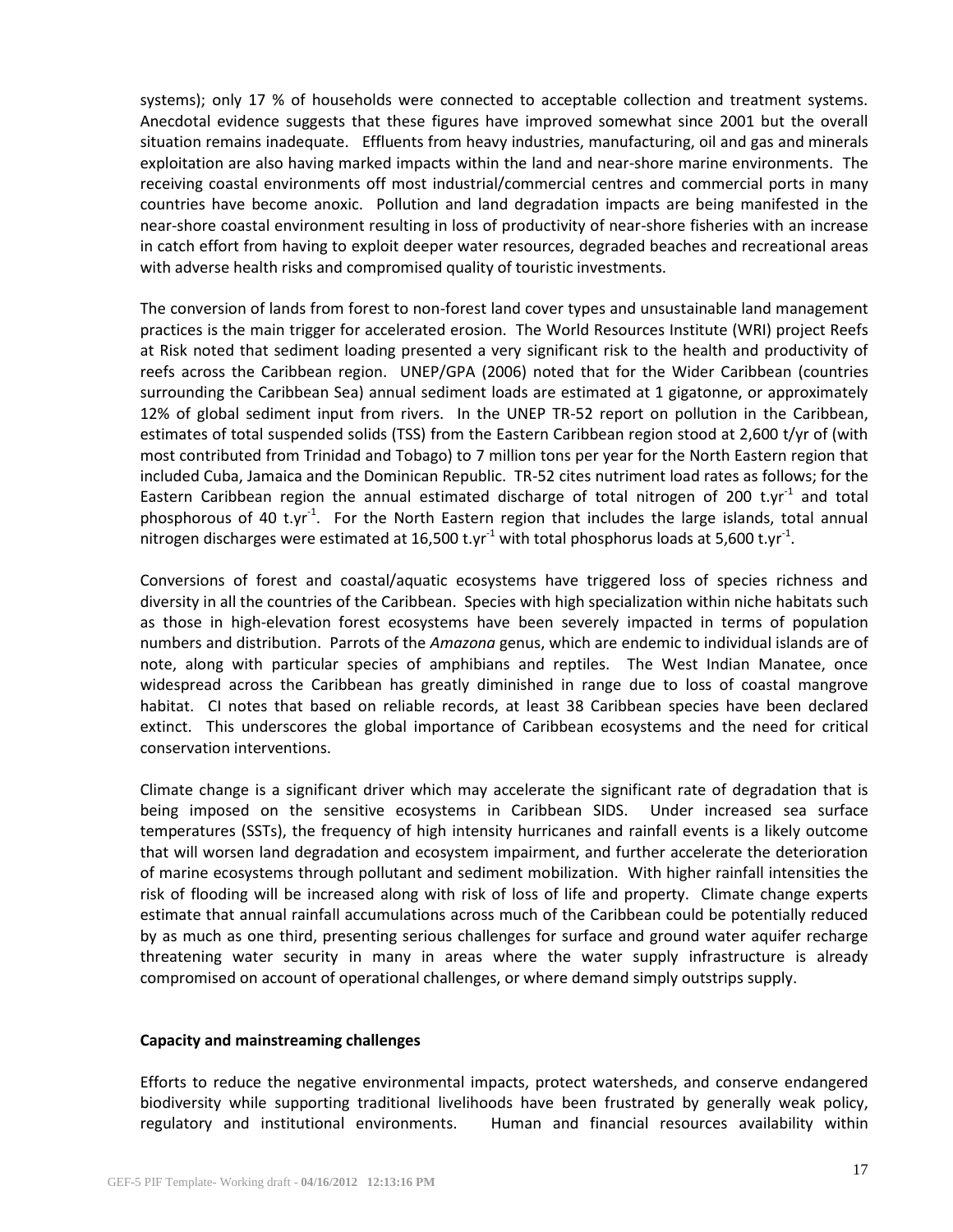systems); only 17 % of households were connected to acceptable collection and treatment systems. Anecdotal evidence suggests that these figures have improved somewhat since 2001 but the overall situation remains inadequate. Effluents from heavy industries, manufacturing, oil and gas and minerals exploitation are also having marked impacts within the land and near-shore marine environments. The receiving coastal environments off most industrial/commercial centres and commercial ports in many countries have become anoxic. Pollution and land degradation impacts are being manifested in the near-shore coastal environment resulting in loss of productivity of near-shore fisheries with an increase in catch effort from having to exploit deeper water resources, degraded beaches and recreational areas with adverse health risks and compromised quality of touristic investments.

The conversion of lands from forest to non-forest land cover types and unsustainable land management practices is the main trigger for accelerated erosion. The World Resources Institute (WRI) project Reefs at Risk noted that sediment loading presented a very significant risk to the health and productivity of reefs across the Caribbean region. UNEP/GPA (2006) noted that for the Wider Caribbean (countries surrounding the Caribbean Sea) annual sediment loads are estimated at 1 gigatonne, or approximately 12% of global sediment input from rivers. In the UNEP TR-52 report on pollution in the Caribbean, estimates of total suspended solids (TSS) from the Eastern Caribbean region stood at 2,600 t/yr of (with most contributed from Trinidad and Tobago) to 7 million tons per year for the North Eastern region that included Cuba, Jamaica and the Dominican Republic. TR-52 cites nutriment load rates as follows; for the Eastern Caribbean region the annual estimated discharge of total nitrogen of 200 $t.yr^{-1}$ and total phosphorous of 40 $t.yr^{-1}$. For the North Eastern region that includes the large islands, total annual nitrogen discharges were estimated at 16,500 $t.yr^{-1}$ with total phosphorus loads at 5,600 $t.yr^{-1}$.

Conversions of forest and coastal/aquatic ecosystems have triggered loss of species richness and diversity in all the countries of the Caribbean. Species with high specialization within niche habitats such as those in high-elevation forest ecosystems have been severely impacted in terms of population numbers and distribution. Parrots of the *Amazona* genus, which are endemic to individual islands are of note, along with particular species of amphibians and reptiles. The West Indian Manatee, once widespread across the Caribbean has greatly diminished in range due to loss of coastal mangrove habitat. CI notes that based on reliable records, at least 38 Caribbean species have been declared extinct. This underscores the global importance of Caribbean ecosystems and the need for critical conservation interventions.

Climate change is a significant driver which may accelerate the significant rate of degradation that is being imposed on the sensitive ecosystems in Caribbean SIDS. Under increased sea surface temperatures (SSTs), the frequency of high intensity hurricanes and rainfall events is a likely outcome that will worsen land degradation and ecosystem impairment, and further accelerate the deterioration of marine ecosystems through pollutant and sediment mobilization. With higher rainfall intensities the risk of flooding will be increased along with risk of loss of life and property. Climate change experts estimate that annual rainfall accumulations across much of the Caribbean could be potentially reduced by as much as one third, presenting serious challenges for surface and ground water aquifer recharge threatening water security in many in areas where the water supply infrastructure is already compromised on account of operational challenges, or where demand simply outstrips supply.

**Capacity and mainstreaming challenges**

Efforts to reduce the negative environmental impacts, protect watersheds, and conserve endangered biodiversity while supporting traditional livelihoods have been frustrated by generally weak policy, regulatory and institutional environments. Human and financial resources availability within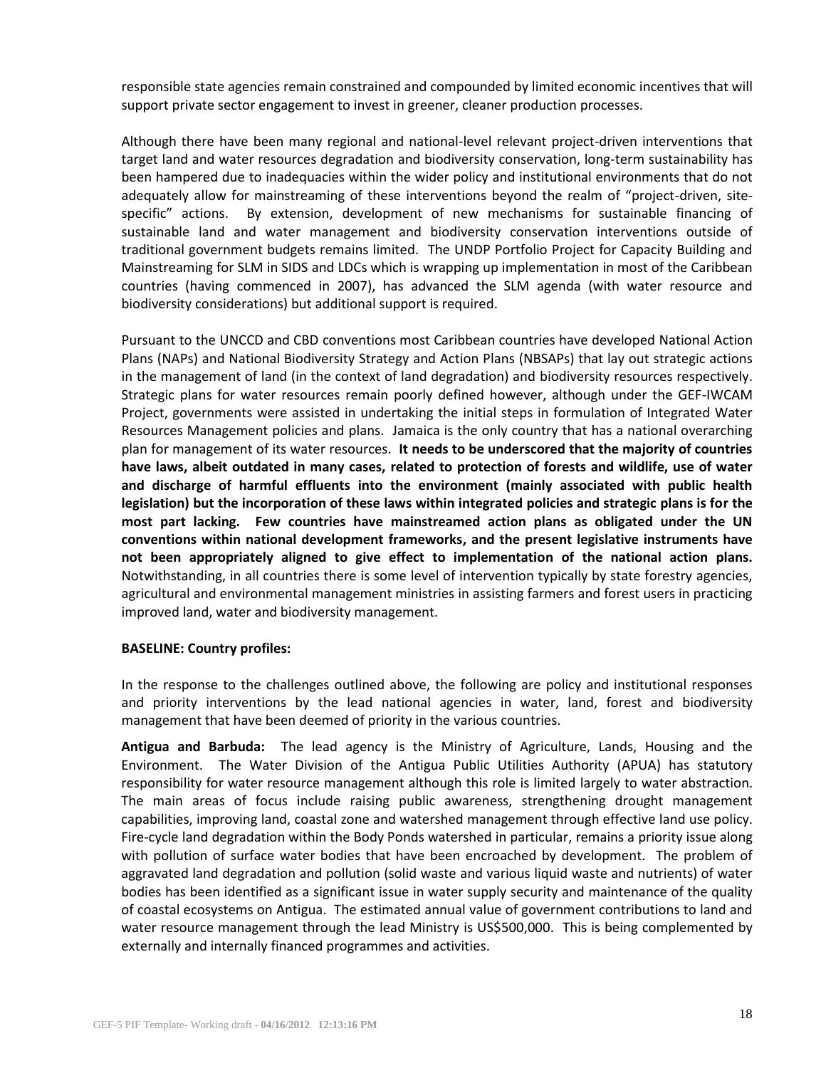responsible state agencies remain constrained and compounded by limited economic incentives that will support private sector engagement to invest in greener, cleaner production processes.

Although there have been many regional and national-level relevant project-driven interventions that target land and water resources degradation and biodiversity conservation, long-term sustainability has been hampered due to inadequacies within the wider policy and institutional environments that do not adequately allow for mainstreaming of these interventions beyond the realm of "project-driven, site-specific" actions. By extension, development of new mechanisms for sustainable financing of sustainable land and water management and biodiversity conservation interventions outside of traditional government budgets remains limited. The UNDP Portfolio Project for Capacity Building and Mainstreaming for SLM in SIDS and LDCs which is wrapping up implementation in most of the Caribbean countries (having commenced in 2007), has advanced the SLM agenda (with water resource and biodiversity considerations) but additional support is required.

Pursuant to the UNCCD and CBD conventions most Caribbean countries have developed National Action Plans (NAPs) and National Biodiversity Strategy and Action Plans (NBSAPs) that lay out strategic actions in the management of land (in the context of land degradation) and biodiversity resources respectively. Strategic plans for water resources remain poorly defined however, although under the GEF-IWCAM Project, governments were assisted in undertaking the initial steps in formulation of Integrated Water Resources Management policies and plans. Jamaica is the only country that has a national overarching plan for management of its water resources. **It needs to be underscored that the majority of countries have laws, albeit outdated in many cases, related to protection of forests and wildlife, use of water and discharge of harmful effluents into the environment (mainly associated with public health legislation) but the incorporation of these laws within integrated policies and strategic plans is for the most part lacking. Few countries have mainstreamed action plans as obligated under the UN conventions within national development frameworks, and the present legislative instruments have not been appropriately aligned to give effect to implementation of the national action plans.** Notwithstanding, in all countries there is some level of intervention typically by state forestry agencies, agricultural and environmental management ministries in assisting farmers and forest users in practicing improved land, water and biodiversity management.

**BASELINE: Country profiles:**

In the response to the challenges outlined above, the following are policy and institutional responses and priority interventions by the lead national agencies in water, land, forest and biodiversity management that have been deemed of priority in the various countries.

**Antigua and Barbuda:** The lead agency is the Ministry of Agriculture, Lands, Housing and the Environment. The Water Division of the Antigua Public Utilities Authority (APUA) has statutory responsibility for water resource management although this role is limited largely to water abstraction. The main areas of focus include raising public awareness, strengthening drought management capabilities, improving land, coastal zone and watershed management through effective land use policy. Fire-cycle land degradation within the Body Ponds watershed in particular, remains a priority issue along with pollution of surface water bodies that have been encroached by development. The problem of aggravated land degradation and pollution (solid waste and various liquid waste and nutrients) of water bodies has been identified as a significant issue in water supply security and maintenance of the quality of coastal ecosystems on Antigua. The estimated annual value of government contributions to land and water resource management through the lead Ministry is US$500,000. This is being complemented by externally and internally financed programmes and activities.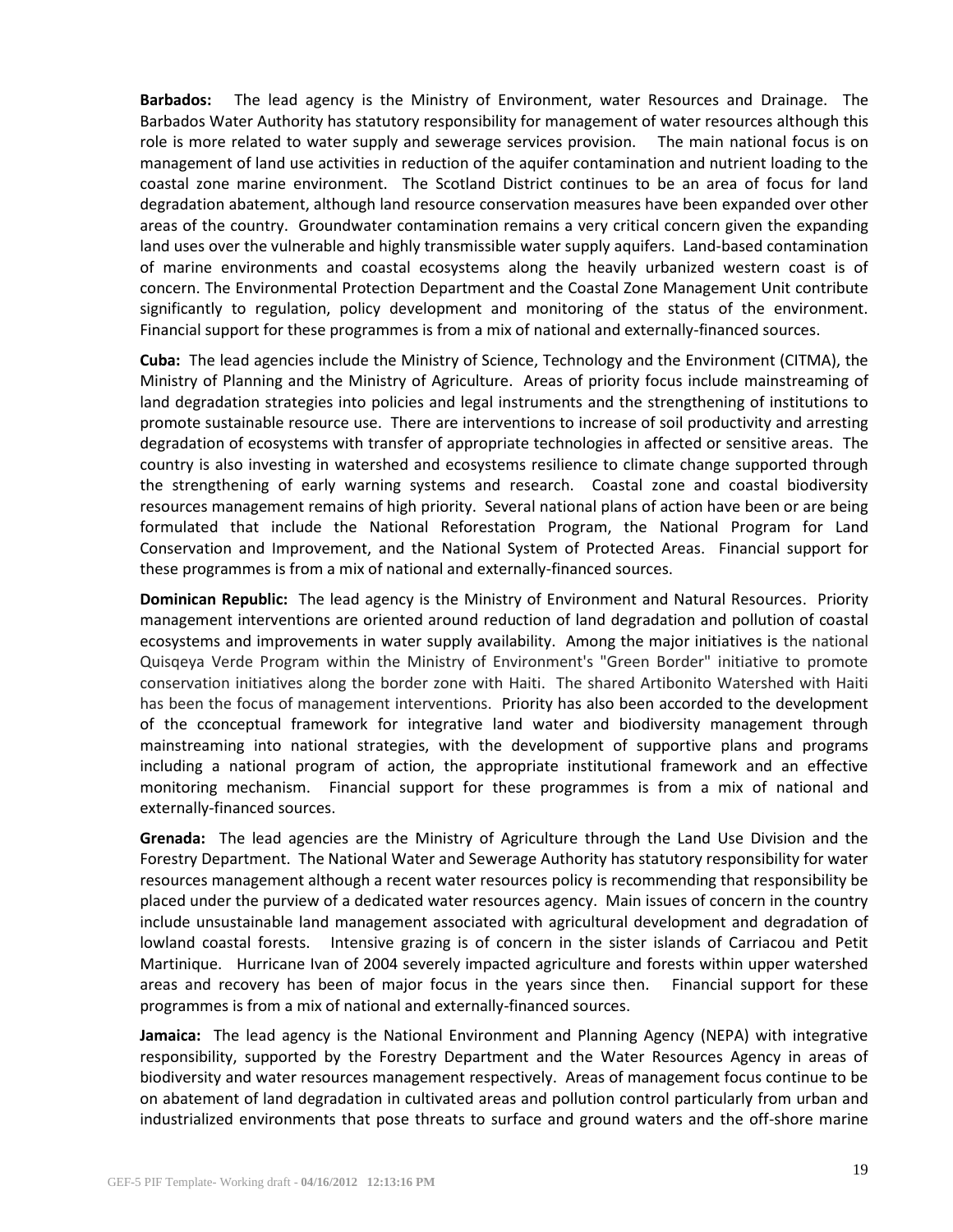**Barbados:** The lead agency is the Ministry of Environment, water Resources and Drainage. The Barbados Water Authority has statutory responsibility for management of water resources although this role is more related to water supply and sewerage services provision. The main national focus is on management of land use activities in reduction of the aquifer contamination and nutrient loading to the coastal zone marine environment. The Scotland District continues to be an area of focus for land degradation abatement, although land resource conservation measures have been expanded over other areas of the country. Groundwater contamination remains a very critical concern given the expanding land uses over the vulnerable and highly transmissible water supply aquifers. Land-based contamination of marine environments and coastal ecosystems along the heavily urbanized western coast is of concern. The Environmental Protection Department and the Coastal Zone Management Unit contribute significantly to regulation, policy development and monitoring of the status of the environment. Financial support for these programmes is from a mix of national and externally-financed sources.

**Cuba:** The lead agencies include the Ministry of Science, Technology and the Environment (CITMA), the Ministry of Planning and the Ministry of Agriculture. Areas of priority focus include mainstreaming of land degradation strategies into policies and legal instruments and the strengthening of institutions to promote sustainable resource use. There are interventions to increase of soil productivity and arresting degradation of ecosystems with transfer of appropriate technologies in affected or sensitive areas. The country is also investing in watershed and ecosystems resilience to climate change supported through the strengthening of early warning systems and research. Coastal zone and coastal biodiversity resources management remains of high priority. Several national plans of action have been or are being formulated that include the National Reforestation Program, the National Program for Land Conservation and Improvement, and the National System of Protected Areas. Financial support for these programmes is from a mix of national and externally-financed sources.

**Dominican Republic:** The lead agency is the Ministry of Environment and Natural Resources. Priority management interventions are oriented around reduction of land degradation and pollution of coastal ecosystems and improvements in water supply availability. Among the major initiatives is the national Quisqeya Verde Program within the Ministry of Environment's "Green Border" initiative to promote conservation initiatives along the border zone with Haiti. The shared Artibonito Watershed with Haiti has been the focus of management interventions. Priority has also been accorded to the development of the cconceptual framework for integrative land water and biodiversity management through mainstreaming into national strategies, with the development of supportive plans and programs including a national program of action, the appropriate institutional framework and an effective monitoring mechanism. Financial support for these programmes is from a mix of national and externally-financed sources.

**Grenada:** The lead agencies are the Ministry of Agriculture through the Land Use Division and the Forestry Department. The National Water and Sewerage Authority has statutory responsibility for water resources management although a recent water resources policy is recommending that responsibility be placed under the purview of a dedicated water resources agency. Main issues of concern in the country include unsustainable land management associated with agricultural development and degradation of lowland coastal forests. Intensive grazing is of concern in the sister islands of Carriacou and Petit Martinique. Hurricane Ivan of 2004 severely impacted agriculture and forests within upper watershed areas and recovery has been of major focus in the years since then. Financial support for these programmes is from a mix of national and externally-financed sources.

**Jamaica:** The lead agency is the National Environment and Planning Agency (NEPA) with integrative responsibility, supported by the Forestry Department and the Water Resources Agency in areas of biodiversity and water resources management respectively. Areas of management focus continue to be on abatement of land degradation in cultivated areas and pollution control particularly from urban and industrialized environments that pose threats to surface and ground waters and the off-shore marine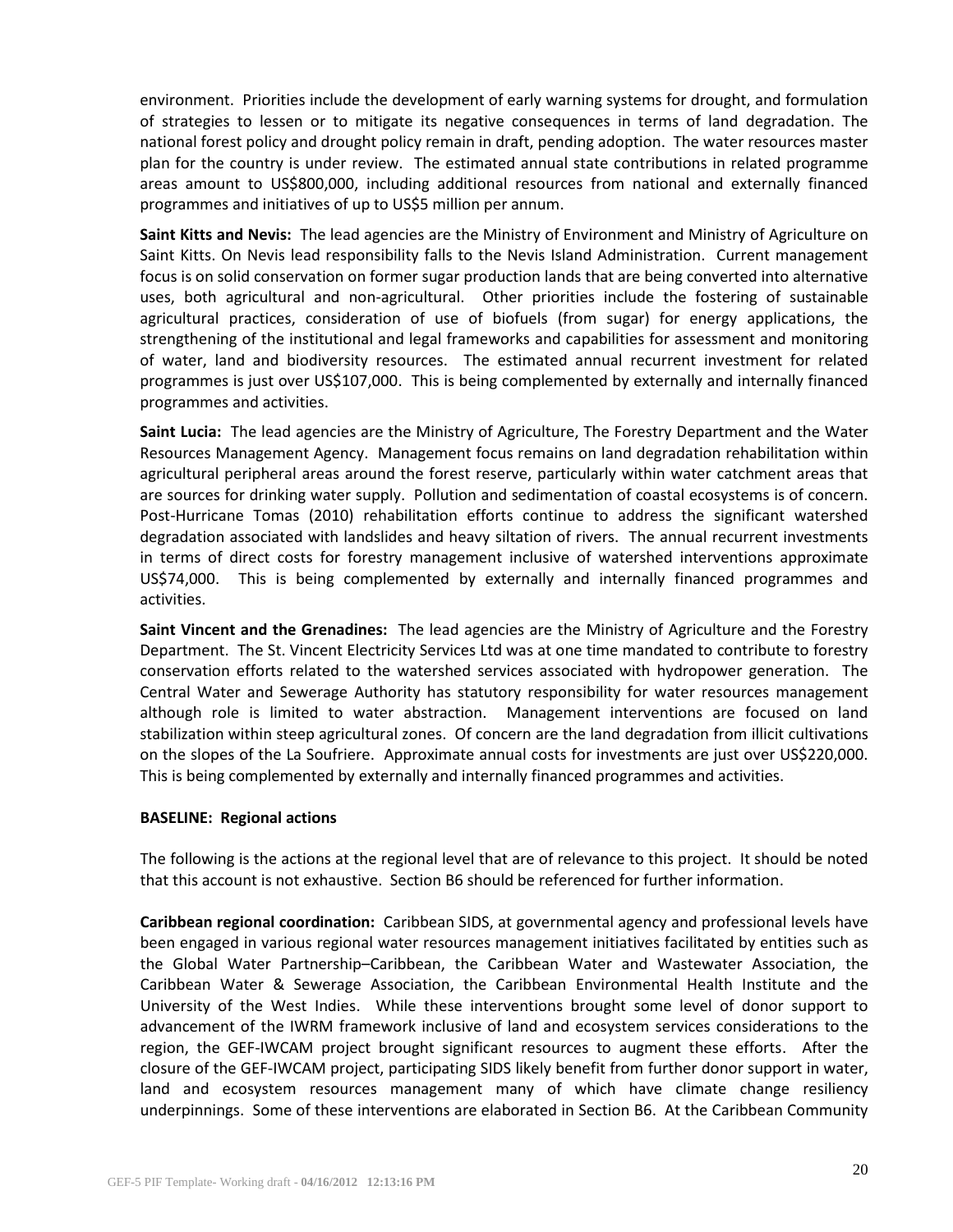environment. Priorities include the development of early warning systems for drought, and formulation of strategies to lessen or to mitigate its negative consequences in terms of land degradation. The national forest policy and drought policy remain in draft, pending adoption. The water resources master plan for the country is under review. The estimated annual state contributions in related programme areas amount to US$800,000, including additional resources from national and externally financed programmes and initiatives of up to US$5 million per annum.

**Saint Kitts and Nevis:** The lead agencies are the Ministry of Environment and Ministry of Agriculture on Saint Kitts. On Nevis lead responsibility falls to the Nevis Island Administration. Current management focus is on solid conservation on former sugar production lands that are being converted into alternative uses, both agricultural and non-agricultural. Other priorities include the fostering of sustainable agricultural practices, consideration of use of biofuels (from sugar) for energy applications, the strengthening of the institutional and legal frameworks and capabilities for assessment and monitoring of water, land and biodiversity resources. The estimated annual recurrent investment for related programmes is just over US$107,000. This is being complemented by externally and internally financed programmes and activities.

**Saint Lucia:** The lead agencies are the Ministry of Agriculture, The Forestry Department and the Water Resources Management Agency. Management focus remains on land degradation rehabilitation within agricultural peripheral areas around the forest reserve, particularly within water catchment areas that are sources for drinking water supply. Pollution and sedimentation of coastal ecosystems is of concern. Post-Hurricane Tomas (2010) rehabilitation efforts continue to address the significant watershed degradation associated with landslides and heavy siltation of rivers. The annual recurrent investments in terms of direct costs for forestry management inclusive of watershed interventions approximate US$74,000. This is being complemented by externally and internally financed programmes and activities.

**Saint Vincent and the Grenadines:** The lead agencies are the Ministry of Agriculture and the Forestry Department. The St. Vincent Electricity Services Ltd was at one time mandated to contribute to forestry conservation efforts related to the watershed services associated with hydropower generation. The Central Water and Sewerage Authority has statutory responsibility for water resources management although role is limited to water abstraction. Management interventions are focused on land stabilization within steep agricultural zones. Of concern are the land degradation from illicit cultivations on the slopes of the La Soufriere. Approximate annual costs for investments are just over US$220,000. This is being complemented by externally and internally financed programmes and activities.

**BASELINE: Regional actions**

The following is the actions at the regional level that are of relevance to this project. It should be noted that this account is not exhaustive. Section B6 should be referenced for further information.

**Caribbean regional coordination:** Caribbean SIDS, at governmental agency and professional levels have been engaged in various regional water resources management initiatives facilitated by entities such as the Global Water Partnership–Caribbean, the Caribbean Water and Wastewater Association, the Caribbean Water & Sewerage Association, the Caribbean Environmental Health Institute and the University of the West Indies. While these interventions brought some level of donor support to advancement of the IWRM framework inclusive of land and ecosystem services considerations to the region, the GEF-IWCAM project brought significant resources to augment these efforts. After the closure of the GEF-IWCAM project, participating SIDS likely benefit from further donor support in water, land and ecosystem resources management many of which have climate change resiliency underpinnings. Some of these interventions are elaborated in Section B6. At the Caribbean Community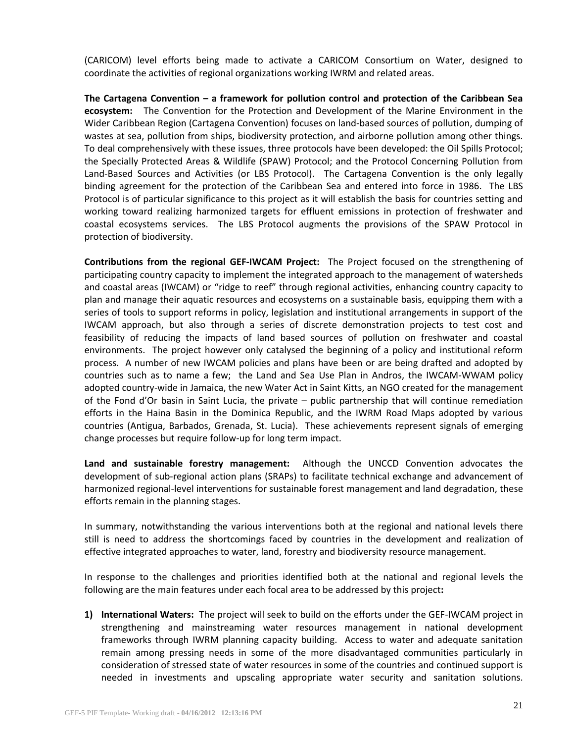(CARICOM) level efforts being made to activate a CARICOM Consortium on Water, designed to coordinate the activities of regional organizations working IWRM and related areas.

**The Cartagena Convention – a framework for pollution control and protection of the Caribbean Sea ecosystem:** The Convention for the Protection and Development of the Marine Environment in the Wider Caribbean Region (Cartagena Convention) focuses on land-based sources of pollution, dumping of wastes at sea, pollution from ships, biodiversity protection, and airborne pollution among other things. To deal comprehensively with these issues, three protocols have been developed: the Oil Spills Protocol; the Specially Protected Areas & Wildlife (SPAW) Protocol; and the Protocol Concerning Pollution from Land-Based Sources and Activities (or LBS Protocol). The Cartagena Convention is the only legally binding agreement for the protection of the Caribbean Sea and entered into force in 1986. The LBS Protocol is of particular significance to this project as it will establish the basis for countries setting and working toward realizing harmonized targets for effluent emissions in protection of freshwater and coastal ecosystems services. The LBS Protocol augments the provisions of the SPAW Protocol in protection of biodiversity.

**Contributions from the regional GEF-IWCAM Project:** The Project focused on the strengthening of participating country capacity to implement the integrated approach to the management of watersheds and coastal areas (IWCAM) or "ridge to reef" through regional activities, enhancing country capacity to plan and manage their aquatic resources and ecosystems on a sustainable basis, equipping them with a series of tools to support reforms in policy, legislation and institutional arrangements in support of the IWCAM approach, but also through a series of discrete demonstration projects to test cost and feasibility of reducing the impacts of land based sources of pollution on freshwater and coastal environments. The project however only catalysed the beginning of a policy and institutional reform process. A number of new IWCAM policies and plans have been or are being drafted and adopted by countries such as to name a few; the Land and Sea Use Plan in Andros, the IWCAM-WWAM policy adopted country-wide in Jamaica, the new Water Act in Saint Kitts, an NGO created for the management of the Fond d'Or basin in Saint Lucia, the private – public partnership that will continue remediation efforts in the Haina Basin in the Dominica Republic, and the IWRM Road Maps adopted by various countries (Antigua, Barbados, Grenada, St. Lucia). These achievements represent signals of emerging change processes but require follow-up for long term impact.

**Land and sustainable forestry management:** Although the UNCCD Convention advocates the development of sub-regional action plans (SRAPs) to facilitate technical exchange and advancement of harmonized regional-level interventions for sustainable forest management and land degradation, these efforts remain in the planning stages.

In summary, notwithstanding the various interventions both at the regional and national levels there still is need to address the shortcomings faced by countries in the development and realization of effective integrated approaches to water, land, forestry and biodiversity resource management.

In response to the challenges and priorities identified both at the national and regional levels the following are the main features under each focal area to be addressed by this project**:**

1) **International Waters:** The project will seek to build on the efforts under the GEF-IWCAM project in strengthening and mainstreaming water resources management in national development frameworks through IWRM planning capacity building. Access to water and adequate sanitation remain among pressing needs in some of the more disadvantaged communities particularly in consideration of stressed state of water resources in some of the countries and continued support is needed in investments and upscaling appropriate water security and sanitation solutions.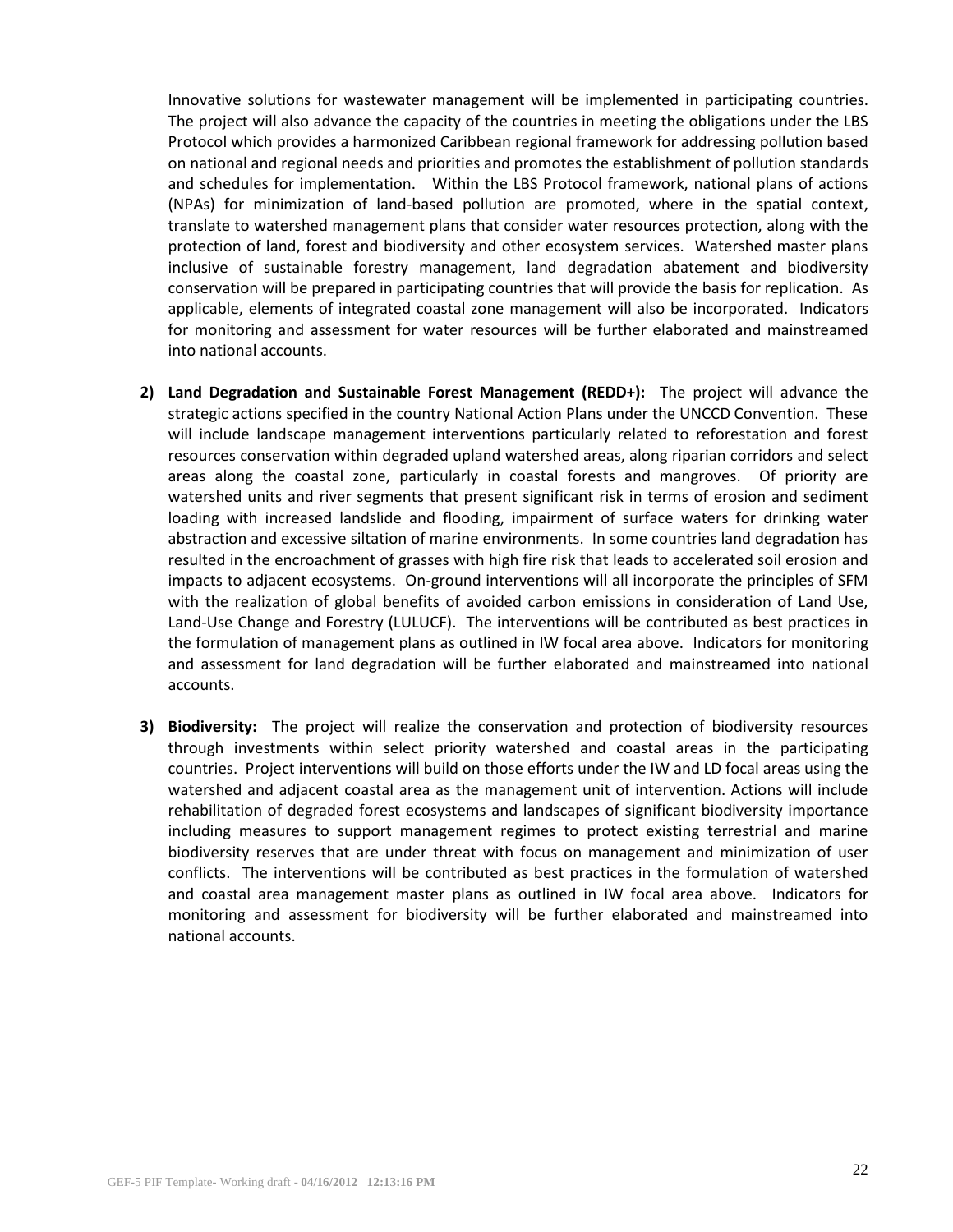Innovative solutions for wastewater management will be implemented in participating countries. The project will also advance the capacity of the countries in meeting the obligations under the LBS Protocol which provides a harmonized Caribbean regional framework for addressing pollution based on national and regional needs and priorities and promotes the establishment of pollution standards and schedules for implementation. Within the LBS Protocol framework, national plans of actions (NPAs) for minimization of land-based pollution are promoted, where in the spatial context, translate to watershed management plans that consider water resources protection, along with the protection of land, forest and biodiversity and other ecosystem services. Watershed master plans inclusive of sustainable forestry management, land degradation abatement and biodiversity conservation will be prepared in participating countries that will provide the basis for replication. As applicable, elements of integrated coastal zone management will also be incorporated. Indicators for monitoring and assessment for water resources will be further elaborated and mainstreamed into national accounts.

2) **Land Degradation and Sustainable Forest Management (REDD+):** The project will advance the strategic actions specified in the country National Action Plans under the UNCCD Convention. These will include landscape management interventions particularly related to reforestation and forest resources conservation within degraded upland watershed areas, along riparian corridors and select areas along the coastal zone, particularly in coastal forests and mangroves. Of priority are watershed units and river segments that present significant risk in terms of erosion and sediment loading with increased landslide and flooding, impairment of surface waters for drinking water abstraction and excessive siltation of marine environments. In some countries land degradation has resulted in the encroachment of grasses with high fire risk that leads to accelerated soil erosion and impacts to adjacent ecosystems. On-ground interventions will all incorporate the principles of SFM with the realization of global benefits of avoided carbon emissions in consideration of Land Use, Land-Use Change and Forestry (LULUCF). The interventions will be contributed as best practices in the formulation of management plans as outlined in IW focal area above. Indicators for monitoring and assessment for land degradation will be further elaborated and mainstreamed into national accounts.

3) **Biodiversity:** The project will realize the conservation and protection of biodiversity resources through investments within select priority watershed and coastal areas in the participating countries. Project interventions will build on those efforts under the IW and LD focal areas using the watershed and adjacent coastal area as the management unit of intervention. Actions will include rehabilitation of degraded forest ecosystems and landscapes of significant biodiversity importance including measures to support management regimes to protect existing terrestrial and marine biodiversity reserves that are under threat with focus on management and minimization of user conflicts. The interventions will be contributed as best practices in the formulation of watershed and coastal area management master plans as outlined in IW focal area above. Indicators for monitoring and assessment for biodiversity will be further elaborated and mainstreamed into national accounts.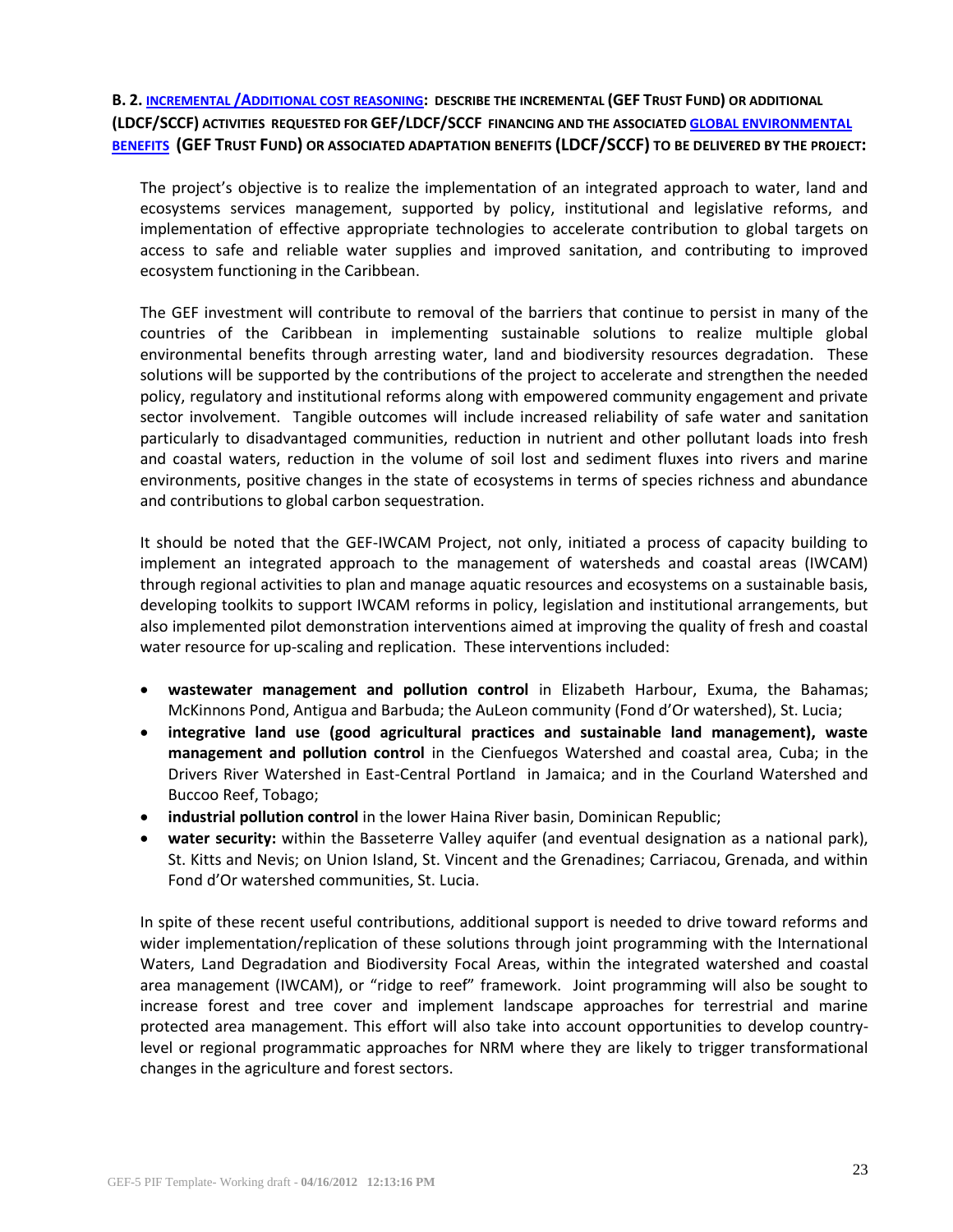### B. 2. INCREMENTAL /ADDITIONAL COST REASONING: DESCRIBE THE INCREMENTAL (GEF TRUST FUND) OR ADDITIONAL (LDCF/SCCF) ACTIVITIES REQUESTED FOR GEF/LDCF/SCCF FINANCING AND THE ASSOCIATED GLOBAL ENVIRONMENTAL BENEFITS (GEF TRUST FUND) OR ASSOCIATED ADAPTATION BENEFITS (LDCF/SCCF) TO BE DELIVERED BY THE PROJECT:

The project's objective is to realize the implementation of an integrated approach to water, land and ecosystems services management, supported by policy, institutional and legislative reforms, and implementation of effective appropriate technologies to accelerate contribution to global targets on access to safe and reliable water supplies and improved sanitation, and contributing to improved ecosystem functioning in the Caribbean.

The GEF investment will contribute to removal of the barriers that continue to persist in many of the countries of the Caribbean in implementing sustainable solutions to realize multiple global environmental benefits through arresting water, land and biodiversity resources degradation. These solutions will be supported by the contributions of the project to accelerate and strengthen the needed policy, regulatory and institutional reforms along with empowered community engagement and private sector involvement. Tangible outcomes will include increased reliability of safe water and sanitation particularly to disadvantaged communities, reduction in nutrient and other pollutant loads into fresh and coastal waters, reduction in the volume of soil lost and sediment fluxes into rivers and marine environments, positive changes in the state of ecosystems in terms of species richness and abundance and contributions to global carbon sequestration.

It should be noted that the GEF-IWCAM Project, not only, initiated a process of capacity building to implement an integrated approach to the management of watersheds and coastal areas (IWCAM) through regional activities to plan and manage aquatic resources and ecosystems on a sustainable basis, developing toolkits to support IWCAM reforms in policy, legislation and institutional arrangements, but also implemented pilot demonstration interventions aimed at improving the quality of fresh and coastal water resource for up-scaling and replication. These interventions included:

- **wastewater management and pollution control** in Elizabeth Harbour, Exuma, the Bahamas; McKinnons Pond, Antigua and Barbuda; the AuLeon community (Fond d'Or watershed), St. Lucia;
- **integrative land use (good agricultural practices and sustainable land management), waste management and pollution control** in the Cienfuegos Watershed and coastal area, Cuba; in the Drivers River Watershed in East-Central Portland in Jamaica; and in the Courland Watershed and Buccoo Reef, Tobago;
- **industrial pollution control** in the lower Haina River basin, Dominican Republic;
- **water security:** within the Basseterre Valley aquifer (and eventual designation as a national park), St. Kitts and Nevis; on Union Island, St. Vincent and the Grenadines; Carriacou, Grenada, and within Fond d'Or watershed communities, St. Lucia.

In spite of these recent useful contributions, additional support is needed to drive toward reforms and wider implementation/replication of these solutions through joint programming with the International Waters, Land Degradation and Biodiversity Focal Areas, within the integrated watershed and coastal area management (IWCAM), or "ridge to reef" framework. Joint programming will also be sought to increase forest and tree cover and implement landscape approaches for terrestrial and marine protected area management. This effort will also take into account opportunities to develop country-level or regional programmatic approaches for NRM where they are likely to trigger transformational changes in the agriculture and forest sectors.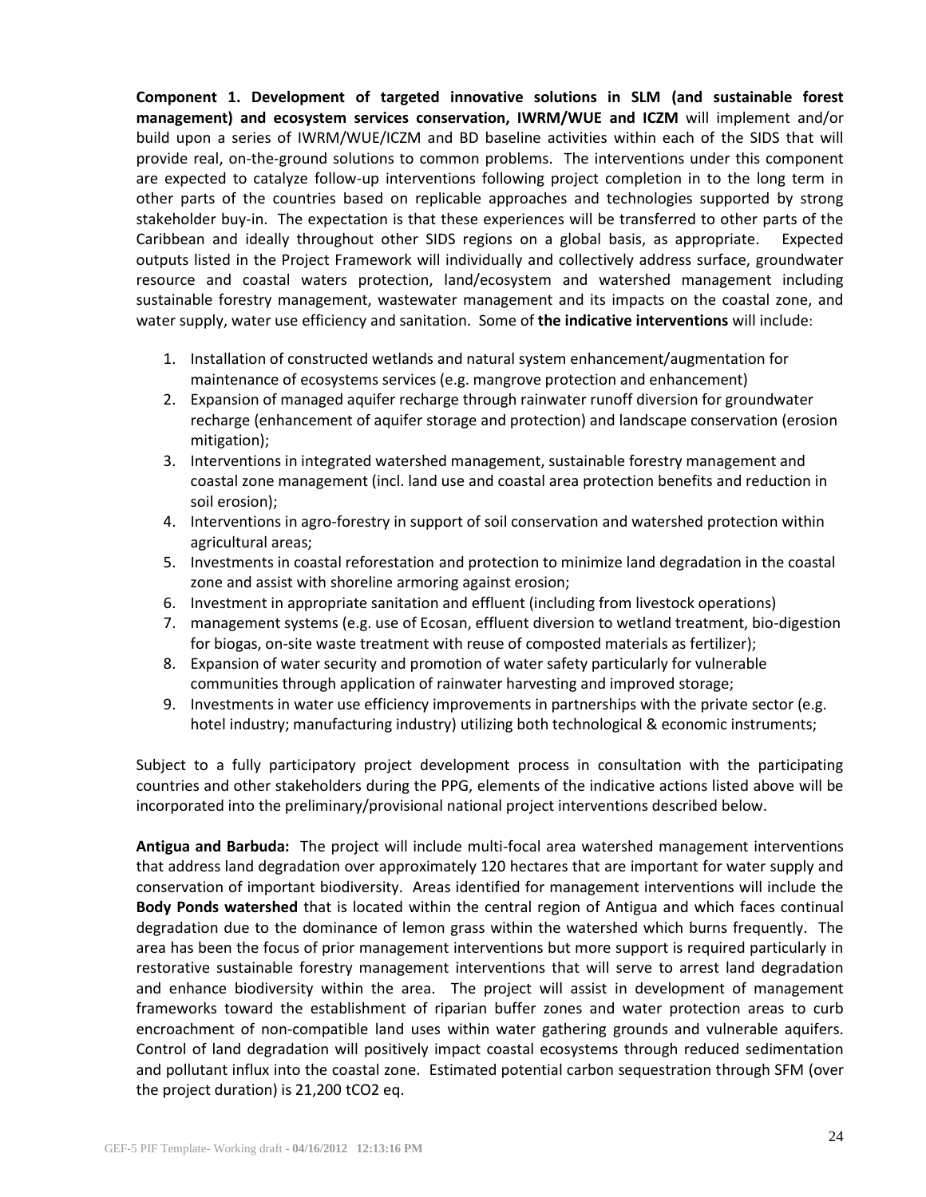**Component 1. Development of targeted innovative solutions in SLM (and sustainable forest management) and ecosystem services conservation, IWRM/WUE and ICZM** will implement and/or build upon a series of IWRM/WUE/ICZM and BD baseline activities within each of the SIDS that will provide real, on-the-ground solutions to common problems. The interventions under this component are expected to catalyze follow-up interventions following project completion in to the long term in other parts of the countries based on replicable approaches and technologies supported by strong stakeholder buy-in. The expectation is that these experiences will be transferred to other parts of the Caribbean and ideally throughout other SIDS regions on a global basis, as appropriate. Expected outputs listed in the Project Framework will individually and collectively address surface, groundwater resource and coastal waters protection, land/ecosystem and watershed management including sustainable forestry management, wastewater management and its impacts on the coastal zone, and water supply, water use efficiency and sanitation. Some of **the indicative interventions** will include:

1. Installation of constructed wetlands and natural system enhancement/augmentation for maintenance of ecosystems services (e.g. mangrove protection and enhancement)
2. Expansion of managed aquifer recharge through rainwater runoff diversion for groundwater recharge (enhancement of aquifer storage and protection) and landscape conservation (erosion mitigation);
3. Interventions in integrated watershed management, sustainable forestry management and coastal zone management (incl. land use and coastal area protection benefits and reduction in soil erosion);
4. Interventions in agro-forestry in support of soil conservation and watershed protection within agricultural areas;
5. Investments in coastal reforestation and protection to minimize land degradation in the coastal zone and assist with shoreline armoring against erosion;
6. Investment in appropriate sanitation and effluent (including from livestock operations)
7. management systems (e.g. use of Ecosan, effluent diversion to wetland treatment, bio-digestion for biogas, on-site waste treatment with reuse of composted materials as fertilizer);
8. Expansion of water security and promotion of water safety particularly for vulnerable communities through application of rainwater harvesting and improved storage;
9. Investments in water use efficiency improvements in partnerships with the private sector (e.g. hotel industry; manufacturing industry) utilizing both technological & economic instruments;

Subject to a fully participatory project development process in consultation with the participating countries and other stakeholders during the PPG, elements of the indicative actions listed above will be incorporated into the preliminary/provisional national project interventions described below.

**Antigua and Barbuda:** The project will include multi-focal area watershed management interventions that address land degradation over approximately 120 hectares that are important for water supply and conservation of important biodiversity. Areas identified for management interventions will include the **Body Ponds watershed** that is located within the central region of Antigua and which faces continual degradation due to the dominance of lemon grass within the watershed which burns frequently. The area has been the focus of prior management interventions but more support is required particularly in restorative sustainable forestry management interventions that will serve to arrest land degradation and enhance biodiversity within the area. The project will assist in development of management frameworks toward the establishment of riparian buffer zones and water protection areas to curb encroachment of non-compatible land uses within water gathering grounds and vulnerable aquifers. Control of land degradation will positively impact coastal ecosystems through reduced sedimentation and pollutant influx into the coastal zone. Estimated potential carbon sequestration through SFM (over the project duration) is 21,200 $tCO_2$ eq.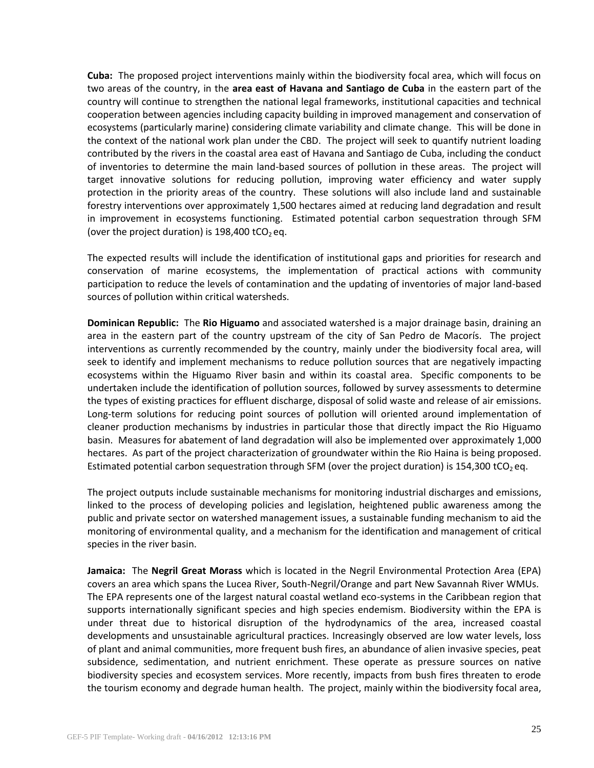**Cuba:** The proposed project interventions mainly within the biodiversity focal area, which will focus on two areas of the country, in the **area east of Havana and Santiago de Cuba** in the eastern part of the country will continue to strengthen the national legal frameworks, institutional capacities and technical cooperation between agencies including capacity building in improved management and conservation of ecosystems (particularly marine) considering climate variability and climate change. This will be done in the context of the national work plan under the CBD. The project will seek to quantify nutrient loading contributed by the rivers in the coastal area east of Havana and Santiago de Cuba, including the conduct of inventories to determine the main land-based sources of pollution in these areas. The project will target innovative solutions for reducing pollution, improving water efficiency and water supply protection in the priority areas of the country. These solutions will also include land and sustainable forestry interventions over approximately 1,500 hectares aimed at reducing land degradation and result in improvement in ecosystems functioning. Estimated potential carbon sequestration through SFM (over the project duration) is 198,400 $tCO_2$ eq.

The expected results will include the identification of institutional gaps and priorities for research and conservation of marine ecosystems, the implementation of practical actions with community participation to reduce the levels of contamination and the updating of inventories of major land-based sources of pollution within critical watersheds.

**Dominican Republic:** The **Rio Higuamo** and associated watershed is a major drainage basin, draining an area in the eastern part of the country upstream of the city of San Pedro de Macorís. The project interventions as currently recommended by the country, mainly under the biodiversity focal area, will seek to identify and implement mechanisms to reduce pollution sources that are negatively impacting ecosystems within the Higuamo River basin and within its coastal area. Specific components to be undertaken include the identification of pollution sources, followed by survey assessments to determine the types of existing practices for effluent discharge, disposal of solid waste and release of air emissions. Long-term solutions for reducing point sources of pollution will oriented around implementation of cleaner production mechanisms by industries in particular those that directly impact the Rio Higuamo basin. Measures for abatement of land degradation will also be implemented over approximately 1,000 hectares. As part of the project characterization of groundwater within the Rio Haina is being proposed. Estimated potential carbon sequestration through SFM (over the project duration) is 154,300 $tCO_2$ eq.

The project outputs include sustainable mechanisms for monitoring industrial discharges and emissions, linked to the process of developing policies and legislation, heightened public awareness among the public and private sector on watershed management issues, a sustainable funding mechanism to aid the monitoring of environmental quality, and a mechanism for the identification and management of critical species in the river basin.

**Jamaica:** The **Negril Great Morass** which is located in the Negril Environmental Protection Area (EPA) covers an area which spans the Lucea River, South-Negril/Orange and part New Savannah River WMUs. The EPA represents one of the largest natural coastal wetland eco-systems in the Caribbean region that supports internationally significant species and high species endemism. Biodiversity within the EPA is under threat due to historical disruption of the hydrodynamics of the area, increased coastal developments and unsustainable agricultural practices. Increasingly observed are low water levels, loss of plant and animal communities, more frequent bush fires, an abundance of alien invasive species, peat subsidence, sedimentation, and nutrient enrichment. These operate as pressure sources on native biodiversity species and ecosystem services. More recently, impacts from bush fires threaten to erode the tourism economy and degrade human health. The project, mainly within the biodiversity focal area,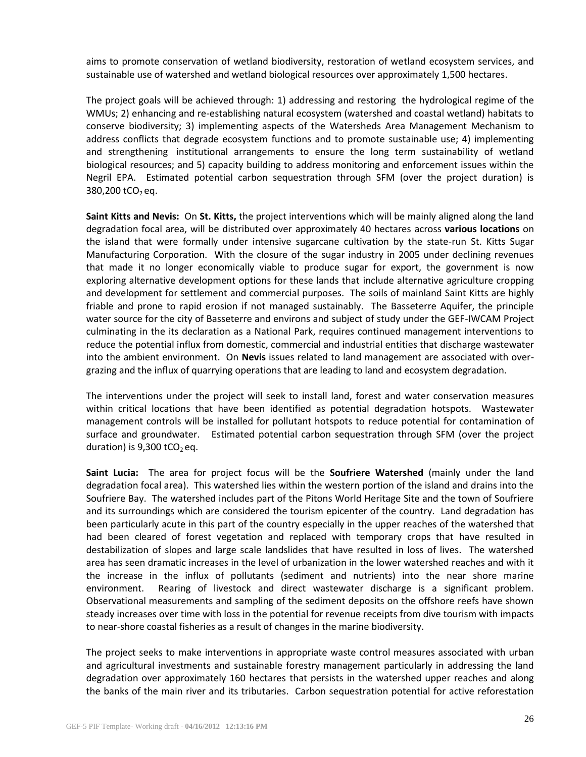aims to promote conservation of wetland biodiversity, restoration of wetland ecosystem services, and sustainable use of watershed and wetland biological resources over approximately 1,500 hectares.

The project goals will be achieved through: 1) addressing and restoring the hydrological regime of the WMUs; 2) enhancing and re-establishing natural ecosystem (watershed and coastal wetland) habitats to conserve biodiversity; 3) implementing aspects of the Watersheds Area Management Mechanism to address conflicts that degrade ecosystem functions and to promote sustainable use; 4) implementing and strengthening institutional arrangements to ensure the long term sustainability of wetland biological resources; and 5) capacity building to address monitoring and enforcement issues within the Negril EPA. Estimated potential carbon sequestration through SFM (over the project duration) is 380,200 $tCO_2$ eq.

**Saint Kitts and Nevis:** On **St. Kitts,** the project interventions which will be mainly aligned along the land degradation focal area, will be distributed over approximately 40 hectares across **various locations** on the island that were formally under intensive sugarcane cultivation by the state-run St. Kitts Sugar Manufacturing Corporation. With the closure of the sugar industry in 2005 under declining revenues that made it no longer economically viable to produce sugar for export, the government is now exploring alternative development options for these lands that include alternative agriculture cropping and development for settlement and commercial purposes. The soils of mainland Saint Kitts are highly friable and prone to rapid erosion if not managed sustainably. The Basseterre Aquifer, the principle water source for the city of Basseterre and environs and subject of study under the GEF-IWCAM Project culminating in the its declaration as a National Park, requires continued management interventions to reduce the potential influx from domestic, commercial and industrial entities that discharge wastewater into the ambient environment. On **Nevis** issues related to land management are associated with over-grazing and the influx of quarrying operations that are leading to land and ecosystem degradation.

The interventions under the project will seek to install land, forest and water conservation measures within critical locations that have been identified as potential degradation hotspots. Wastewater management controls will be installed for pollutant hotspots to reduce potential for contamination of surface and groundwater. Estimated potential carbon sequestration through SFM (over the project duration) is 9,300 $tCO_2$ eq.

**Saint Lucia:** The area for project focus will be the **Soufriere Watershed** (mainly under the land degradation focal area). This watershed lies within the western portion of the island and drains into the Soufriere Bay. The watershed includes part of the Pitons World Heritage Site and the town of Soufriere and its surroundings which are considered the tourism epicenter of the country. Land degradation has been particularly acute in this part of the country especially in the upper reaches of the watershed that had been cleared of forest vegetation and replaced with temporary crops that have resulted in destabilization of slopes and large scale landslides that have resulted in loss of lives. The watershed area has seen dramatic increases in the level of urbanization in the lower watershed reaches and with it the increase in the influx of pollutants (sediment and nutrients) into the near shore marine environment. Rearing of livestock and direct wastewater discharge is a significant problem. Observational measurements and sampling of the sediment deposits on the offshore reefs have shown steady increases over time with loss in the potential for revenue receipts from dive tourism with impacts to near-shore coastal fisheries as a result of changes in the marine biodiversity.

The project seeks to make interventions in appropriate waste control measures associated with urban and agricultural investments and sustainable forestry management particularly in addressing the land degradation over approximately 160 hectares that persists in the watershed upper reaches and along the banks of the main river and its tributaries. Carbon sequestration potential for active reforestation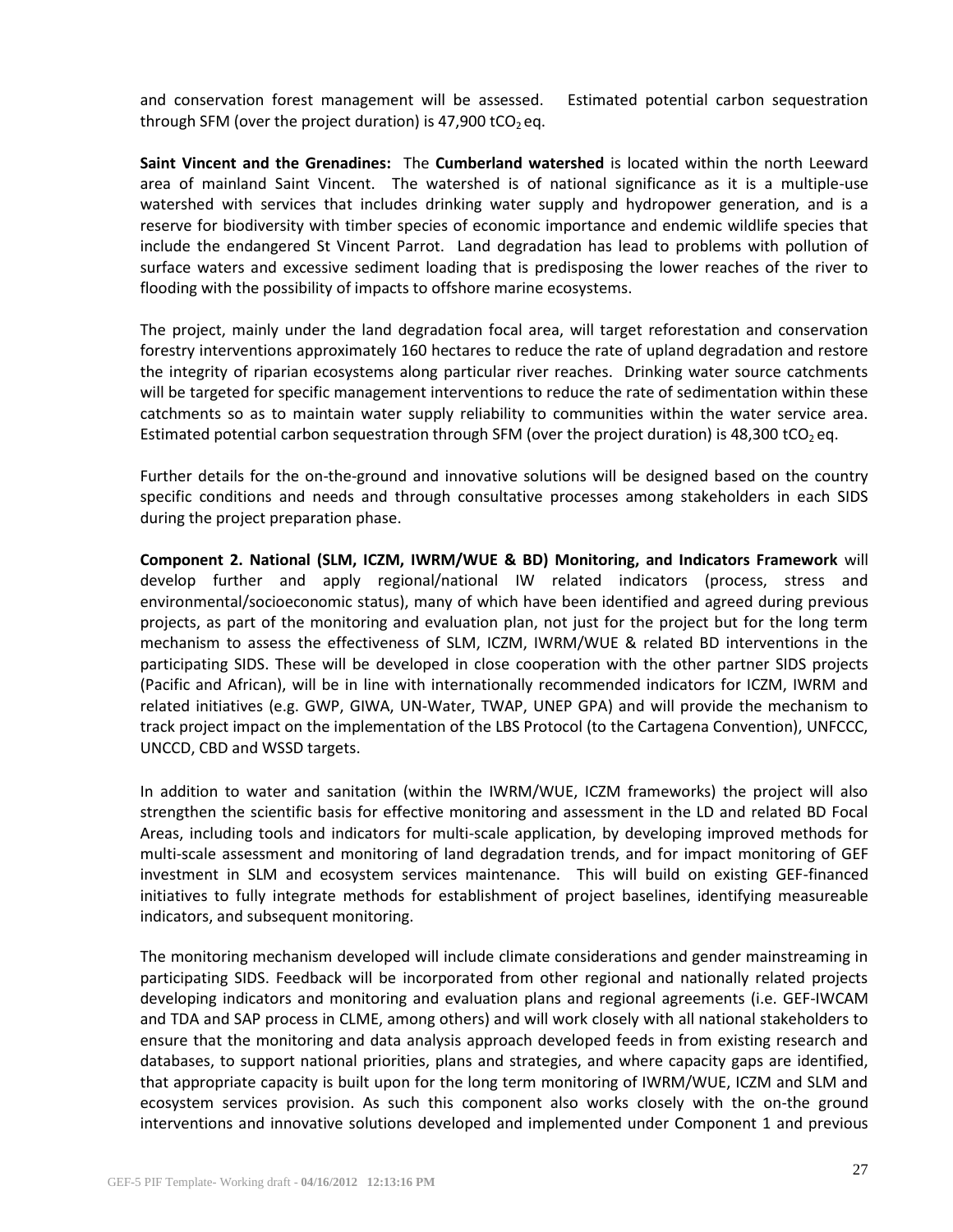and conservation forest management will be assessed. Estimated potential carbon sequestration through SFM (over the project duration) is 47,900 t$CO_2$ eq.

**Saint Vincent and the Grenadines:** The **Cumberland watershed** is located within the north Leeward area of mainland Saint Vincent. The watershed is of national significance as it is a multiple-use watershed with services that includes drinking water supply and hydropower generation, and is a reserve for biodiversity with timber species of economic importance and endemic wildlife species that include the endangered St Vincent Parrot. Land degradation has lead to problems with pollution of surface waters and excessive sediment loading that is predisposing the lower reaches of the river to flooding with the possibility of impacts to offshore marine ecosystems.

The project, mainly under the land degradation focal area, will target reforestation and conservation forestry interventions approximately 160 hectares to reduce the rate of upland degradation and restore the integrity of riparian ecosystems along particular river reaches. Drinking water source catchments will be targeted for specific management interventions to reduce the rate of sedimentation within these catchments so as to maintain water supply reliability to communities within the water service area. Estimated potential carbon sequestration through SFM (over the project duration) is 48,300 t$CO_2$ eq.

Further details for the on-the-ground and innovative solutions will be designed based on the country specific conditions and needs and through consultative processes among stakeholders in each SIDS during the project preparation phase.

**Component 2. National (SLM, ICZM, IWRM/WUE & BD) Monitoring, and Indicators Framework** will develop further and apply regional/national IW related indicators (process, stress and environmental/socioeconomic status), many of which have been identified and agreed during previous projects, as part of the monitoring and evaluation plan, not just for the project but for the long term mechanism to assess the effectiveness of SLM, ICZM, IWRM/WUE & related BD interventions in the participating SIDS. These will be developed in close cooperation with the other partner SIDS projects (Pacific and African), will be in line with internationally recommended indicators for ICZM, IWRM and related initiatives (e.g. GWP, GIWA, UN-Water, TWAP, UNEP GPA) and will provide the mechanism to track project impact on the implementation of the LBS Protocol (to the Cartagena Convention), UNFCCC, UNCCD, CBD and WSSD targets.

In addition to water and sanitation (within the IWRM/WUE, ICZM frameworks) the project will also strengthen the scientific basis for effective monitoring and assessment in the LD and related BD Focal Areas, including tools and indicators for multi-scale application, by developing improved methods for multi-scale assessment and monitoring of land degradation trends, and for impact monitoring of GEF investment in SLM and ecosystem services maintenance. This will build on existing GEF-financed initiatives to fully integrate methods for establishment of project baselines, identifying measureable indicators, and subsequent monitoring.

The monitoring mechanism developed will include climate considerations and gender mainstreaming in participating SIDS. Feedback will be incorporated from other regional and nationally related projects developing indicators and monitoring and evaluation plans and regional agreements (i.e. GEF-IWCAM and TDA and SAP process in CLME, among others) and will work closely with all national stakeholders to ensure that the monitoring and data analysis approach developed feeds in from existing research and databases, to support national priorities, plans and strategies, and where capacity gaps are identified, that appropriate capacity is built upon for the long term monitoring of IWRM/WUE, ICZM and SLM and ecosystem services provision. As such this component also works closely with the on-the ground interventions and innovative solutions developed and implemented under Component 1 and previous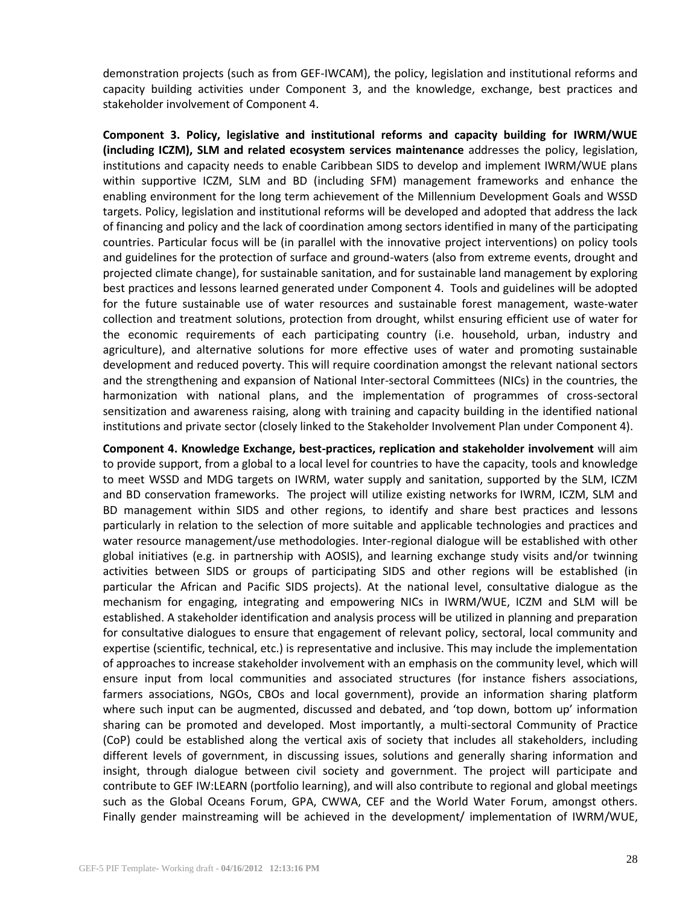demonstration projects (such as from GEF-IWCAM), the policy, legislation and institutional reforms and capacity building activities under Component 3, and the knowledge, exchange, best practices and stakeholder involvement of Component 4.

**Component 3. Policy, legislative and institutional reforms and capacity building for IWRM/WUE (including ICZM), SLM and related ecosystem services maintenance** addresses the policy, legislation, institutions and capacity needs to enable Caribbean SIDS to develop and implement IWRM/WUE plans within supportive ICZM, SLM and BD (including SFM) management frameworks and enhance the enabling environment for the long term achievement of the Millennium Development Goals and WSSD targets. Policy, legislation and institutional reforms will be developed and adopted that address the lack of financing and policy and the lack of coordination among sectors identified in many of the participating countries. Particular focus will be (in parallel with the innovative project interventions) on policy tools and guidelines for the protection of surface and ground-waters (also from extreme events, drought and projected climate change), for sustainable sanitation, and for sustainable land management by exploring best practices and lessons learned generated under Component 4. Tools and guidelines will be adopted for the future sustainable use of water resources and sustainable forest management, waste-water collection and treatment solutions, protection from drought, whilst ensuring efficient use of water for the economic requirements of each participating country (i.e. household, urban, industry and agriculture), and alternative solutions for more effective uses of water and promoting sustainable development and reduced poverty. This will require coordination amongst the relevant national sectors and the strengthening and expansion of National Inter-sectoral Committees (NICs) in the countries, the harmonization with national plans, and the implementation of programmes of cross-sectoral sensitization and awareness raising, along with training and capacity building in the identified national institutions and private sector (closely linked to the Stakeholder Involvement Plan under Component 4).

**Component 4. Knowledge Exchange, best-practices, replication and stakeholder involvement** will aim to provide support, from a global to a local level for countries to have the capacity, tools and knowledge to meet WSSD and MDG targets on IWRM, water supply and sanitation, supported by the SLM, ICZM and BD conservation frameworks. The project will utilize existing networks for IWRM, ICZM, SLM and BD management within SIDS and other regions, to identify and share best practices and lessons particularly in relation to the selection of more suitable and applicable technologies and practices and water resource management/use methodologies. Inter-regional dialogue will be established with other global initiatives (e.g. in partnership with AOSIS), and learning exchange study visits and/or twinning activities between SIDS or groups of participating SIDS and other regions will be established (in particular the African and Pacific SIDS projects). At the national level, consultative dialogue as the mechanism for engaging, integrating and empowering NICs in IWRM/WUE, ICZM and SLM will be established. A stakeholder identification and analysis process will be utilized in planning and preparation for consultative dialogues to ensure that engagement of relevant policy, sectoral, local community and expertise (scientific, technical, etc.) is representative and inclusive. This may include the implementation of approaches to increase stakeholder involvement with an emphasis on the community level, which will ensure input from local communities and associated structures (for instance fishers associations, farmers associations, NGOs, CBOs and local government), provide an information sharing platform where such input can be augmented, discussed and debated, and 'top down, bottom up' information sharing can be promoted and developed. Most importantly, a multi-sectoral Community of Practice (CoP) could be established along the vertical axis of society that includes all stakeholders, including different levels of government, in discussing issues, solutions and generally sharing information and insight, through dialogue between civil society and government. The project will participate and contribute to GEF IW:LEARN (portfolio learning), and will also contribute to regional and global meetings such as the Global Oceans Forum, GPA, CWWA, CEF and the World Water Forum, amongst others. Finally gender mainstreaming will be achieved in the development/ implementation of IWRM/WUE,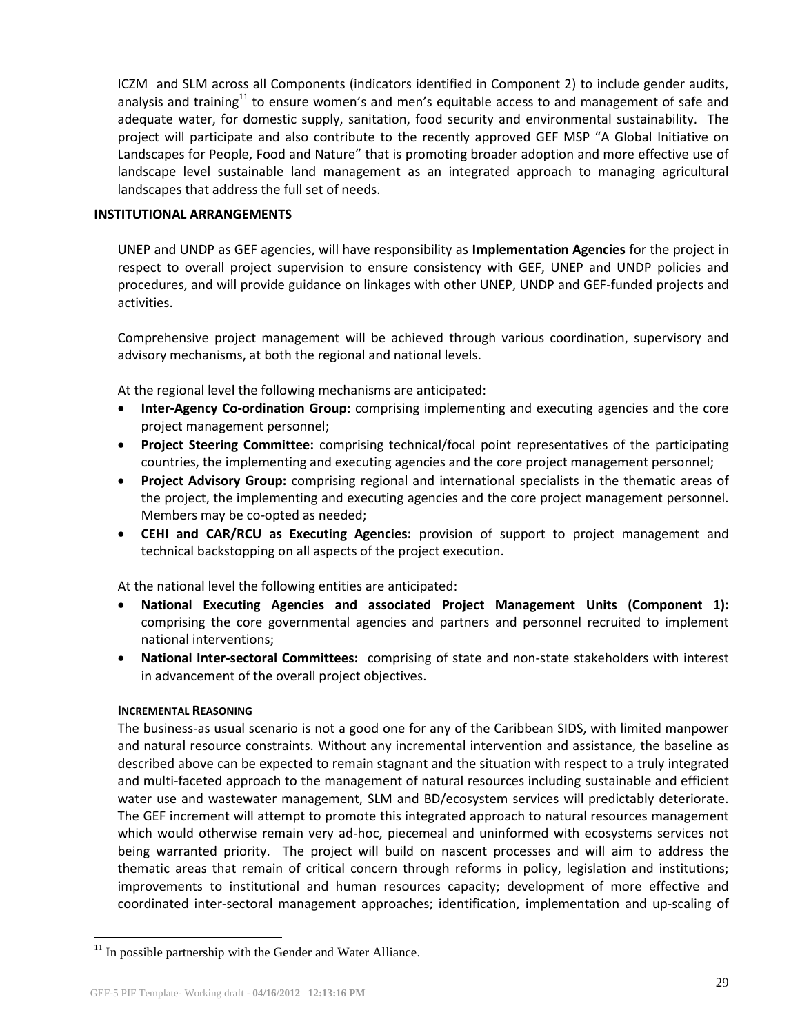ICZM and SLM across all Components (indicators identified in Component 2) to include gender audits, analysis and training[11] to ensure women's and men's equitable access to and management of safe and adequate water, for domestic supply, sanitation, food security and environmental sustainability. The project will participate and also contribute to the recently approved GEF MSP "A Global Initiative on Landscapes for People, Food and Nature" that is promoting broader adoption and more effective use of landscape level sustainable land management as an integrated approach to managing agricultural landscapes that address the full set of needs.

## INSTITUTIONAL ARRANGEMENTS

UNEP and UNDP as GEF agencies, will have responsibility as **Implementation Agencies** for the project in respect to overall project supervision to ensure consistency with GEF, UNEP and UNDP policies and procedures, and will provide guidance on linkages with other UNEP, UNDP and GEF-funded projects and activities.

Comprehensive project management will be achieved through various coordination, supervisory and advisory mechanisms, at both the regional and national levels.

At the regional level the following mechanisms are anticipated:

- **Inter-Agency Co-ordination Group:** comprising implementing and executing agencies and the core project management personnel;
- **Project Steering Committee:** comprising technical/focal point representatives of the participating countries, the implementing and executing agencies and the core project management personnel;
- **Project Advisory Group:** comprising regional and international specialists in the thematic areas of the project, the implementing and executing agencies and the core project management personnel. Members may be co-opted as needed;
- **CEHI and CAR/RCU as Executing Agencies:** provision of support to project management and technical backstopping on all aspects of the project execution.

At the national level the following entities are anticipated:

- **National Executing Agencies and associated Project Management Units (Component 1):** comprising the core governmental agencies and partners and personnel recruited to implement national interventions;
- **National Inter-sectoral Committees:** comprising of state and non-state stakeholders with interest in advancement of the overall project objectives.

### INCREMENTAL REASONING

The business-as usual scenario is not a good one for any of the Caribbean SIDS, with limited manpower and natural resource constraints. Without any incremental intervention and assistance, the baseline as described above can be expected to remain stagnant and the situation with respect to a truly integrated and multi-faceted approach to the management of natural resources including sustainable and efficient water use and wastewater management, SLM and BD/ecosystem services will predictably deteriorate. The GEF increment will attempt to promote this integrated approach to natural resources management which would otherwise remain very ad-hoc, piecemeal and uninformed with ecosystems services not being warranted priority. The project will build on nascent processes and will aim to address the thematic areas that remain of critical concern through reforms in policy, legislation and institutions; improvements to institutional and human resources capacity; development of more effective and coordinated inter-sectoral management approaches; identification, implementation and up-scaling of

[11] In possible partnership with the Gender and Water Alliance.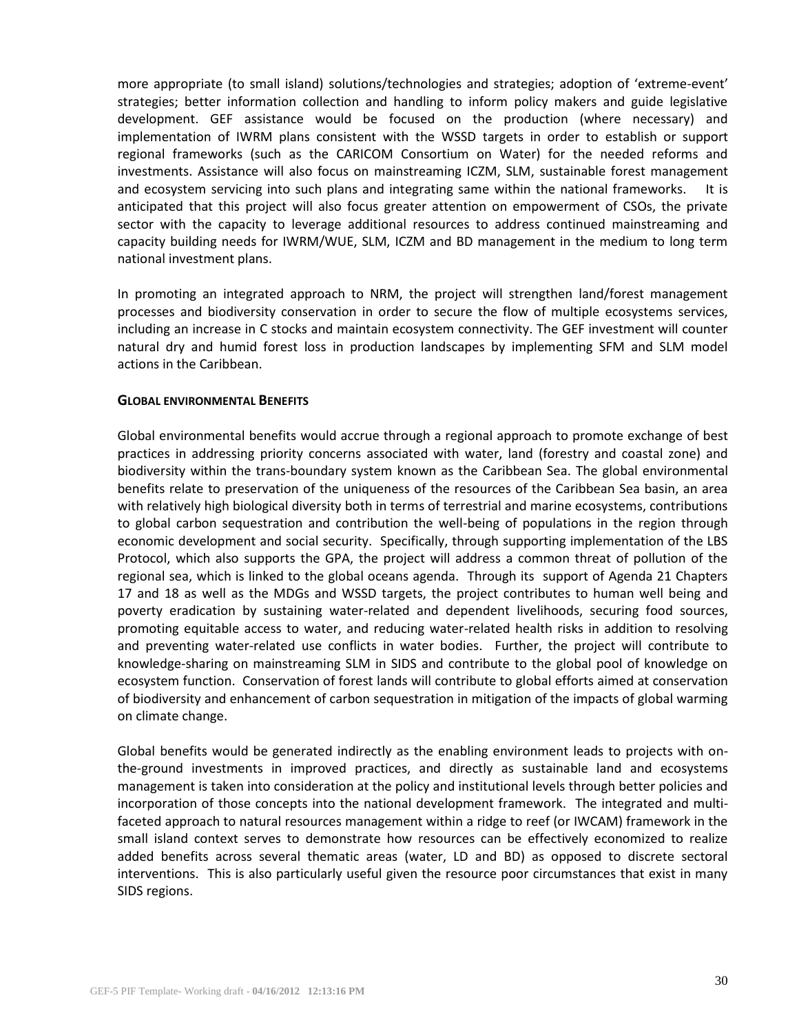more appropriate (to small island) solutions/technologies and strategies; adoption of 'extreme-event' strategies; better information collection and handling to inform policy makers and guide legislative development. GEF assistance would be focused on the production (where necessary) and implementation of IWRM plans consistent with the WSSD targets in order to establish or support regional frameworks (such as the CARICOM Consortium on Water) for the needed reforms and investments. Assistance will also focus on mainstreaming ICZM, SLM, sustainable forest management and ecosystem servicing into such plans and integrating same within the national frameworks. It is anticipated that this project will also focus greater attention on empowerment of CSOs, the private sector with the capacity to leverage additional resources to address continued mainstreaming and capacity building needs for IWRM/WUE, SLM, ICZM and BD management in the medium to long term national investment plans.

In promoting an integrated approach to NRM, the project will strengthen land/forest management processes and biodiversity conservation in order to secure the flow of multiple ecosystems services, including an increase in C stocks and maintain ecosystem connectivity. The GEF investment will counter natural dry and humid forest loss in production landscapes by implementing SFM and SLM model actions in the Caribbean.

**GLOBAL ENVIRONMENTAL BENEFITS**

Global environmental benefits would accrue through a regional approach to promote exchange of best practices in addressing priority concerns associated with water, land (forestry and coastal zone) and biodiversity within the trans-boundary system known as the Caribbean Sea. The global environmental benefits relate to preservation of the uniqueness of the resources of the Caribbean Sea basin, an area with relatively high biological diversity both in terms of terrestrial and marine ecosystems, contributions to global carbon sequestration and contribution the well-being of populations in the region through economic development and social security. Specifically, through supporting implementation of the LBS Protocol, which also supports the GPA, the project will address a common threat of pollution of the regional sea, which is linked to the global oceans agenda. Through its support of Agenda 21 Chapters 17 and 18 as well as the MDGs and WSSD targets, the project contributes to human well being and poverty eradication by sustaining water-related and dependent livelihoods, securing food sources, promoting equitable access to water, and reducing water-related health risks in addition to resolving and preventing water-related use conflicts in water bodies. Further, the project will contribute to knowledge-sharing on mainstreaming SLM in SIDS and contribute to the global pool of knowledge on ecosystem function. Conservation of forest lands will contribute to global efforts aimed at conservation of biodiversity and enhancement of carbon sequestration in mitigation of the impacts of global warming on climate change.

Global benefits would be generated indirectly as the enabling environment leads to projects with on-the-ground investments in improved practices, and directly as sustainable land and ecosystems management is taken into consideration at the policy and institutional levels through better policies and incorporation of those concepts into the national development framework. The integrated and multi-faceted approach to natural resources management within a ridge to reef (or IWCAM) framework in the small island context serves to demonstrate how resources can be effectively economized to realize added benefits across several thematic areas (water, LD and BD) as opposed to discrete sectoral interventions. This is also particularly useful given the resource poor circumstances that exist in many SIDS regions.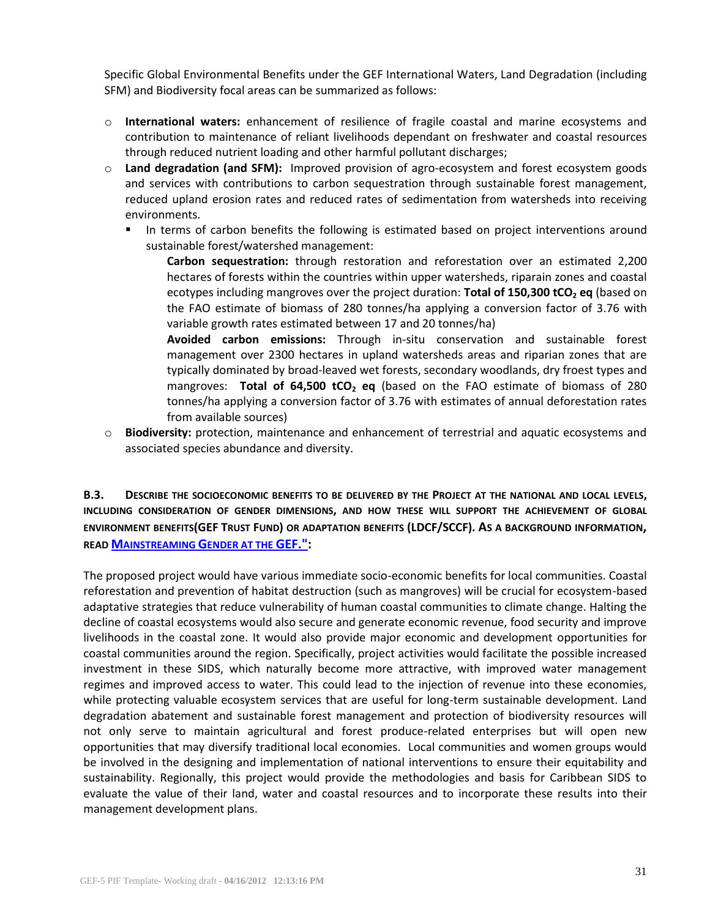Specific Global Environmental Benefits under the GEF International Waters, Land Degradation (including SFM) and Biodiversity focal areas can be summarized as follows:

- **International waters:** enhancement of resilience of fragile coastal and marine ecosystems and contribution to maintenance of reliant livelihoods dependant on freshwater and coastal resources through reduced nutrient loading and other harmful pollutant discharges;
- **Land degradation (and SFM):** Improved provision of agro-ecosystem and forest ecosystem goods and services with contributions to carbon sequestration through sustainable forest management, reduced upland erosion rates and reduced rates of sedimentation from watersheds into receiving environments.
  - In terms of carbon benefits the following is estimated based on project interventions around sustainable forest/watershed management:

    **Carbon sequestration:** through restoration and reforestation over an estimated 2,200 hectares of forests within the countries within upper watersheds, riparain zones and coastal ecotypes including mangroves over the project duration: **Total of 150,300 $tCO_2$ eq** (based on the FAO estimate of biomass of 280 tonnes/ha applying a conversion factor of 3.76 with variable growth rates estimated between 17 and 20 tonnes/ha)

    **Avoided carbon emissions:** Through in-situ conservation and sustainable forest management over 2300 hectares in upland watersheds areas and riparian zones that are typically dominated by broad-leaved wet forests, secondary woodlands, dry froest types and mangroves: **Total of 64,500 $tCO_2$ eq** (based on the FAO estimate of biomass of 280 tonnes/ha applying a conversion factor of 3.76 with estimates of annual deforestation rates from available sources)
- **Biodiversity:** protection, maintenance and enhancement of terrestrial and aquatic ecosystems and associated species abundance and diversity.

**B.3. DESCRIBE THE SOCIOECONOMIC BENEFITS TO BE DELIVERED BY THE PROJECT AT THE NATIONAL AND LOCAL LEVELS, INCLUDING CONSIDERATION OF GENDER DIMENSIONS, AND HOW THESE WILL SUPPORT THE ACHIEVEMENT OF GLOBAL ENVIRONMENT BENEFITS(GEF TRUST FUND) OR ADAPTATION BENEFITS (LDCF/SCCF). AS A BACKGROUND INFORMATION, READ MAINSTREAMING GENDER AT THE GEF.":**

The proposed project would have various immediate socio-economic benefits for local communities. Coastal reforestation and prevention of habitat destruction (such as mangroves) will be crucial for ecosystem-based adaptative strategies that reduce vulnerability of human coastal communities to climate change. Halting the decline of coastal ecosystems would also secure and generate economic revenue, food security and improve livelihoods in the coastal zone. It would also provide major economic and development opportunities for coastal communities around the region. Specifically, project activities would facilitate the possible increased investment in these SIDS, which naturally become more attractive, with improved water management regimes and improved access to water. This could lead to the injection of revenue into these economies, while protecting valuable ecosystem services that are useful for long-term sustainable development. Land degradation abatement and sustainable forest management and protection of biodiversity resources will not only serve to maintain agricultural and forest produce-related enterprises but will open new opportunities that may diversify traditional local economies. Local communities and women groups would be involved in the designing and implementation of national interventions to ensure their equitability and sustainability. Regionally, this project would provide the methodologies and basis for Caribbean SIDS to evaluate the value of their land, water and coastal resources and to incorporate these results into their management development plans.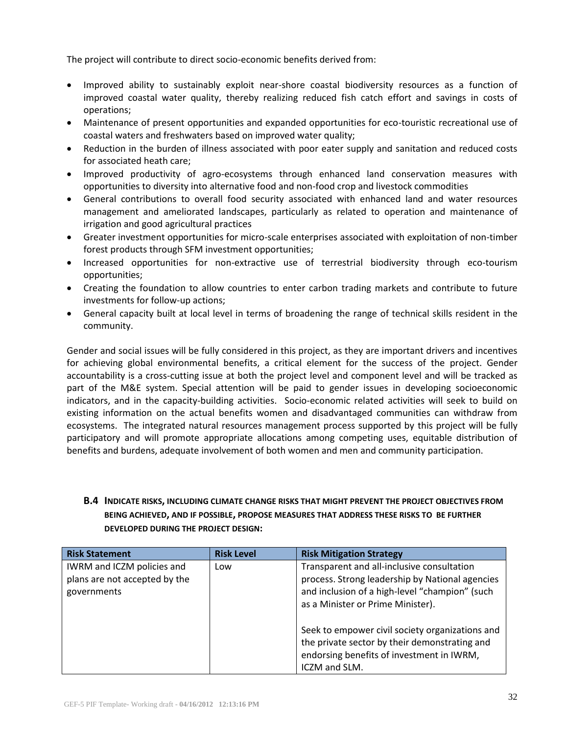The project will contribute to direct socio-economic benefits derived from:

- Improved ability to sustainably exploit near-shore coastal biodiversity resources as a function of improved coastal water quality, thereby realizing reduced fish catch effort and savings in costs of operations;
- Maintenance of present opportunities and expanded opportunities for eco-touristic recreational use of coastal waters and freshwaters based on improved water quality;
- Reduction in the burden of illness associated with poor eater supply and sanitation and reduced costs for associated heath care;
- Improved productivity of agro-ecosystems through enhanced land conservation measures with opportunities to diversity into alternative food and non-food crop and livestock commodities
- General contributions to overall food security associated with enhanced land and water resources management and ameliorated landscapes, particularly as related to operation and maintenance of irrigation and good agricultural practices
- Greater investment opportunities for micro-scale enterprises associated with exploitation of non-timber forest products through SFM investment opportunities;
- Increased opportunities for non-extractive use of terrestrial biodiversity through eco-tourism opportunities;
- Creating the foundation to allow countries to enter carbon trading markets and contribute to future investments for follow-up actions;
- General capacity built at local level in terms of broadening the range of technical skills resident in the community.

Gender and social issues will be fully considered in this project, as they are important drivers and incentives for achieving global environmental benefits, a critical element for the success of the project. Gender accountability is a cross-cutting issue at both the project level and component level and will be tracked as part of the M&E system. Special attention will be paid to gender issues in developing socioeconomic indicators, and in the capacity-building activities. Socio-economic related activities will seek to build on existing information on the actual benefits women and disadvantaged communities can withdraw from ecosystems. The integrated natural resources management process supported by this project will be fully participatory and will promote appropriate allocations among competing uses, equitable distribution of benefits and burdens, adequate involvement of both women and men and community participation.

### B.4 INDICATE RISKS, INCLUDING CLIMATE CHANGE RISKS THAT MIGHT PREVENT THE PROJECT OBJECTIVES FROM BEING ACHIEVED, AND IF POSSIBLE, PROPOSE MEASURES THAT ADDRESS THESE RISKS TO BE FURTHER DEVELOPED DURING THE PROJECT DESIGN:

| Risk Statement | Risk Level | Risk Mitigation Strategy |
|---|---|---|
| IWRM and ICZM policies and plans are not accepted by the governments | Low | Transparent and all-inclusive consultation process. Strong leadership by National agencies and inclusion of a high-level "champion" (such as a Minister or Prime Minister).<br><br>Seek to empower civil society organizations and the private sector by their demonstrating and endorsing benefits of investment in IWRM, ICZM and SLM. |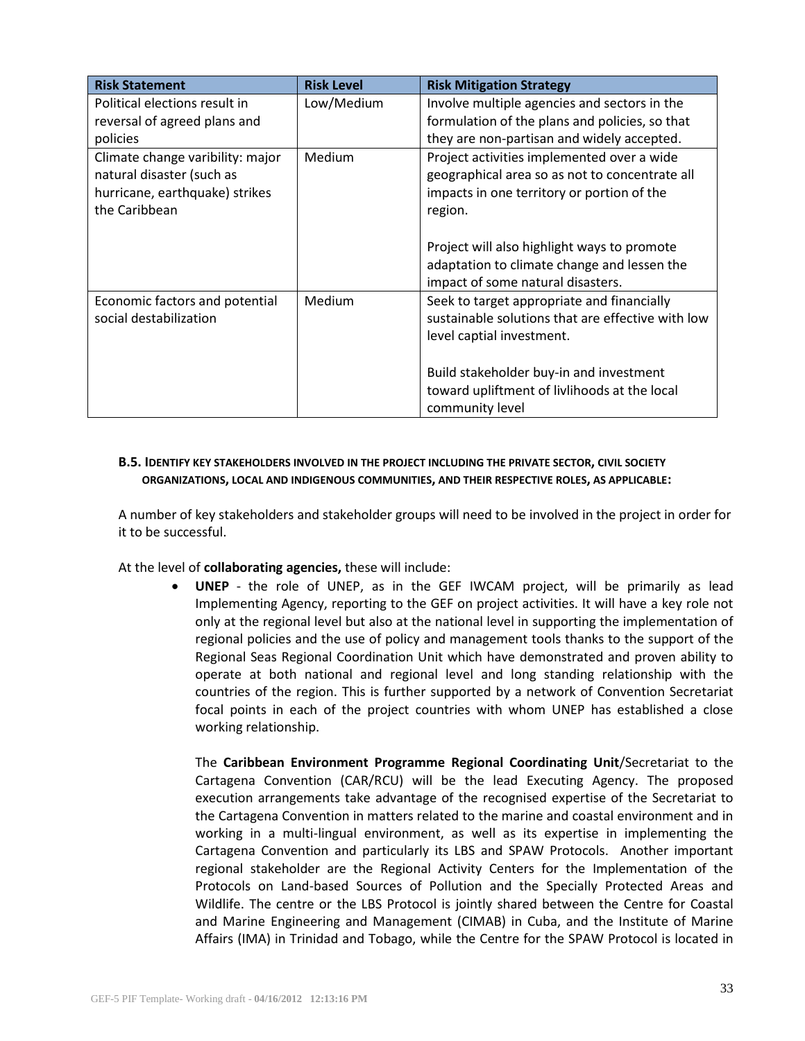| Risk Statement | Risk Level | Risk Mitigation Strategy |
| --- | --- | --- |
| Political elections result in reversal of agreed plans and policies | Low/Medium | Involve multiple agencies and sectors in the formulation of the plans and policies, so that they are non-partisan and widely accepted. |
| Climate change varibility: major natural disaster (such as hurricane, earthquake) strikes the Caribbean | Medium | Project activities implemented over a wide geographical area so as not to concentrate all impacts in one territory or portion of the region.<br><br>Project will also highlight ways to promote adaptation to climate change and lessen the impact of some natural disasters. |
| Economic factors and potential social destabilization | Medium | Seek to target appropriate and financially sustainable solutions that are effective with low level captial investment.<br><br>Build stakeholder buy-in and investment toward upliftment of livlihoods at the local community level |

#### B.5. Identify key stakeholders involved in the project including the private sector, civil society organizations, local and indigenous communities, and their respective roles, as applicable:

A number of key stakeholders and stakeholder groups will need to be involved in the project in order for it to be successful.

At the level of **collaborating agencies,** these will include:

- **UNEP** - the role of UNEP, as in the GEF IWCAM project, will be primarily as lead Implementing Agency, reporting to the GEF on project activities. It will have a key role not only at the regional level but also at the national level in supporting the implementation of regional policies and the use of policy and management tools thanks to the support of the Regional Seas Regional Coordination Unit which have demonstrated and proven ability to operate at both national and regional level and long standing relationship with the countries of the region. This is further supported by a network of Convention Secretariat focal points in each of the project countries with whom UNEP has established a close working relationship.

  The **Caribbean Environment Programme Regional Coordinating Unit**/Secretariat to the Cartagena Convention (CAR/RCU) will be the lead Executing Agency. The proposed execution arrangements take advantage of the recognised expertise of the Secretariat to the Cartagena Convention in matters related to the marine and coastal environment and in working in a multi-lingual environment, as well as its expertise in implementing the Cartagena Convention and particularly its LBS and SPAW Protocols. Another important regional stakeholder are the Regional Activity Centers for the Implementation of the Protocols on Land-based Sources of Pollution and the Specially Protected Areas and Wildlife. The centre or the LBS Protocol is jointly shared between the Centre for Coastal and Marine Engineering and Management (CIMAB) in Cuba, and the Institute of Marine Affairs (IMA) in Trinidad and Tobago, while the Centre for the SPAW Protocol is located in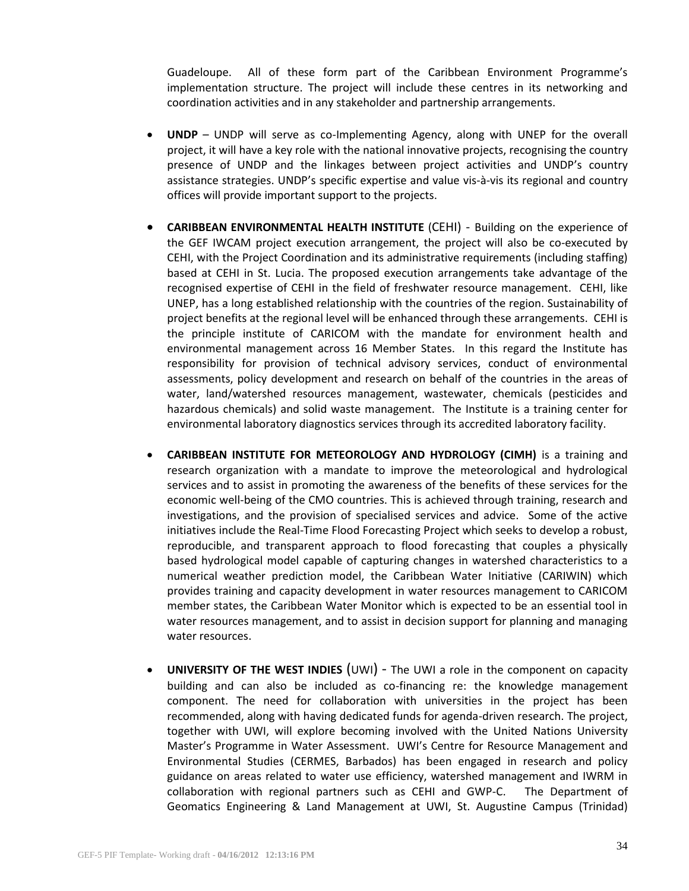Guadeloupe. All of these form part of the Caribbean Environment Programme's implementation structure. The project will include these centres in its networking and coordination activities and in any stakeholder and partnership arrangements.

- **UNDP** – UNDP will serve as co-Implementing Agency, along with UNEP for the overall project, it will have a key role with the national innovative projects, recognising the country presence of UNDP and the linkages between project activities and UNDP's country assistance strategies. UNDP's specific expertise and value vis-à-vis its regional and country offices will provide important support to the projects.

- **CARIBBEAN ENVIRONMENTAL HEALTH INSTITUTE** (CEHI) - Building on the experience of the GEF IWCAM project execution arrangement, the project will also be co-executed by CEHI, with the Project Coordination and its administrative requirements (including staffing) based at CEHI in St. Lucia. The proposed execution arrangements take advantage of the recognised expertise of CEHI in the field of freshwater resource management. CEHI, like UNEP, has a long established relationship with the countries of the region. Sustainability of project benefits at the regional level will be enhanced through these arrangements. CEHI is the principle institute of CARICOM with the mandate for environment health and environmental management across 16 Member States. In this regard the Institute has responsibility for provision of technical advisory services, conduct of environmental assessments, policy development and research on behalf of the countries in the areas of water, land/watershed resources management, wastewater, chemicals (pesticides and hazardous chemicals) and solid waste management. The Institute is a training center for environmental laboratory diagnostics services through its accredited laboratory facility.

- **CARIBBEAN INSTITUTE FOR METEOROLOGY AND HYDROLOGY (CIMH)** is a training and research organization with a mandate to improve the meteorological and hydrological services and to assist in promoting the awareness of the benefits of these services for the economic well-being of the CMO countries. This is achieved through training, research and investigations, and the provision of specialised services and advice. Some of the active initiatives include the Real-Time Flood Forecasting Project which seeks to develop a robust, reproducible, and transparent approach to flood forecasting that couples a physically based hydrological model capable of capturing changes in watershed characteristics to a numerical weather prediction model, the Caribbean Water Initiative (CARIWIN) which provides training and capacity development in water resources management to CARICOM member states, the Caribbean Water Monitor which is expected to be an essential tool in water resources management, and to assist in decision support for planning and managing water resources.

- **UNIVERSITY OF THE WEST INDIES** (UWI) - The UWI a role in the component on capacity building and can also be included as co-financing re: the knowledge management component. The need for collaboration with universities in the project has been recommended, along with having dedicated funds for agenda-driven research. The project, together with UWI, will explore becoming involved with the United Nations University Master's Programme in Water Assessment. UWI's Centre for Resource Management and Environmental Studies (CERMES, Barbados) has been engaged in research and policy guidance on areas related to water use efficiency, watershed management and IWRM in collaboration with regional partners such as CEHI and GWP-C. The Department of Geomatics Engineering & Land Management at UWI, St. Augustine Campus (Trinidad)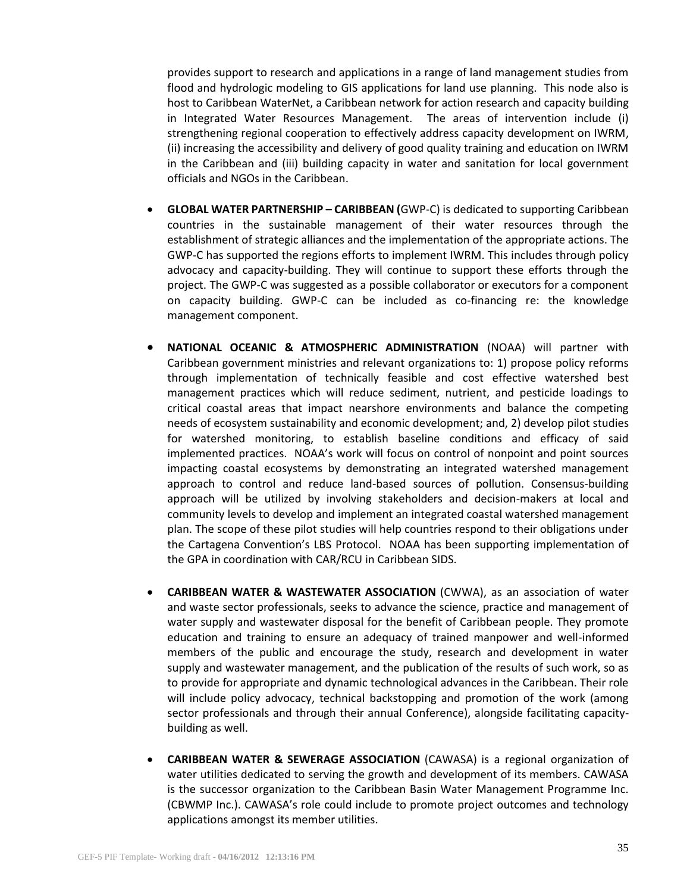provides support to research and applications in a range of land management studies from flood and hydrologic modeling to GIS applications for land use planning. This node also is host to Caribbean WaterNet, a Caribbean network for action research and capacity building in Integrated Water Resources Management. The areas of intervention include (i) strengthening regional cooperation to effectively address capacity development on IWRM, (ii) increasing the accessibility and delivery of good quality training and education on IWRM in the Caribbean and (iii) building capacity in water and sanitation for local government officials and NGOs in the Caribbean.

- **GLOBAL WATER PARTNERSHIP – CARIBBEAN (**GWP-C) is dedicated to supporting Caribbean countries in the sustainable management of their water resources through the establishment of strategic alliances and the implementation of the appropriate actions. The GWP-C has supported the regions efforts to implement IWRM. This includes through policy advocacy and capacity-building. They will continue to support these efforts through the project. The GWP-C was suggested as a possible collaborator or executors for a component on capacity building. GWP-C can be included as co-financing re: the knowledge management component.

- **NATIONAL OCEANIC & ATMOSPHERIC ADMINISTRATION** (NOAA) will partner with Caribbean government ministries and relevant organizations to: 1) propose policy reforms through implementation of technically feasible and cost effective watershed best management practices which will reduce sediment, nutrient, and pesticide loadings to critical coastal areas that impact nearshore environments and balance the competing needs of ecosystem sustainability and economic development; and, 2) develop pilot studies for watershed monitoring, to establish baseline conditions and efficacy of said implemented practices. NOAA's work will focus on control of nonpoint and point sources impacting coastal ecosystems by demonstrating an integrated watershed management approach to control and reduce land-based sources of pollution. Consensus-building approach will be utilized by involving stakeholders and decision-makers at local and community levels to develop and implement an integrated coastal watershed management plan. The scope of these pilot studies will help countries respond to their obligations under the Cartagena Convention's LBS Protocol. NOAA has been supporting implementation of the GPA in coordination with CAR/RCU in Caribbean SIDS.

- **CARIBBEAN WATER & WASTEWATER ASSOCIATION** (CWWA), as an association of water and waste sector professionals, seeks to advance the science, practice and management of water supply and wastewater disposal for the benefit of Caribbean people. They promote education and training to ensure an adequacy of trained manpower and well-informed members of the public and encourage the study, research and development in water supply and wastewater management, and the publication of the results of such work, so as to provide for appropriate and dynamic technological advances in the Caribbean. Their role will include policy advocacy, technical backstopping and promotion of the work (among sector professionals and through their annual Conference), alongside facilitating capacity-building as well.

- **CARIBBEAN WATER & SEWERAGE ASSOCIATION** (CAWASA) is a regional organization of water utilities dedicated to serving the growth and development of its members. CAWASA is the successor organization to the Caribbean Basin Water Management Programme Inc. (CBWMP Inc.). CAWASA's role could include to promote project outcomes and technology applications amongst its member utilities.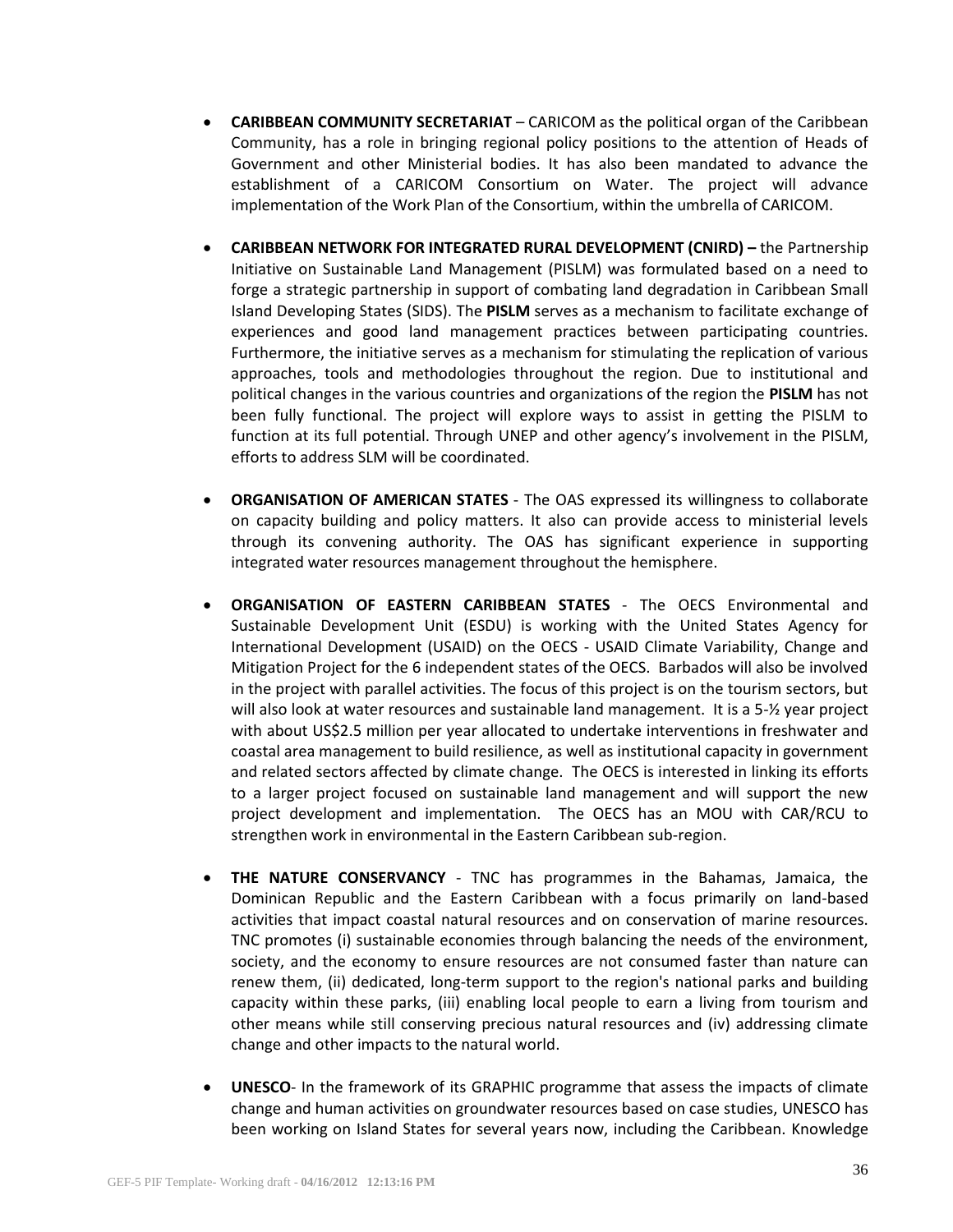- **CARIBBEAN COMMUNITY SECRETARIAT** – CARICOM as the political organ of the Caribbean Community, has a role in bringing regional policy positions to the attention of Heads of Government and other Ministerial bodies. It has also been mandated to advance the establishment of a CARICOM Consortium on Water. The project will advance implementation of the Work Plan of the Consortium, within the umbrella of CARICOM.

- **CARIBBEAN NETWORK FOR INTEGRATED RURAL DEVELOPMENT (CNIRD) –** the Partnership Initiative on Sustainable Land Management (PISLM) was formulated based on a need to forge a strategic partnership in support of combating land degradation in Caribbean Small Island Developing States (SIDS). The **PISLM** serves as a mechanism to facilitate exchange of experiences and good land management practices between participating countries. Furthermore, the initiative serves as a mechanism for stimulating the replication of various approaches, tools and methodologies throughout the region. Due to institutional and political changes in the various countries and organizations of the region the **PISLM** has not been fully functional. The project will explore ways to assist in getting the PISLM to function at its full potential. Through UNEP and other agency's involvement in the PISLM, efforts to address SLM will be coordinated.

- **ORGANISATION OF AMERICAN STATES** - The OAS expressed its willingness to collaborate on capacity building and policy matters. It also can provide access to ministerial levels through its convening authority. The OAS has significant experience in supporting integrated water resources management throughout the hemisphere.

- **ORGANISATION OF EASTERN CARIBBEAN STATES** - The OECS Environmental and Sustainable Development Unit (ESDU) is working with the United States Agency for International Development (USAID) on the OECS - USAID Climate Variability, Change and Mitigation Project for the 6 independent states of the OECS. Barbados will also be involved in the project with parallel activities. The focus of this project is on the tourism sectors, but will also look at water resources and sustainable land management. It is a 5-½ year project with about US$2.5 million per year allocated to undertake interventions in freshwater and coastal area management to build resilience, as well as institutional capacity in government and related sectors affected by climate change. The OECS is interested in linking its efforts to a larger project focused on sustainable land management and will support the new project development and implementation. The OECS has an MOU with CAR/RCU to strengthen work in environmental in the Eastern Caribbean sub-region.

- **THE NATURE CONSERVANCY** - TNC has programmes in the Bahamas, Jamaica, the Dominican Republic and the Eastern Caribbean with a focus primarily on land-based activities that impact coastal natural resources and on conservation of marine resources. TNC promotes (i) sustainable economies through balancing the needs of the environment, society, and the economy to ensure resources are not consumed faster than nature can renew them, (ii) dedicated, long-term support to the region's national parks and building capacity within these parks, (iii) enabling local people to earn a living from tourism and other means while still conserving precious natural resources and (iv) addressing climate change and other impacts to the natural world.

- **UNESCO**- In the framework of its GRAPHIC programme that assess the impacts of climate change and human activities on groundwater resources based on case studies, UNESCO has been working on Island States for several years now, including the Caribbean. Knowledge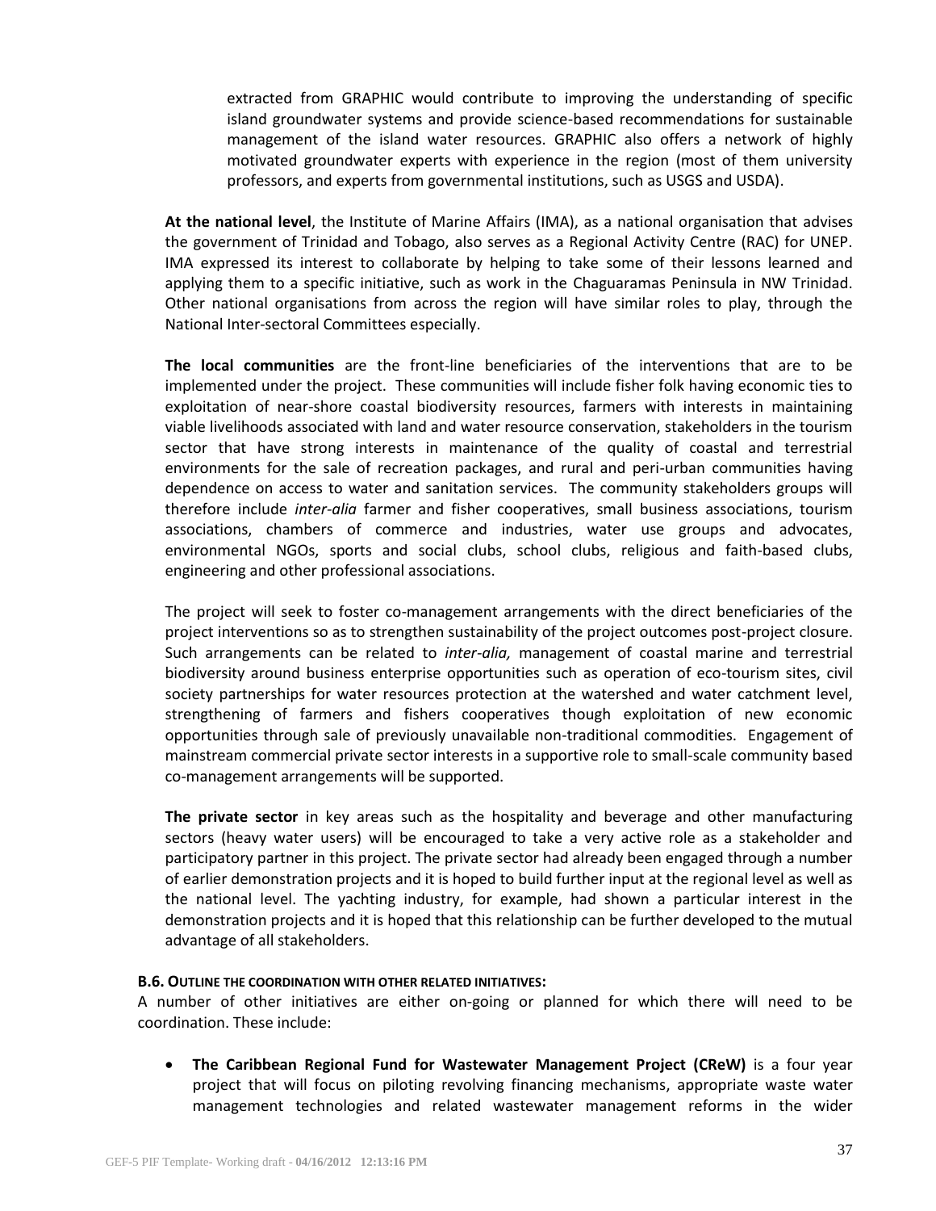extracted from GRAPHIC would contribute to improving the understanding of specific island groundwater systems and provide science-based recommendations for sustainable management of the island water resources. GRAPHIC also offers a network of highly motivated groundwater experts with experience in the region (most of them university professors, and experts from governmental institutions, such as USGS and USDA).

**At the national level**, the Institute of Marine Affairs (IMA), as a national organisation that advises the government of Trinidad and Tobago, also serves as a Regional Activity Centre (RAC) for UNEP. IMA expressed its interest to collaborate by helping to take some of their lessons learned and applying them to a specific initiative, such as work in the Chaguaramas Peninsula in NW Trinidad. Other national organisations from across the region will have similar roles to play, through the National Inter-sectoral Committees especially.

**The local communities** are the front-line beneficiaries of the interventions that are to be implemented under the project. These communities will include fisher folk having economic ties to exploitation of near-shore coastal biodiversity resources, farmers with interests in maintaining viable livelihoods associated with land and water resource conservation, stakeholders in the tourism sector that have strong interests in maintenance of the quality of coastal and terrestrial environments for the sale of recreation packages, and rural and peri-urban communities having dependence on access to water and sanitation services. The community stakeholders groups will therefore include *inter-alia* farmer and fisher cooperatives, small business associations, tourism associations, chambers of commerce and industries, water use groups and advocates, environmental NGOs, sports and social clubs, school clubs, religious and faith-based clubs, engineering and other professional associations.

The project will seek to foster co-management arrangements with the direct beneficiaries of the project interventions so as to strengthen sustainability of the project outcomes post-project closure. Such arrangements can be related to *inter-alia,* management of coastal marine and terrestrial biodiversity around business enterprise opportunities such as operation of eco-tourism sites, civil society partnerships for water resources protection at the watershed and water catchment level, strengthening of farmers and fishers cooperatives though exploitation of new economic opportunities through sale of previously unavailable non-traditional commodities. Engagement of mainstream commercial private sector interests in a supportive role to small-scale community based co-management arrangements will be supported.

**The private sector** in key areas such as the hospitality and beverage and other manufacturing sectors (heavy water users) will be encouraged to take a very active role as a stakeholder and participatory partner in this project. The private sector had already been engaged through a number of earlier demonstration projects and it is hoped to build further input at the regional level as well as the national level. The yachting industry, for example, had shown a particular interest in the demonstration projects and it is hoped that this relationship can be further developed to the mutual advantage of all stakeholders.

**B.6. Outline the coordination with other related initiatives:**

A number of other initiatives are either on-going or planned for which there will need to be coordination. These include:

- **The Caribbean Regional Fund for Wastewater Management Project (CReW)** is a four year project that will focus on piloting revolving financing mechanisms, appropriate waste water management technologies and related wastewater management reforms in the wider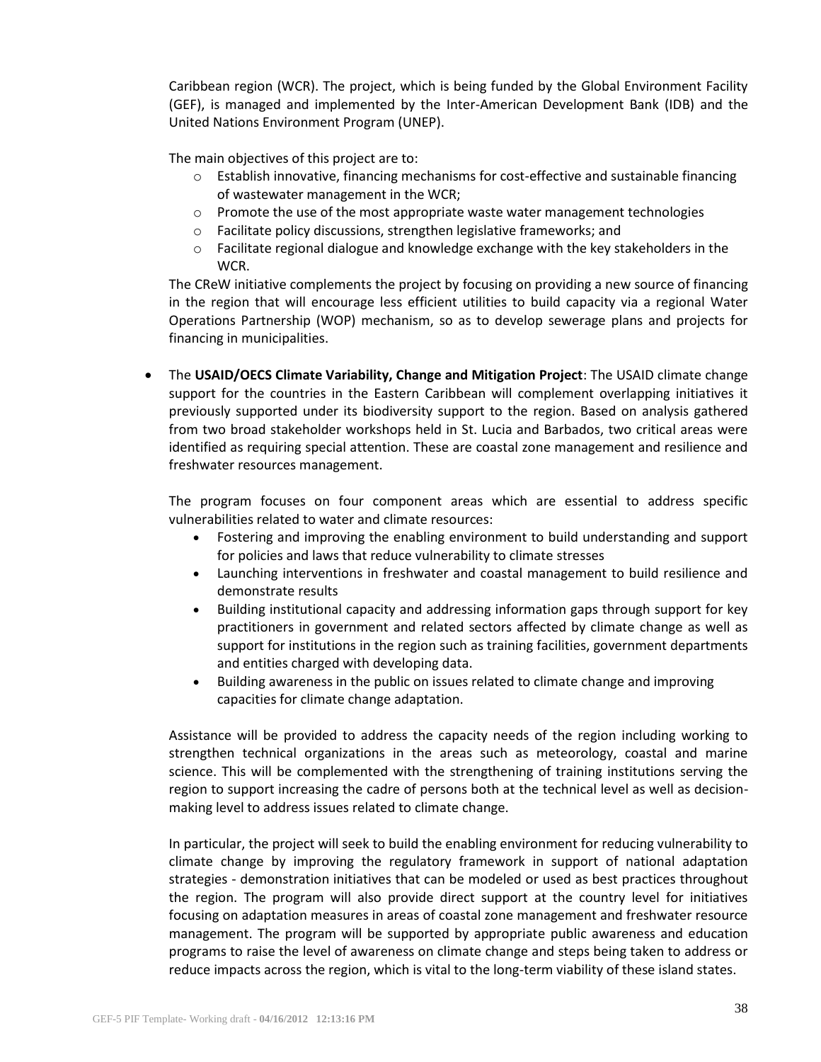Caribbean region (WCR). The project, which is being funded by the Global Environment Facility (GEF), is managed and implemented by the Inter-American Development Bank (IDB) and the United Nations Environment Program (UNEP).

The main objectives of this project are to:

- Establish innovative, financing mechanisms for cost-effective and sustainable financing of wastewater management in the WCR;
- Promote the use of the most appropriate waste water management technologies
- Facilitate policy discussions, strengthen legislative frameworks; and
- Facilitate regional dialogue and knowledge exchange with the key stakeholders in the WCR.

The CReW initiative complements the project by focusing on providing a new source of financing in the region that will encourage less efficient utilities to build capacity via a regional Water Operations Partnership (WOP) mechanism, so as to develop sewerage plans and projects for financing in municipalities.

- The **USAID/OECS Climate Variability, Change and Mitigation Project**: The USAID climate change support for the countries in the Eastern Caribbean will complement overlapping initiatives it previously supported under its biodiversity support to the region. Based on analysis gathered from two broad stakeholder workshops held in St. Lucia and Barbados, two critical areas were identified as requiring special attention. These are coastal zone management and resilience and freshwater resources management.

  The program focuses on four component areas which are essential to address specific vulnerabilities related to water and climate resources:

  - Fostering and improving the enabling environment to build understanding and support for policies and laws that reduce vulnerability to climate stresses
  - Launching interventions in freshwater and coastal management to build resilience and demonstrate results
  - Building institutional capacity and addressing information gaps through support for key practitioners in government and related sectors affected by climate change as well as support for institutions in the region such as training facilities, government departments and entities charged with developing data.
  - Building awareness in the public on issues related to climate change and improving capacities for climate change adaptation.

  Assistance will be provided to address the capacity needs of the region including working to strengthen technical organizations in the areas such as meteorology, coastal and marine science. This will be complemented with the strengthening of training institutions serving the region to support increasing the cadre of persons both at the technical level as well as decision-making level to address issues related to climate change.

  In particular, the project will seek to build the enabling environment for reducing vulnerability to climate change by improving the regulatory framework in support of national adaptation strategies - demonstration initiatives that can be modeled or used as best practices throughout the region. The program will also provide direct support at the country level for initiatives focusing on adaptation measures in areas of coastal zone management and freshwater resource management. The program will be supported by appropriate public awareness and education programs to raise the level of awareness on climate change and steps being taken to address or reduce impacts across the region, which is vital to the long-term viability of these island states.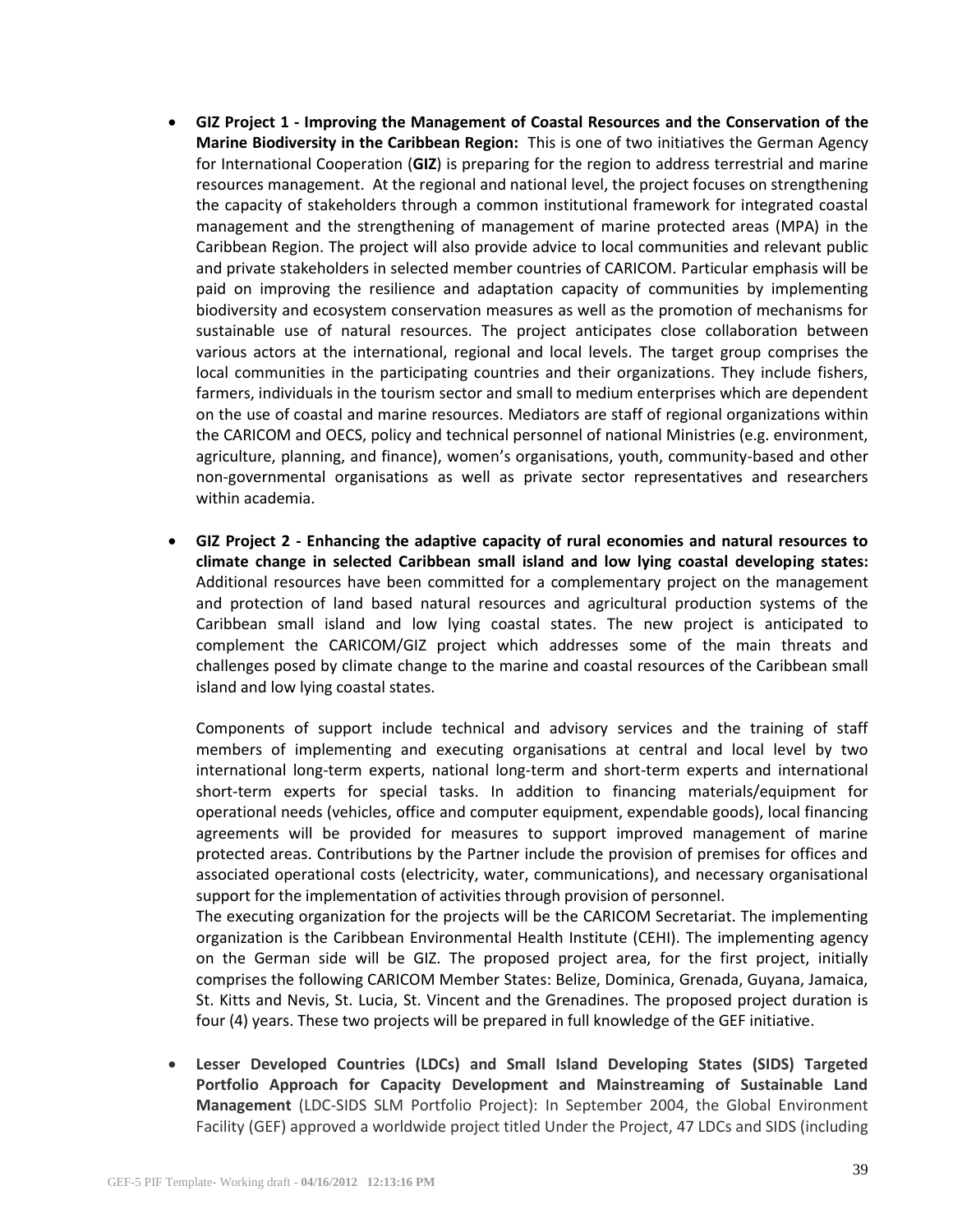- **GIZ Project 1 - Improving the Management of Coastal Resources and the Conservation of the Marine Biodiversity in the Caribbean Region:** This is one of two initiatives the German Agency for International Cooperation (**GIZ**) is preparing for the region to address terrestrial and marine resources management. At the regional and national level, the project focuses on strengthening the capacity of stakeholders through a common institutional framework for integrated coastal management and the strengthening of management of marine protected areas (MPA) in the Caribbean Region. The project will also provide advice to local communities and relevant public and private stakeholders in selected member countries of CARICOM. Particular emphasis will be paid on improving the resilience and adaptation capacity of communities by implementing biodiversity and ecosystem conservation measures as well as the promotion of mechanisms for sustainable use of natural resources. The project anticipates close collaboration between various actors at the international, regional and local levels. The target group comprises the local communities in the participating countries and their organizations. They include fishers, farmers, individuals in the tourism sector and small to medium enterprises which are dependent on the use of coastal and marine resources. Mediators are staff of regional organizations within the CARICOM and OECS, policy and technical personnel of national Ministries (e.g. environment, agriculture, planning, and finance), women's organisations, youth, community-based and other non-governmental organisations as well as private sector representatives and researchers within academia.

- **GIZ Project 2 - Enhancing the adaptive capacity of rural economies and natural resources to climate change in selected Caribbean small island and low lying coastal developing states:** Additional resources have been committed for a complementary project on the management and protection of land based natural resources and agricultural production systems of the Caribbean small island and low lying coastal states. The new project is anticipated to complement the CARICOM/GIZ project which addresses some of the main threats and challenges posed by climate change to the marine and coastal resources of the Caribbean small island and low lying coastal states.

  Components of support include technical and advisory services and the training of staff members of implementing and executing organisations at central and local level by two international long-term experts, national long-term and short-term experts and international short-term experts for special tasks. In addition to financing materials/equipment for operational needs (vehicles, office and computer equipment, expendable goods), local financing agreements will be provided for measures to support improved management of marine protected areas. Contributions by the Partner include the provision of premises for offices and associated operational costs (electricity, water, communications), and necessary organisational support for the implementation of activities through provision of personnel.

  The executing organization for the projects will be the CARICOM Secretariat. The implementing organization is the Caribbean Environmental Health Institute (CEHI). The implementing agency on the German side will be GIZ. The proposed project area, for the first project, initially comprises the following CARICOM Member States: Belize, Dominica, Grenada, Guyana, Jamaica, St. Kitts and Nevis, St. Lucia, St. Vincent and the Grenadines. The proposed project duration is four (4) years. These two projects will be prepared in full knowledge of the GEF initiative.

- **Lesser Developed Countries (LDCs) and Small Island Developing States (SIDS) Targeted Portfolio Approach for Capacity Development and Mainstreaming of Sustainable Land Management** (LDC-SIDS SLM Portfolio Project): In September 2004, the Global Environment Facility (GEF) approved a worldwide project titled Under the Project, 47 LDCs and SIDS (including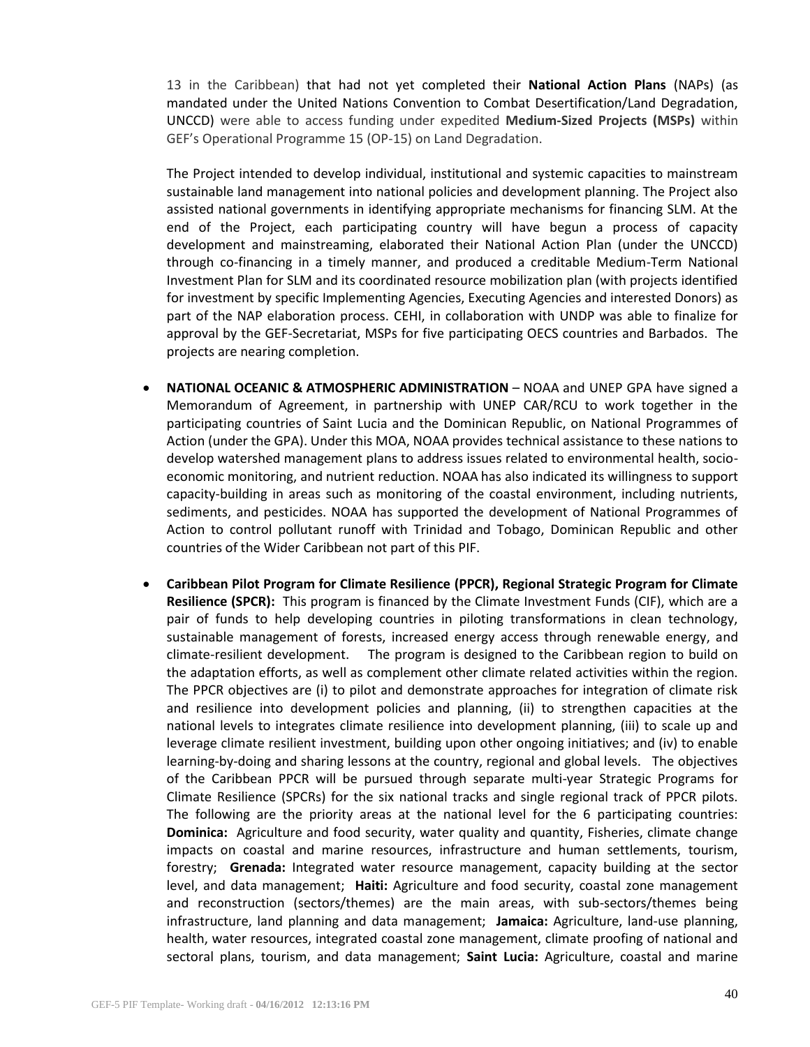13 in the Caribbean) that had not yet completed their **National Action Plans** (NAPs) (as mandated under the United Nations Convention to Combat Desertification/Land Degradation, UNCCD) were able to access funding under expedited **Medium-Sized Projects (MSPs)** within GEF's Operational Programme 15 (OP-15) on Land Degradation.

The Project intended to develop individual, institutional and systemic capacities to mainstream sustainable land management into national policies and development planning. The Project also assisted national governments in identifying appropriate mechanisms for financing SLM. At the end of the Project, each participating country will have begun a process of capacity development and mainstreaming, elaborated their National Action Plan (under the UNCCD) through co-financing in a timely manner, and produced a creditable Medium-Term National Investment Plan for SLM and its coordinated resource mobilization plan (with projects identified for investment by specific Implementing Agencies, Executing Agencies and interested Donors) as part of the NAP elaboration process. CEHI, in collaboration with UNDP was able to finalize for approval by the GEF-Secretariat, MSPs for five participating OECS countries and Barbados. The projects are nearing completion.

- **NATIONAL OCEANIC & ATMOSPHERIC ADMINISTRATION** – NOAA and UNEP GPA have signed a Memorandum of Agreement, in partnership with UNEP CAR/RCU to work together in the participating countries of Saint Lucia and the Dominican Republic, on National Programmes of Action (under the GPA). Under this MOA, NOAA provides technical assistance to these nations to develop watershed management plans to address issues related to environmental health, socio-economic monitoring, and nutrient reduction. NOAA has also indicated its willingness to support capacity-building in areas such as monitoring of the coastal environment, including nutrients, sediments, and pesticides. NOAA has supported the development of National Programmes of Action to control pollutant runoff with Trinidad and Tobago, Dominican Republic and other countries of the Wider Caribbean not part of this PIF.

- **Caribbean Pilot Program for Climate Resilience (PPCR), Regional Strategic Program for Climate Resilience (SPCR):** This program is financed by the Climate Investment Funds (CIF), which are a pair of funds to help developing countries in piloting transformations in clean technology, sustainable management of forests, increased energy access through renewable energy, and climate-resilient development. The program is designed to the Caribbean region to build on the adaptation efforts, as well as complement other climate related activities within the region. The PPCR objectives are (i) to pilot and demonstrate approaches for integration of climate risk and resilience into development policies and planning, (ii) to strengthen capacities at the national levels to integrates climate resilience into development planning, (iii) to scale up and leverage climate resilient investment, building upon other ongoing initiatives; and (iv) to enable learning-by-doing and sharing lessons at the country, regional and global levels. The objectives of the Caribbean PPCR will be pursued through separate multi-year Strategic Programs for Climate Resilience (SPCRs) for the six national tracks and single regional track of PPCR pilots. The following are the priority areas at the national level for the 6 participating countries: **Dominica:** Agriculture and food security, water quality and quantity, Fisheries, climate change impacts on coastal and marine resources, infrastructure and human settlements, tourism, forestry; **Grenada:** Integrated water resource management, capacity building at the sector level, and data management; **Haiti:** Agriculture and food security, coastal zone management and reconstruction (sectors/themes) are the main areas, with sub-sectors/themes being infrastructure, land planning and data management; **Jamaica:** Agriculture, land-use planning, health, water resources, integrated coastal zone management, climate proofing of national and sectoral plans, tourism, and data management; **Saint Lucia:** Agriculture, coastal and marine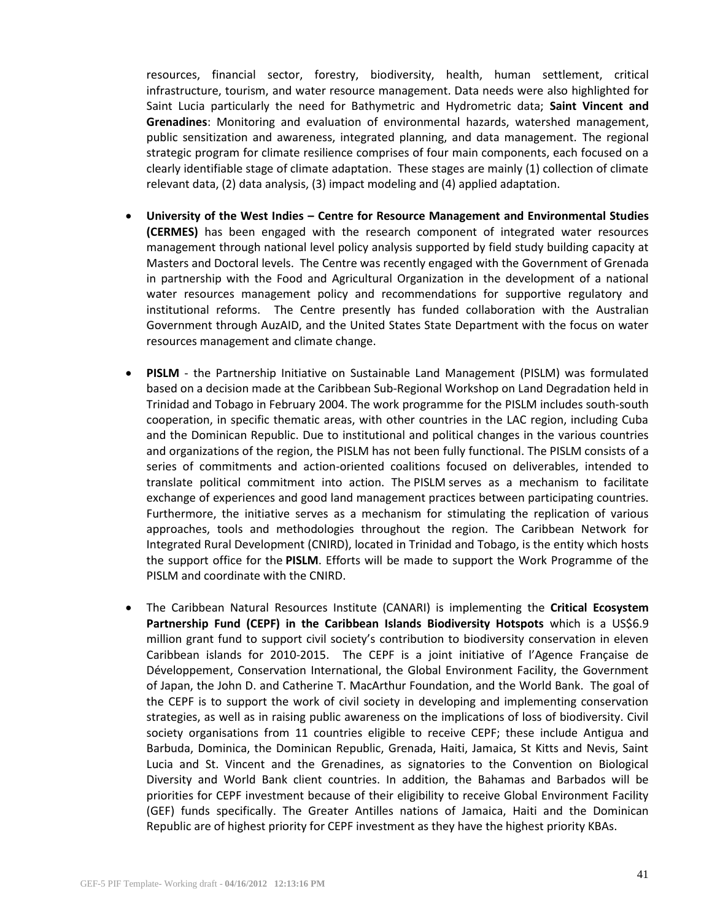resources, financial sector, forestry, biodiversity, health, human settlement, critical infrastructure, tourism, and water resource management. Data needs were also highlighted for Saint Lucia particularly the need for Bathymetric and Hydrometric data; **Saint Vincent and Grenadines**: Monitoring and evaluation of environmental hazards, watershed management, public sensitization and awareness, integrated planning, and data management. The regional strategic program for climate resilience comprises of four main components, each focused on a clearly identifiable stage of climate adaptation. These stages are mainly (1) collection of climate relevant data, (2) data analysis, (3) impact modeling and (4) applied adaptation.

- **University of the West Indies – Centre for Resource Management and Environmental Studies (CERMES)** has been engaged with the research component of integrated water resources management through national level policy analysis supported by field study building capacity at Masters and Doctoral levels. The Centre was recently engaged with the Government of Grenada in partnership with the Food and Agricultural Organization in the development of a national water resources management policy and recommendations for supportive regulatory and institutional reforms. The Centre presently has funded collaboration with the Australian Government through AuzAID, and the United States State Department with the focus on water resources management and climate change.

- **PISLM** - the Partnership Initiative on Sustainable Land Management (PISLM) was formulated based on a decision made at the Caribbean Sub-Regional Workshop on Land Degradation held in Trinidad and Tobago in February 2004. The work programme for the PISLM includes south-south cooperation, in specific thematic areas, with other countries in the LAC region, including Cuba and the Dominican Republic. Due to institutional and political changes in the various countries and organizations of the region, the PISLM has not been fully functional. The PISLM consists of a series of commitments and action-oriented coalitions focused on deliverables, intended to translate political commitment into action. The PISLM serves as a mechanism to facilitate exchange of experiences and good land management practices between participating countries. Furthermore, the initiative serves as a mechanism for stimulating the replication of various approaches, tools and methodologies throughout the region. The Caribbean Network for Integrated Rural Development (CNIRD), located in Trinidad and Tobago, is the entity which hosts the support office for the **PISLM**. Efforts will be made to support the Work Programme of the PISLM and coordinate with the CNIRD.

- The Caribbean Natural Resources Institute (CANARI) is implementing the **Critical Ecosystem Partnership Fund (CEPF) in the Caribbean Islands Biodiversity Hotspots** which is a US$6.9 million grant fund to support civil society's contribution to biodiversity conservation in eleven Caribbean islands for 2010-2015. The CEPF is a joint initiative of l'Agence Française de Développement, Conservation International, the Global Environment Facility, the Government of Japan, the John D. and Catherine T. MacArthur Foundation, and the World Bank. The goal of the CEPF is to support the work of civil society in developing and implementing conservation strategies, as well as in raising public awareness on the implications of loss of biodiversity. Civil society organisations from 11 countries eligible to receive CEPF; these include Antigua and Barbuda, Dominica, the Dominican Republic, Grenada, Haiti, Jamaica, St Kitts and Nevis, Saint Lucia and St. Vincent and the Grenadines, as signatories to the Convention on Biological Diversity and World Bank client countries. In addition, the Bahamas and Barbados will be priorities for CEPF investment because of their eligibility to receive Global Environment Facility (GEF) funds specifically. The Greater Antilles nations of Jamaica, Haiti and the Dominican Republic are of highest priority for CEPF investment as they have the highest priority KBAs.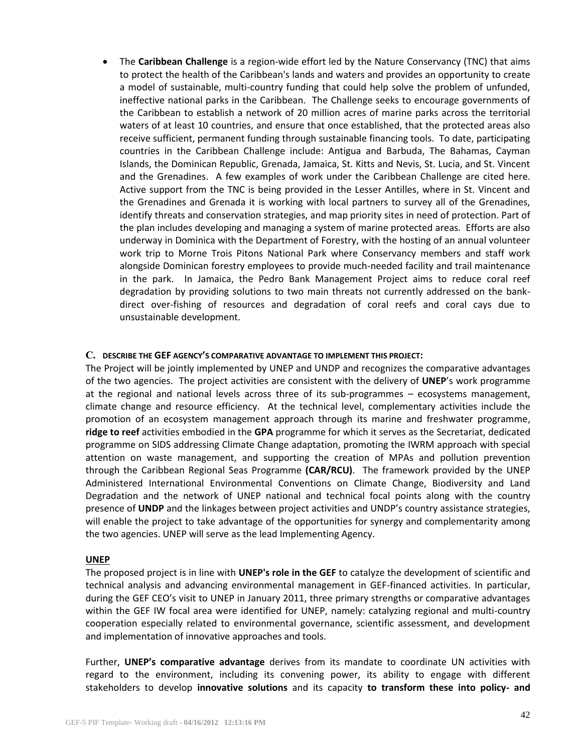- The **Caribbean Challenge** is a region-wide effort led by the Nature Conservancy (TNC) that aims to protect the health of the Caribbean's lands and waters and provides an opportunity to create a model of sustainable, multi-country funding that could help solve the problem of unfunded, ineffective national parks in the Caribbean. The Challenge seeks to encourage governments of the Caribbean to establish a network of 20 million acres of marine parks across the territorial waters of at least 10 countries, and ensure that once established, that the protected areas also receive sufficient, permanent funding through sustainable financing tools. To date, participating countries in the Caribbean Challenge include: Antigua and Barbuda, The Bahamas, Cayman Islands, the Dominican Republic, Grenada, Jamaica, St. Kitts and Nevis, St. Lucia, and St. Vincent and the Grenadines. A few examples of work under the Caribbean Challenge are cited here. Active support from the TNC is being provided in the Lesser Antilles, where in St. Vincent and the Grenadines and Grenada it is working with local partners to survey all of the Grenadines, identify threats and conservation strategies, and map priority sites in need of protection. Part of the plan includes developing and managing a system of marine protected areas. Efforts are also underway in Dominica with the Department of Forestry, with the hosting of an annual volunteer work trip to Morne Trois Pitons National Park where Conservancy members and staff work alongside Dominican forestry employees to provide much-needed facility and trail maintenance in the park. In Jamaica, the Pedro Bank Management Project aims to reduce coral reef degradation by providing solutions to two main threats not currently addressed on the bank-direct over-fishing of resources and degradation of coral reefs and coral cays due to unsustainable development.

### C. DESCRIBE THE GEF AGENCY'S COMPARATIVE ADVANTAGE TO IMPLEMENT THIS PROJECT:

The Project will be jointly implemented by UNEP and UNDP and recognizes the comparative advantages of the two agencies. The project activities are consistent with the delivery of **UNEP**'s work programme at the regional and national levels across three of its sub-programmes – ecosystems management, climate change and resource efficiency. At the technical level, complementary activities include the promotion of an ecosystem management approach through its marine and freshwater programme, **ridge to reef** activities embodied in the **GPA** programme for which it serves as the Secretariat, dedicated programme on SIDS addressing Climate Change adaptation, promoting the IWRM approach with special attention on waste management, and supporting the creation of MPAs and pollution prevention through the Caribbean Regional Seas Programme **(CAR/RCU)**. The framework provided by the UNEP Administered International Environmental Conventions on Climate Change, Biodiversity and Land Degradation and the network of UNEP national and technical focal points along with the country presence of **UNDP** and the linkages between project activities and UNDP's country assistance strategies, will enable the project to take advantage of the opportunities for synergy and complementarity among the two agencies. UNEP will serve as the lead Implementing Agency.

**UNEP**

The proposed project is in line with **UNEP's role in the GEF** to catalyze the development of scientific and technical analysis and advancing environmental management in GEF-financed activities. In particular, during the GEF CEO's visit to UNEP in January 2011, three primary strengths or comparative advantages within the GEF IW focal area were identified for UNEP, namely: catalyzing regional and multi-country cooperation especially related to environmental governance, scientific assessment, and development and implementation of innovative approaches and tools.

Further, **UNEP's comparative advantage** derives from its mandate to coordinate UN activities with regard to the environment, including its convening power, its ability to engage with different stakeholders to develop **innovative solutions** and its capacity **to transform these into policy- and**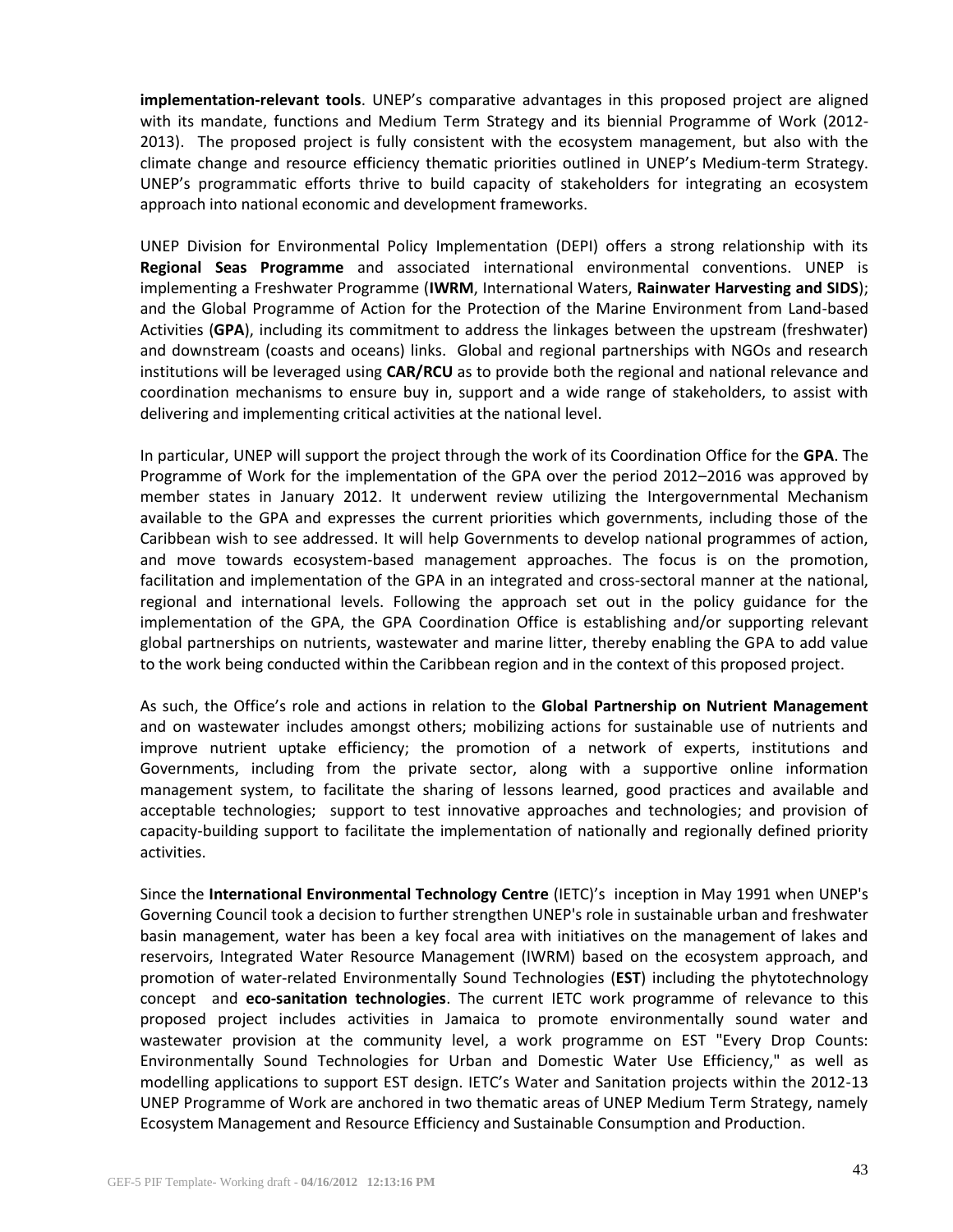**implementation-relevant tools**. UNEP's comparative advantages in this proposed project are aligned with its mandate, functions and Medium Term Strategy and its biennial Programme of Work (2012-2013). The proposed project is fully consistent with the ecosystem management, but also with the climate change and resource efficiency thematic priorities outlined in UNEP's Medium-term Strategy. UNEP's programmatic efforts thrive to build capacity of stakeholders for integrating an ecosystem approach into national economic and development frameworks.

UNEP Division for Environmental Policy Implementation (DEPI) offers a strong relationship with its **Regional Seas Programme** and associated international environmental conventions. UNEP is implementing a Freshwater Programme (**IWRM**, International Waters, **Rainwater Harvesting and SIDS**); and the Global Programme of Action for the Protection of the Marine Environment from Land-based Activities (**GPA**), including its commitment to address the linkages between the upstream (freshwater) and downstream (coasts and oceans) links. Global and regional partnerships with NGOs and research institutions will be leveraged using **CAR/RCU** as to provide both the regional and national relevance and coordination mechanisms to ensure buy in, support and a wide range of stakeholders, to assist with delivering and implementing critical activities at the national level.

In particular, UNEP will support the project through the work of its Coordination Office for the **GPA**. The Programme of Work for the implementation of the GPA over the period 2012–2016 was approved by member states in January 2012. It underwent review utilizing the Intergovernmental Mechanism available to the GPA and expresses the current priorities which governments, including those of the Caribbean wish to see addressed. It will help Governments to develop national programmes of action, and move towards ecosystem-based management approaches. The focus is on the promotion, facilitation and implementation of the GPA in an integrated and cross-sectoral manner at the national, regional and international levels. Following the approach set out in the policy guidance for the implementation of the GPA, the GPA Coordination Office is establishing and/or supporting relevant global partnerships on nutrients, wastewater and marine litter, thereby enabling the GPA to add value to the work being conducted within the Caribbean region and in the context of this proposed project.

As such, the Office's role and actions in relation to the **Global Partnership on Nutrient Management** and on wastewater includes amongst others; mobilizing actions for sustainable use of nutrients and improve nutrient uptake efficiency; the promotion of a network of experts, institutions and Governments, including from the private sector, along with a supportive online information management system, to facilitate the sharing of lessons learned, good practices and available and acceptable technologies; support to test innovative approaches and technologies; and provision of capacity-building support to facilitate the implementation of nationally and regionally defined priority activities.

Since the **International Environmental Technology Centre** (IETC)'s inception in May 1991 when UNEP's Governing Council took a decision to further strengthen UNEP's role in sustainable urban and freshwater basin management, water has been a key focal area with initiatives on the management of lakes and reservoirs, Integrated Water Resource Management (IWRM) based on the ecosystem approach, and promotion of water-related Environmentally Sound Technologies (**EST**) including the phytotechnology concept and **eco-sanitation technologies**. The current IETC work programme of relevance to this proposed project includes activities in Jamaica to promote environmentally sound water and wastewater provision at the community level, a work programme on EST "Every Drop Counts: Environmentally Sound Technologies for Urban and Domestic Water Use Efficiency," as well as modelling applications to support EST design. IETC's Water and Sanitation projects within the 2012-13 UNEP Programme of Work are anchored in two thematic areas of UNEP Medium Term Strategy, namely Ecosystem Management and Resource Efficiency and Sustainable Consumption and Production.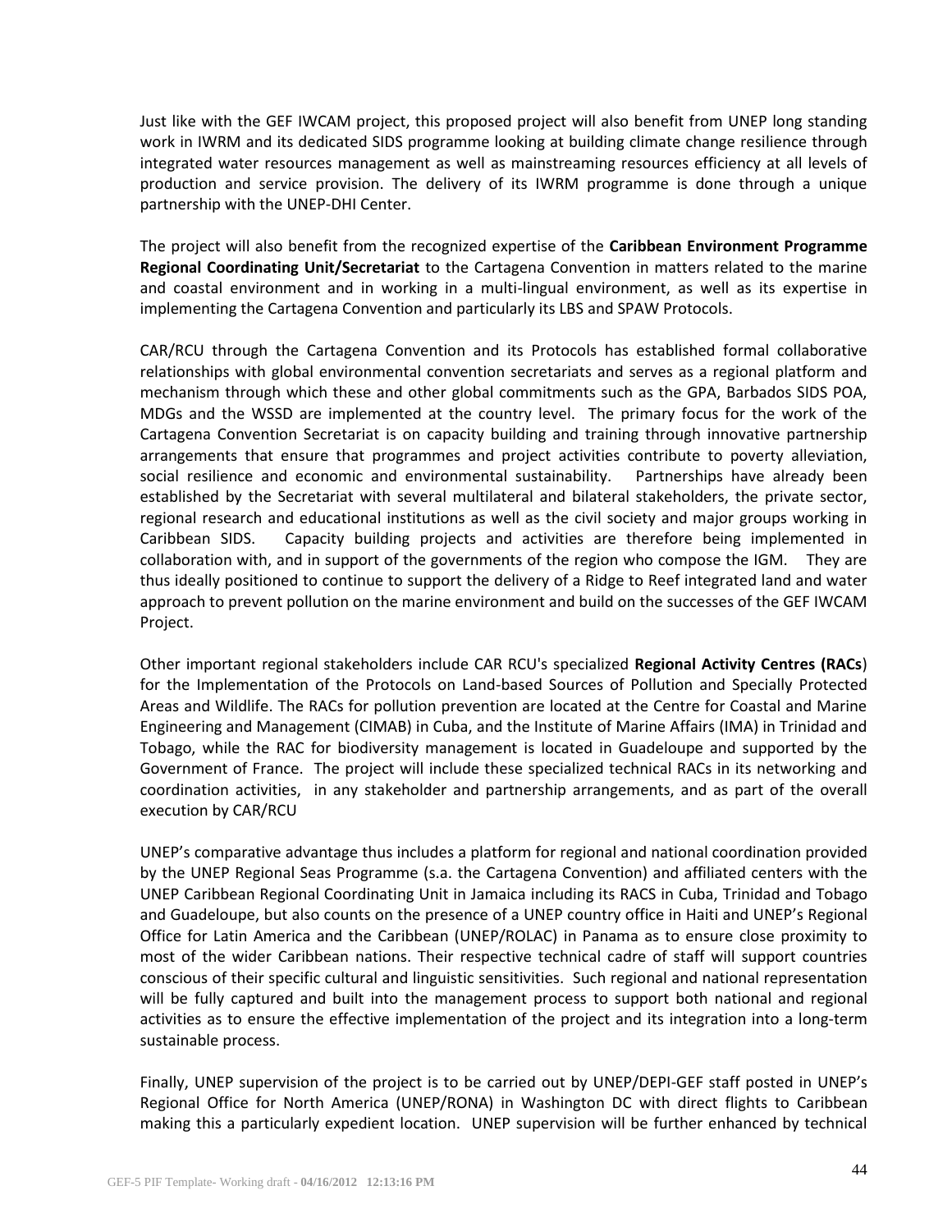Just like with the GEF IWCAM project, this proposed project will also benefit from UNEP long standing work in IWRM and its dedicated SIDS programme looking at building climate change resilience through integrated water resources management as well as mainstreaming resources efficiency at all levels of production and service provision. The delivery of its IWRM programme is done through a unique partnership with the UNEP-DHI Center.

The project will also benefit from the recognized expertise of the **Caribbean Environment Programme Regional Coordinating Unit/Secretariat** to the Cartagena Convention in matters related to the marine and coastal environment and in working in a multi-lingual environment, as well as its expertise in implementing the Cartagena Convention and particularly its LBS and SPAW Protocols.

CAR/RCU through the Cartagena Convention and its Protocols has established formal collaborative relationships with global environmental convention secretariats and serves as a regional platform and mechanism through which these and other global commitments such as the GPA, Barbados SIDS POA, MDGs and the WSSD are implemented at the country level. The primary focus for the work of the Cartagena Convention Secretariat is on capacity building and training through innovative partnership arrangements that ensure that programmes and project activities contribute to poverty alleviation, social resilience and economic and environmental sustainability. Partnerships have already been established by the Secretariat with several multilateral and bilateral stakeholders, the private sector, regional research and educational institutions as well as the civil society and major groups working in Caribbean SIDS. Capacity building projects and activities are therefore being implemented in collaboration with, and in support of the governments of the region who compose the IGM. They are thus ideally positioned to continue to support the delivery of a Ridge to Reef integrated land and water approach to prevent pollution on the marine environment and build on the successes of the GEF IWCAM Project.

Other important regional stakeholders include CAR RCU's specialized **Regional Activity Centres (RACs**) for the Implementation of the Protocols on Land-based Sources of Pollution and Specially Protected Areas and Wildlife. The RACs for pollution prevention are located at the Centre for Coastal and Marine Engineering and Management (CIMAB) in Cuba, and the Institute of Marine Affairs (IMA) in Trinidad and Tobago, while the RAC for biodiversity management is located in Guadeloupe and supported by the Government of France. The project will include these specialized technical RACs in its networking and coordination activities, in any stakeholder and partnership arrangements, and as part of the overall execution by CAR/RCU

UNEP's comparative advantage thus includes a platform for regional and national coordination provided by the UNEP Regional Seas Programme (s.a. the Cartagena Convention) and affiliated centers with the UNEP Caribbean Regional Coordinating Unit in Jamaica including its RACS in Cuba, Trinidad and Tobago and Guadeloupe, but also counts on the presence of a UNEP country office in Haiti and UNEP's Regional Office for Latin America and the Caribbean (UNEP/ROLAC) in Panama as to ensure close proximity to most of the wider Caribbean nations. Their respective technical cadre of staff will support countries conscious of their specific cultural and linguistic sensitivities. Such regional and national representation will be fully captured and built into the management process to support both national and regional activities as to ensure the effective implementation of the project and its integration into a long-term sustainable process.

Finally, UNEP supervision of the project is to be carried out by UNEP/DEPI-GEF staff posted in UNEP's Regional Office for North America (UNEP/RONA) in Washington DC with direct flights to Caribbean making this a particularly expedient location. UNEP supervision will be further enhanced by technical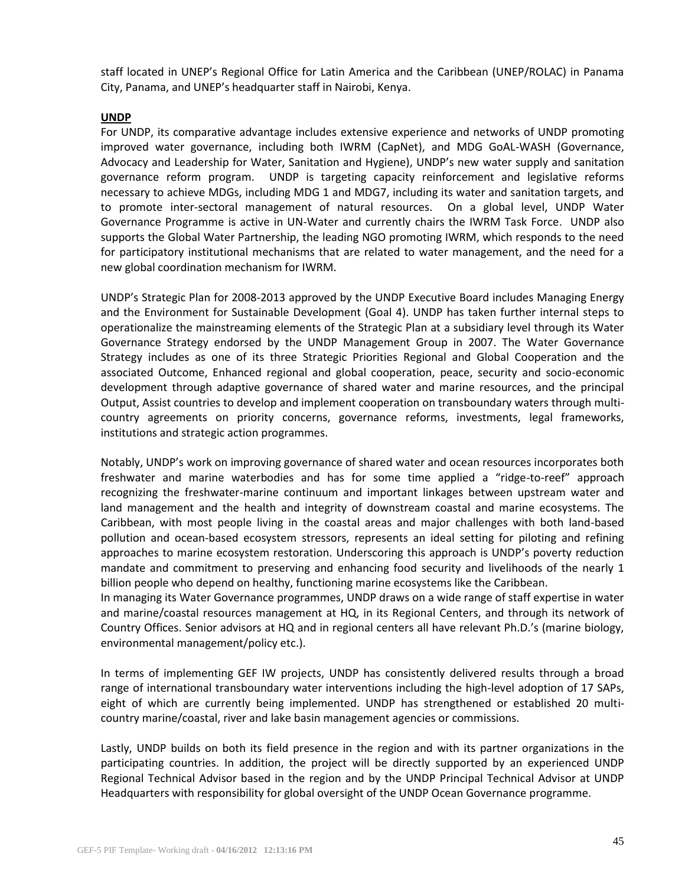staff located in UNEP's Regional Office for Latin America and the Caribbean (UNEP/ROLAC) in Panama City, Panama, and UNEP's headquarter staff in Nairobi, Kenya.

**UNDP**

For UNDP, its comparative advantage includes extensive experience and networks of UNDP promoting improved water governance, including both IWRM (CapNet), and MDG GoAL-WASH (Governance, Advocacy and Leadership for Water, Sanitation and Hygiene), UNDP's new water supply and sanitation governance reform program. UNDP is targeting capacity reinforcement and legislative reforms necessary to achieve MDGs, including MDG 1 and MDG7, including its water and sanitation targets, and to promote inter-sectoral management of natural resources. On a global level, UNDP Water Governance Programme is active in UN-Water and currently chairs the IWRM Task Force. UNDP also supports the Global Water Partnership, the leading NGO promoting IWRM, which responds to the need for participatory institutional mechanisms that are related to water management, and the need for a new global coordination mechanism for IWRM.

UNDP's Strategic Plan for 2008-2013 approved by the UNDP Executive Board includes Managing Energy and the Environment for Sustainable Development (Goal 4). UNDP has taken further internal steps to operationalize the mainstreaming elements of the Strategic Plan at a subsidiary level through its Water Governance Strategy endorsed by the UNDP Management Group in 2007. The Water Governance Strategy includes as one of its three Strategic Priorities Regional and Global Cooperation and the associated Outcome, Enhanced regional and global cooperation, peace, security and socio-economic development through adaptive governance of shared water and marine resources, and the principal Output, Assist countries to develop and implement cooperation on transboundary waters through multi-country agreements on priority concerns, governance reforms, investments, legal frameworks, institutions and strategic action programmes.

Notably, UNDP's work on improving governance of shared water and ocean resources incorporates both freshwater and marine waterbodies and has for some time applied a "ridge-to-reef" approach recognizing the freshwater-marine continuum and important linkages between upstream water and land management and the health and integrity of downstream coastal and marine ecosystems. The Caribbean, with most people living in the coastal areas and major challenges with both land-based pollution and ocean-based ecosystem stressors, represents an ideal setting for piloting and refining approaches to marine ecosystem restoration. Underscoring this approach is UNDP's poverty reduction mandate and commitment to preserving and enhancing food security and livelihoods of the nearly 1 billion people who depend on healthy, functioning marine ecosystems like the Caribbean.

In managing its Water Governance programmes, UNDP draws on a wide range of staff expertise in water and marine/coastal resources management at HQ, in its Regional Centers, and through its network of Country Offices. Senior advisors at HQ and in regional centers all have relevant Ph.D.'s (marine biology, environmental management/policy etc.).

In terms of implementing GEF IW projects, UNDP has consistently delivered results through a broad range of international transboundary water interventions including the high-level adoption of 17 SAPs, eight of which are currently being implemented. UNDP has strengthened or established 20 multi-country marine/coastal, river and lake basin management agencies or commissions.

Lastly, UNDP builds on both its field presence in the region and with its partner organizations in the participating countries. In addition, the project will be directly supported by an experienced UNDP Regional Technical Advisor based in the region and by the UNDP Principal Technical Advisor at UNDP Headquarters with responsibility for global oversight of the UNDP Ocean Governance programme.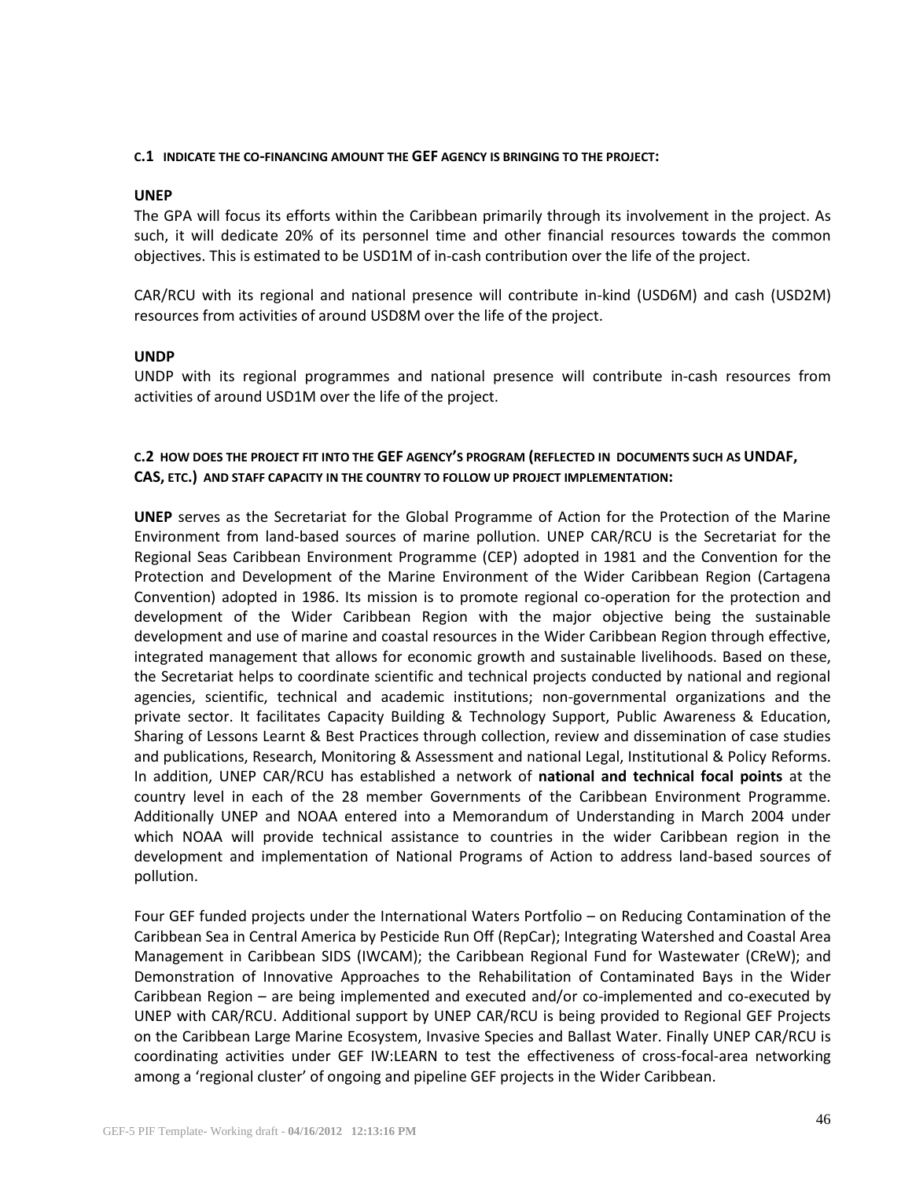**C.1 INDICATE THE CO-FINANCING AMOUNT THE GEF AGENCY IS BRINGING TO THE PROJECT:**

**UNEP**

The GPA will focus its efforts within the Caribbean primarily through its involvement in the project. As such, it will dedicate 20% of its personnel time and other financial resources towards the common objectives. This is estimated to be USD1M of in-cash contribution over the life of the project.

CAR/RCU with its regional and national presence will contribute in-kind (USD6M) and cash (USD2M) resources from activities of around USD8M over the life of the project.

**UNDP**

UNDP with its regional programmes and national presence will contribute in-cash resources from activities of around USD1M over the life of the project.

**C.2 HOW DOES THE PROJECT FIT INTO THE GEF AGENCY'S PROGRAM (REFLECTED IN DOCUMENTS SUCH AS UNDAF, CAS, ETC.) AND STAFF CAPACITY IN THE COUNTRY TO FOLLOW UP PROJECT IMPLEMENTATION:**

**UNEP** serves as the Secretariat for the Global Programme of Action for the Protection of the Marine Environment from land-based sources of marine pollution. UNEP CAR/RCU is the Secretariat for the Regional Seas Caribbean Environment Programme (CEP) adopted in 1981 and the Convention for the Protection and Development of the Marine Environment of the Wider Caribbean Region (Cartagena Convention) adopted in 1986. Its mission is to promote regional co-operation for the protection and development of the Wider Caribbean Region with the major objective being the sustainable development and use of marine and coastal resources in the Wider Caribbean Region through effective, integrated management that allows for economic growth and sustainable livelihoods. Based on these, the Secretariat helps to coordinate scientific and technical projects conducted by national and regional agencies, scientific, technical and academic institutions; non-governmental organizations and the private sector. It facilitates Capacity Building & Technology Support, Public Awareness & Education, Sharing of Lessons Learnt & Best Practices through collection, review and dissemination of case studies and publications, Research, Monitoring & Assessment and national Legal, Institutional & Policy Reforms. In addition, UNEP CAR/RCU has established a network of **national and technical focal points** at the country level in each of the 28 member Governments of the Caribbean Environment Programme. Additionally UNEP and NOAA entered into a Memorandum of Understanding in March 2004 under which NOAA will provide technical assistance to countries in the wider Caribbean region in the development and implementation of National Programs of Action to address land-based sources of pollution.

Four GEF funded projects under the International Waters Portfolio – on Reducing Contamination of the Caribbean Sea in Central America by Pesticide Run Off (RepCar); Integrating Watershed and Coastal Area Management in Caribbean SIDS (IWCAM); the Caribbean Regional Fund for Wastewater (CReW); and Demonstration of Innovative Approaches to the Rehabilitation of Contaminated Bays in the Wider Caribbean Region – are being implemented and executed and/or co-implemented and co-executed by UNEP with CAR/RCU. Additional support by UNEP CAR/RCU is being provided to Regional GEF Projects on the Caribbean Large Marine Ecosystem, Invasive Species and Ballast Water. Finally UNEP CAR/RCU is coordinating activities under GEF IW:LEARN to test the effectiveness of cross-focal-area networking among a 'regional cluster' of ongoing and pipeline GEF projects in the Wider Caribbean.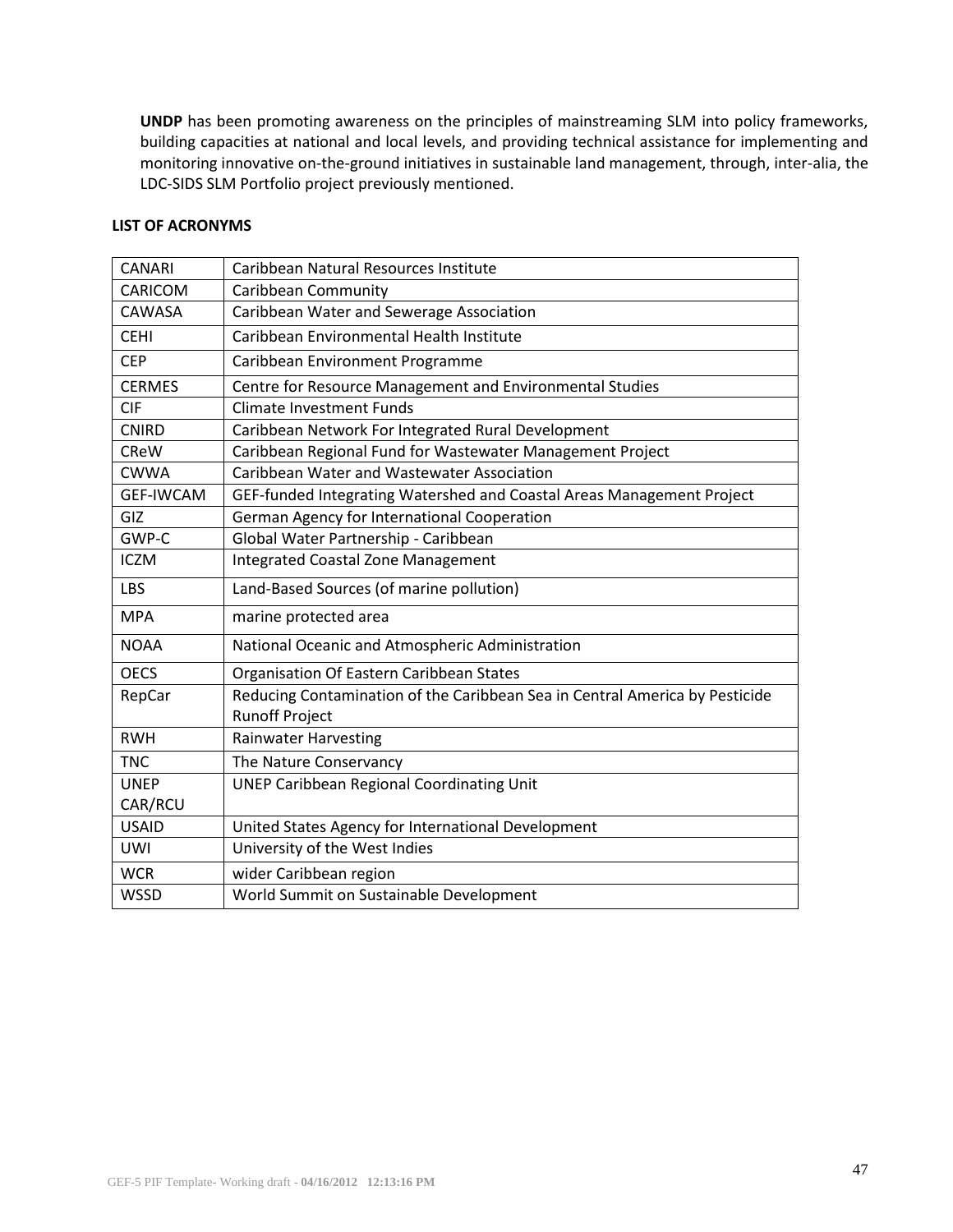**UNDP** has been promoting awareness on the principles of mainstreaming SLM into policy frameworks, building capacities at national and local levels, and providing technical assistance for implementing and monitoring innovative on-the-ground initiatives in sustainable land management, through, inter-alia, the LDC-SIDS SLM Portfolio project previously mentioned.

**LIST OF ACRONYMS**

| | |
|---|---|
| CANARI | Caribbean Natural Resources Institute |
| CARICOM | Caribbean Community |
| CAWASA | Caribbean Water and Sewerage Association |
| CEHI | Caribbean Environmental Health Institute |
| CEP | Caribbean Environment Programme |
| CERMES | Centre for Resource Management and Environmental Studies |
| CIF | Climate Investment Funds |
| CNIRD | Caribbean Network For Integrated Rural Development |
| CReW | Caribbean Regional Fund for Wastewater Management Project |
| CWWA | Caribbean Water and Wastewater Association |
| GEF-IWCAM | GEF-funded Integrating Watershed and Coastal Areas Management Project |
| GIZ | German Agency for International Cooperation |
| GWP-C | Global Water Partnership - Caribbean |
| ICZM | Integrated Coastal Zone Management |
| LBS | Land-Based Sources (of marine pollution) |
| MPA | marine protected area |
| NOAA | National Oceanic and Atmospheric Administration |
| OECS | Organisation Of Eastern Caribbean States |
| RepCar | Reducing Contamination of the Caribbean Sea in Central America by Pesticide Runoff Project |
| RWH | Rainwater Harvesting |
| TNC | The Nature Conservancy |
| UNEP CAR/RCU | UNEP Caribbean Regional Coordinating Unit |
| USAID | United States Agency for International Development |
| UWI | University of the West Indies |
| WCR | wider Caribbean region |
| WSSD | World Summit on Sustainable Development |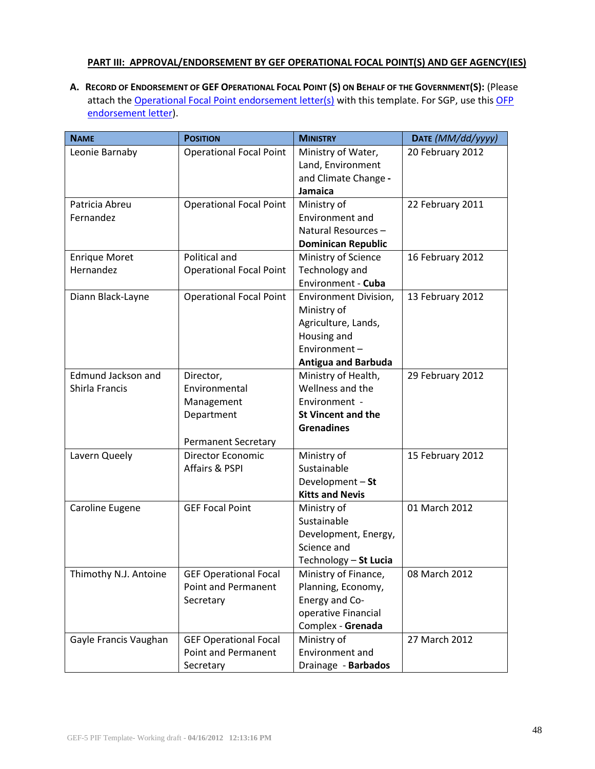## PART III: APPROVAL/ENDORSEMENT BY GEF OPERATIONAL FOCAL POINT(S) AND GEF AGENCY(IES)

**A. RECORD OF ENDORSEMENT OF GEF OPERATIONAL FOCAL POINT (S) ON BEHALF OF THE GOVERNMENT(S):** (Please attach the Operational Focal Point endorsement letter(s) with this template. For SGP, use this OFP endorsement letter).

| NAME | POSITION | MINISTRY | DATE *(MM/dd/yyyy)* |
|---|---|---|---|
| Leonie Barnaby | Operational Focal Point | Ministry of Water, Land, Environment and Climate Change - **Jamaica** | 20 February 2012 |
| Patricia Abreu Fernandez | Operational Focal Point | Ministry of Environment and Natural Resources – **Dominican Republic** | 22 February 2011 |
| Enrique Moret Hernandez | Political and Operational Focal Point | Ministry of Science Technology and Environment - **Cuba** | 16 February 2012 |
| Diann Black-Layne | Operational Focal Point | Environment Division, Ministry of Agriculture, Lands, Housing and Environment – **Antigua and Barbuda** | 13 February 2012 |
| Edmund Jackson and Shirla Francis | Director, Environmental Management Department<br><br>Permanent Secretary | Ministry of Health, Wellness and the Environment - **St Vincent and the Grenadines** | 29 February 2012 |
| Lavern Queely | Director Economic Affairs & PSPI | Ministry of Sustainable Development – **St Kitts and Nevis** | 15 February 2012 |
| Caroline Eugene | GEF Focal Point | Ministry of Sustainable Development, Energy, Science and Technology – **St Lucia** | 01 March 2012 |
| Thimothy N.J. Antoine | GEF Operational Focal Point and Permanent Secretary | Ministry of Finance, Planning, Economy, Energy and Co-operative Financial Complex - **Grenada** | 08 March 2012 |
| Gayle Francis Vaughan | GEF Operational Focal Point and Permanent Secretary | Ministry of Environment and Drainage - **Barbados** | 27 March 2012 |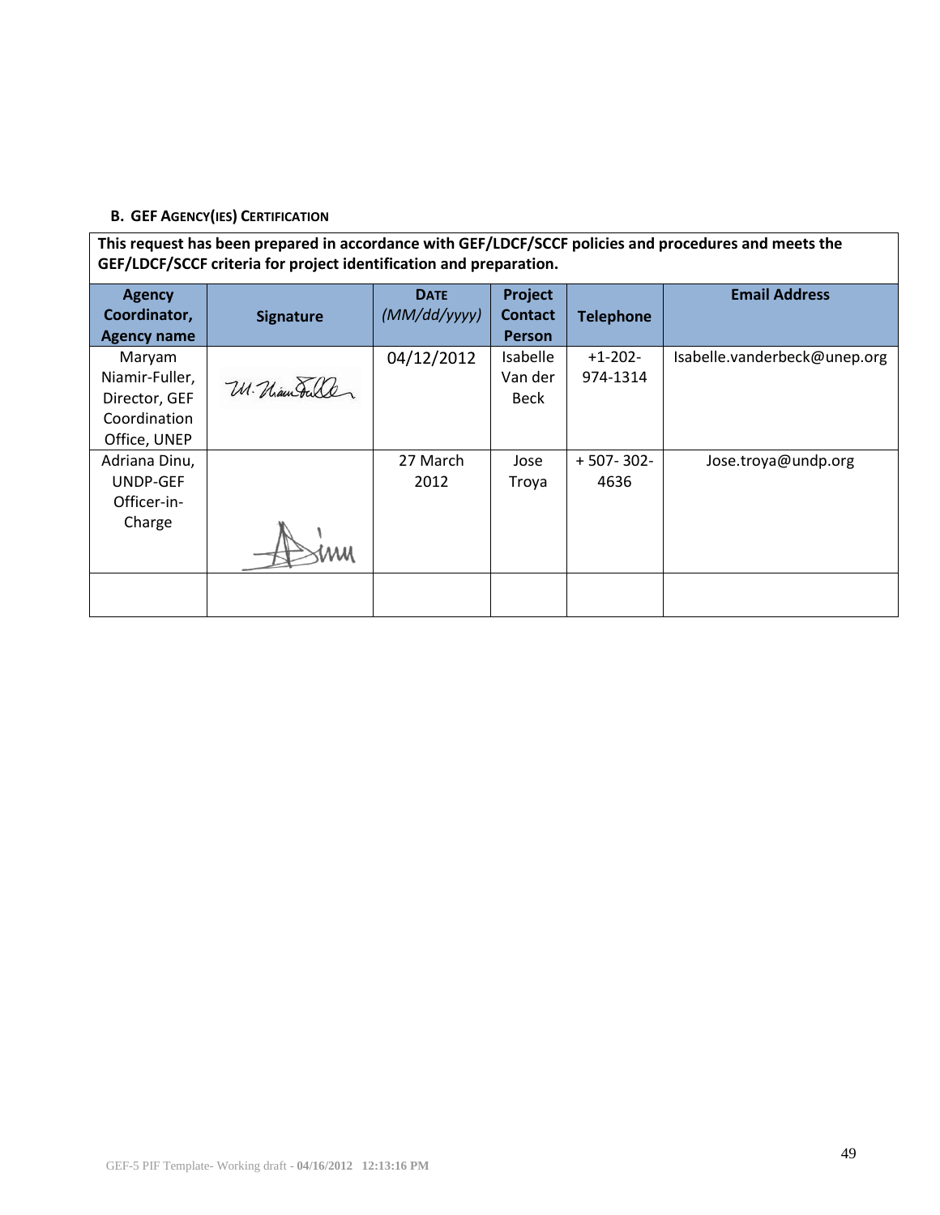#### B. GEF Agency(ies) Certification

| This request has been prepared in accordance with GEF/LDCF/SCCF policies and procedures and meets the GEF/LDCF/SCCF criteria for project identification and preparation. | | | | | |
|---|---|---|---|---|---|
| **Agency Coordinator, Agency name** | **Signature** | **Date** *(MM/dd/yyyy)* | **Project Contact Person** | **Telephone** | **Email Address** |
| Maryam Niamir-Fuller, Director, GEF Coordination Office, UNEP | M. Niamir-Fuller | 04/12/2012 | Isabelle Van der Beck | +1-202-974-1314 | Isabelle.vanderbeck@unep.org |
| Adriana Dinu, UNDP-GEF Officer-in-Charge | A Dinu | 27 March 2012 | Jose Troya | + 507- 302-4636 | Jose.troya@undp.org |
| | | | | | |

GEF-5 PIF Template- Working draft - **04/16/2012 12:13:16 PM**